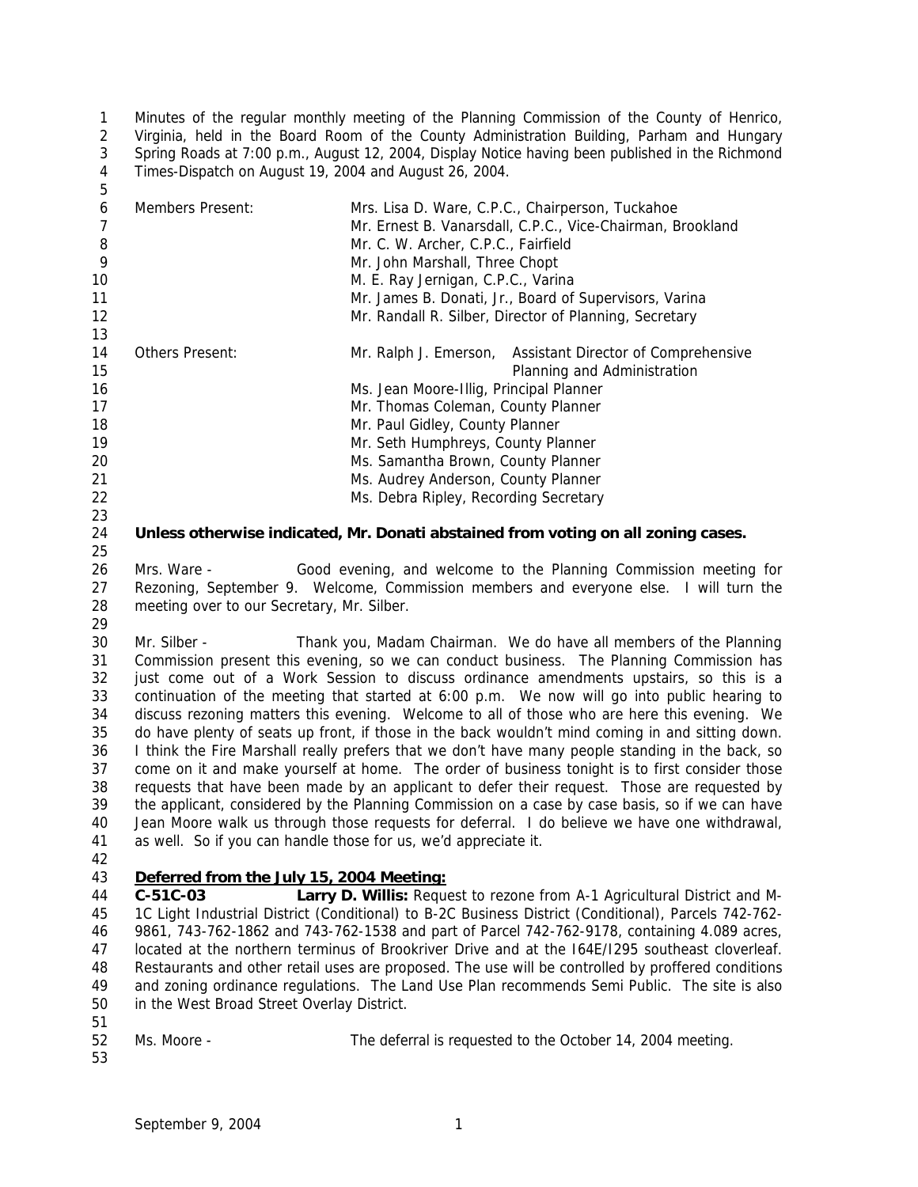Minutes of the regular monthly meeting of the Planning Commission of the County of Henrico, Virginia, held in the Board Room of the County Administration Building, Parham and Hungary Spring Roads at 7:00 p.m., August 12, 2004, Display Notice having been published in the Richmond Times-Dispatch on August 19, 2004 and August 26, 2004.

| | |
|---|---|
| Members Present: | Mrs. Lisa D. Ware, C.P.C., Chairperson, Tuckahoe |
| | Mr. Ernest B. Vanarsdall, C.P.C., Vice-Chairman, Brookland |
| | Mr. C. W. Archer, C.P.C., Fairfield |
| | Mr. John Marshall, Three Chopt |
| | M. E. Ray Jernigan, C.P.C., Varina |
| | Mr. James B. Donati, Jr., Board of Supervisors, Varina |
| | Mr. Randall R. Silber, Director of Planning, Secretary |
| Others Present: | Mr. Ralph J. Emerson, Assistant Director of Comprehensive Planning and Administration |
| | Ms. Jean Moore-Illig, Principal Planner |
| | Mr. Thomas Coleman, County Planner |
| | Mr. Paul Gidley, County Planner |
| | Mr. Seth Humphreys, County Planner |
| | Ms. Samantha Brown, County Planner |
| | Ms. Audrey Anderson, County Planner |
| | Ms. Debra Ripley, Recording Secretary |

**Unless otherwise indicated, Mr. Donati abstained from voting on all zoning cases.**

Mrs. Ware - Good evening, and welcome to the Planning Commission meeting for Rezoning, September 9. Welcome, Commission members and everyone else. I will turn the meeting over to our Secretary, Mr. Silber.

Mr. Silber - Thank you, Madam Chairman. We do have all members of the Planning Commission present this evening, so we can conduct business. The Planning Commission has just come out of a Work Session to discuss ordinance amendments upstairs, so this is a continuation of the meeting that started at 6:00 p.m. We now will go into public hearing to discuss rezoning matters this evening. Welcome to all of those who are here this evening. We do have plenty of seats up front, if those in the back wouldn't mind coming in and sitting down. I think the Fire Marshall really prefers that we don't have many people standing in the back, so come on it and make yourself at home. The order of business tonight is to first consider those requests that have been made by an applicant to defer their request. Those are requested by the applicant, considered by the Planning Commission on a case by case basis, so if we can have Jean Moore walk us through those requests for deferral. I do believe we have one withdrawal, as well. So if you can handle those for us, we'd appreciate it.

**<u>Deferred from the July 15, 2004 Meeting:</u>**

**C-51C-03 Larry D. Willis:** Request to rezone from A-1 Agricultural District and M-1C Light Industrial District (Conditional) to B-2C Business District (Conditional), Parcels 742-762-9861, 743-762-1862 and 743-762-1538 and part of Parcel 742-762-9178, containing 4.089 acres, located at the northern terminus of Brookriver Drive and at the I64E/I295 southeast cloverleaf. Restaurants and other retail uses are proposed. The use will be controlled by proffered conditions and zoning ordinance regulations. The Land Use Plan recommends Semi Public. The site is also in the West Broad Street Overlay District.

Ms. Moore - The deferral is requested to the October 14, 2004 meeting.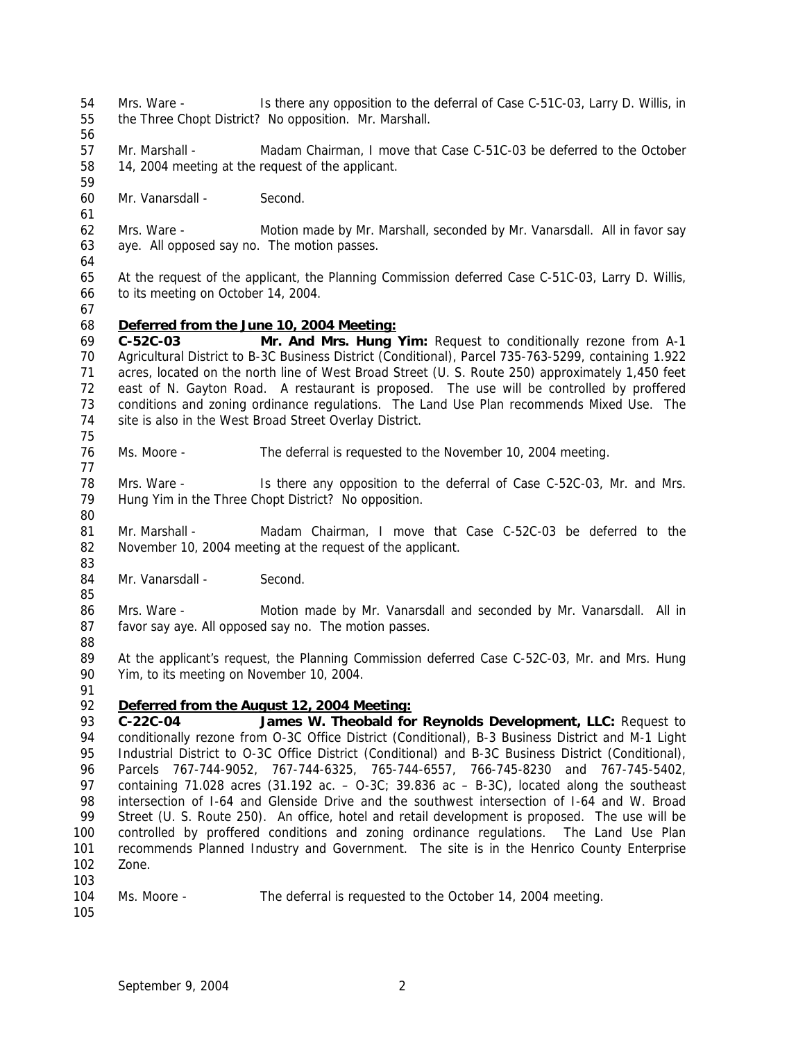Mrs. Ware - Is there any opposition to the deferral of Case C-51C-03, Larry D. Willis, in the Three Chopt District? No opposition. Mr. Marshall.

Mr. Marshall - Madam Chairman, I move that Case C-51C-03 be deferred to the October 14, 2004 meeting at the request of the applicant.

Mr. Vanarsdall - Second.

Mrs. Ware - Motion made by Mr. Marshall, seconded by Mr. Vanarsdall. All in favor say aye. All opposed say no. The motion passes.

At the request of the applicant, the Planning Commission deferred Case C-51C-03, Larry D. Willis, to its meeting on October 14, 2004.

**Deferred from the June 10, 2004 Meeting:**

**C-52C-03 Mr. And Mrs. Hung Yim:** Request to conditionally rezone from A-1 Agricultural District to B-3C Business District (Conditional), Parcel 735-763-5299, containing 1.922 acres, located on the north line of West Broad Street (U. S. Route 250) approximately 1,450 feet east of N. Gayton Road. A restaurant is proposed. The use will be controlled by proffered conditions and zoning ordinance regulations. The Land Use Plan recommends Mixed Use. The site is also in the West Broad Street Overlay District.

Ms. Moore - The deferral is requested to the November 10, 2004 meeting.

Mrs. Ware - Is there any opposition to the deferral of Case C-52C-03, Mr. and Mrs. Hung Yim in the Three Chopt District? No opposition.

Mr. Marshall - Madam Chairman, I move that Case C-52C-03 be deferred to the November 10, 2004 meeting at the request of the applicant.

Mr. Vanarsdall - Second.

Mrs. Ware - Motion made by Mr. Vanarsdall and seconded by Mr. Vanarsdall. All in favor say aye. All opposed say no. The motion passes.

At the applicant's request, the Planning Commission deferred Case C-52C-03, Mr. and Mrs. Hung Yim, to its meeting on November 10, 2004.

**Deferred from the August 12, 2004 Meeting:**

**C-22C-04 James W. Theobald for Reynolds Development, LLC:** Request to conditionally rezone from O-3C Office District (Conditional), B-3 Business District and M-1 Light Industrial District to O-3C Office District (Conditional) and B-3C Business District (Conditional), Parcels 767-744-9052, 767-744-6325, 765-744-6557, 766-745-8230 and 767-745-5402, containing 71.028 acres (31.192 ac. – O-3C; 39.836 ac – B-3C), located along the southeast intersection of I-64 and Glenside Drive and the southwest intersection of I-64 and W. Broad Street (U. S. Route 250). An office, hotel and retail development is proposed. The use will be controlled by proffered conditions and zoning ordinance regulations. The Land Use Plan recommends Planned Industry and Government. The site is in the Henrico County Enterprise Zone.

Ms. Moore - The deferral is requested to the October 14, 2004 meeting.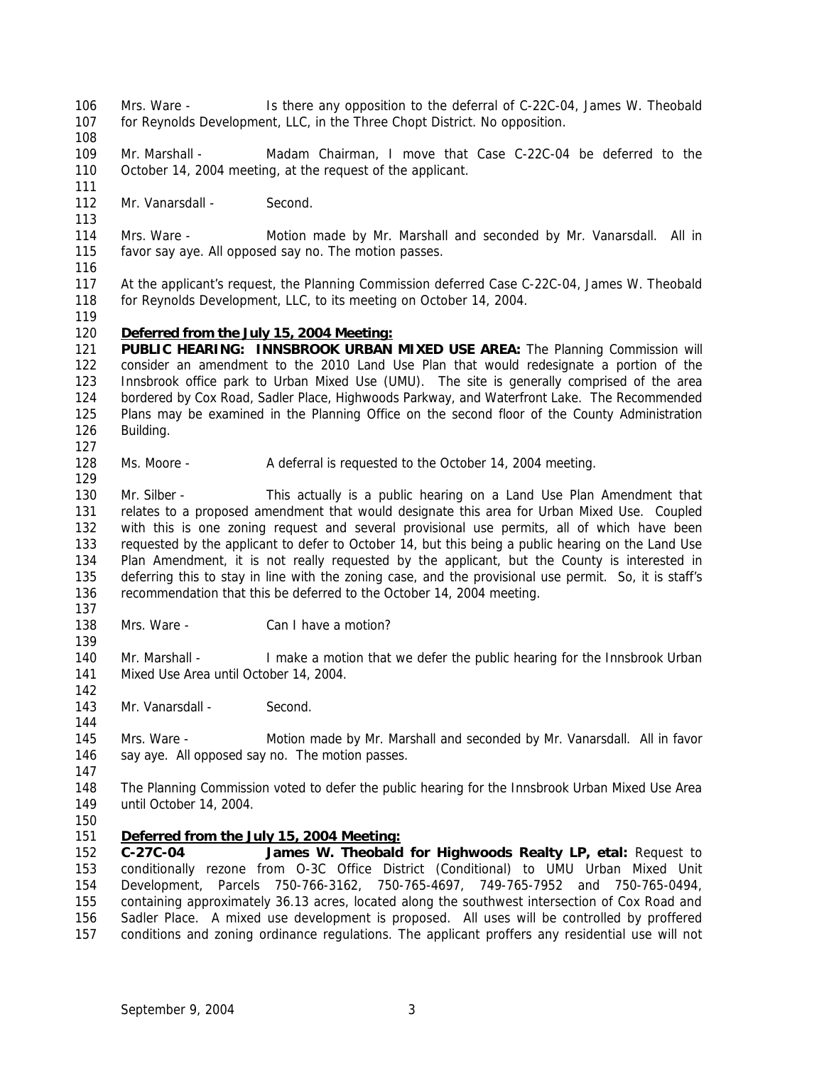Mrs. Ware - Is there any opposition to the deferral of C-22C-04, James W. Theobald for Reynolds Development, LLC, in the Three Chopt District. No opposition.

Mr. Marshall - Madam Chairman, I move that Case C-22C-04 be deferred to the October 14, 2004 meeting, at the request of the applicant.

Mr. Vanarsdall - Second.

Mrs. Ware - Motion made by Mr. Marshall and seconded by Mr. Vanarsdall. All in favor say aye. All opposed say no. The motion passes.

At the applicant's request, the Planning Commission deferred Case C-22C-04, James W. Theobald for Reynolds Development, LLC, to its meeting on October 14, 2004.

**Deferred from the July 15, 2004 Meeting:**
**PUBLIC HEARING: INNSBROOK URBAN MIXED USE AREA:** The Planning Commission will consider an amendment to the 2010 Land Use Plan that would redesignate a portion of the Innsbrook office park to Urban Mixed Use (UMU). The site is generally comprised of the area bordered by Cox Road, Sadler Place, Highwoods Parkway, and Waterfront Lake. The Recommended Plans may be examined in the Planning Office on the second floor of the County Administration Building.

Ms. Moore - A deferral is requested to the October 14, 2004 meeting.

Mr. Silber - This actually is a public hearing on a Land Use Plan Amendment that relates to a proposed amendment that would designate this area for Urban Mixed Use. Coupled with this is one zoning request and several provisional use permits, all of which have been requested by the applicant to defer to October 14, but this being a public hearing on the Land Use Plan Amendment, it is not really requested by the applicant, but the County is interested in deferring this to stay in line with the zoning case, and the provisional use permit. So, it is staff's recommendation that this be deferred to the October 14, 2004 meeting.

Mrs. Ware - Can I have a motion?

Mr. Marshall - I make a motion that we defer the public hearing for the Innsbrook Urban Mixed Use Area until October 14, 2004.

Mr. Vanarsdall - Second.

Mrs. Ware - Motion made by Mr. Marshall and seconded by Mr. Vanarsdall. All in favor say aye. All opposed say no. The motion passes.

The Planning Commission voted to defer the public hearing for the Innsbrook Urban Mixed Use Area until October 14, 2004.

**Deferred from the July 15, 2004 Meeting:**
**C-27C-04 James W. Theobald for Highwoods Realty LP, etal:** Request to conditionally rezone from O-3C Office District (Conditional) to UMU Urban Mixed Unit Development, Parcels 750-766-3162, 750-765-4697, 749-765-7952 and 750-765-0494, containing approximately 36.13 acres, located along the southwest intersection of Cox Road and Sadler Place. A mixed use development is proposed. All uses will be controlled by proffered conditions and zoning ordinance regulations. The applicant proffers any residential use will not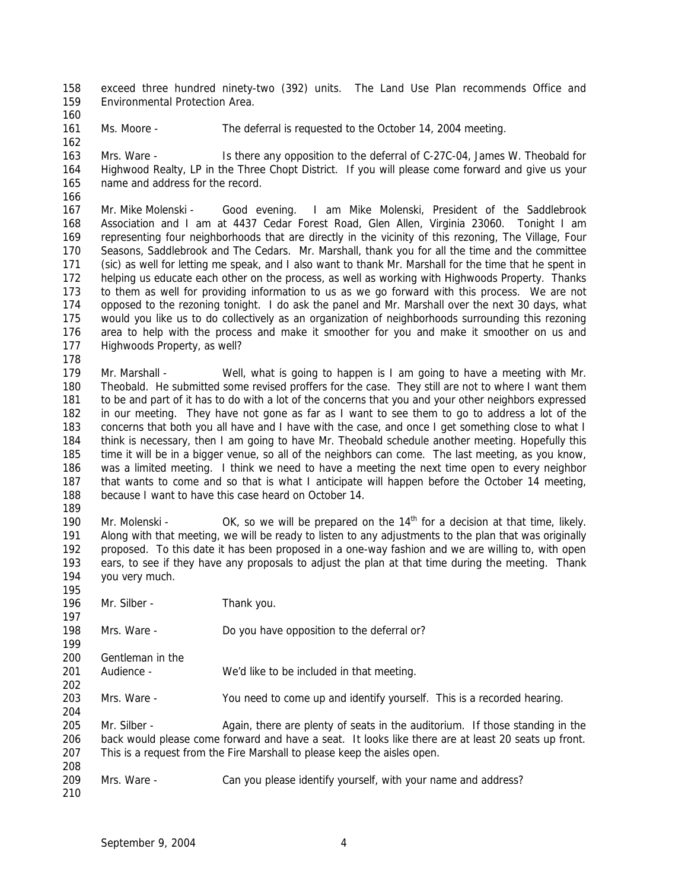exceed three hundred ninety-two (392) units. The Land Use Plan recommends Office and Environmental Protection Area.

Ms. Moore - The deferral is requested to the October 14, 2004 meeting.

Mrs. Ware - Is there any opposition to the deferral of C-27C-04, James W. Theobald for Highwood Realty, LP in the Three Chopt District. If you will please come forward and give us your name and address for the record.

Mr. Mike Molenski - Good evening. I am Mike Molenski, President of the Saddlebrook Association and I am at 4437 Cedar Forest Road, Glen Allen, Virginia 23060. Tonight I am representing four neighborhoods that are directly in the vicinity of this rezoning, The Village, Four Seasons, Saddlebrook and The Cedars. Mr. Marshall, thank you for all the time and the committee (sic) as well for letting me speak, and I also want to thank Mr. Marshall for the time that he spent in helping us educate each other on the process, as well as working with Highwoods Property. Thanks to them as well for providing information to us as we go forward with this process. We are not opposed to the rezoning tonight. I do ask the panel and Mr. Marshall over the next 30 days, what would you like us to do collectively as an organization of neighborhoods surrounding this rezoning area to help with the process and make it smoother for you and make it smoother on us and Highwoods Property, as well?

Mr. Marshall - Well, what is going to happen is I am going to have a meeting with Mr. Theobald. He submitted some revised proffers for the case. They still are not to where I want them to be and part of it has to do with a lot of the concerns that you and your other neighbors expressed in our meeting. They have not gone as far as I want to see them to go to address a lot of the concerns that both you all have and I have with the case, and once I get something close to what I think is necessary, then I am going to have Mr. Theobald schedule another meeting. Hopefully this time it will be in a bigger venue, so all of the neighbors can come. The last meeting, as you know, was a limited meeting. I think we need to have a meeting the next time open to every neighbor that wants to come and so that is what I anticipate will happen before the October 14 meeting, because I want to have this case heard on October 14.

Mr. Molenski - OK, so we will be prepared on the 14th for a decision at that time, likely. Along with that meeting, we will be ready to listen to any adjustments to the plan that was originally proposed. To this date it has been proposed in a one-way fashion and we are willing to, with open ears, to see if they have any proposals to adjust the plan at that time during the meeting. Thank you very much.

Mr. Silber - Thank you.

Mrs. Ware - Do you have opposition to the deferral or?

Gentleman in the Audience - We'd like to be included in that meeting.

Mrs. Ware - You need to come up and identify yourself. This is a recorded hearing.

Mr. Silber - Again, there are plenty of seats in the auditorium. If those standing in the back would please come forward and have a seat. It looks like there are at least 20 seats up front. This is a request from the Fire Marshall to please keep the aisles open.

Mrs. Ware - Can you please identify yourself, with your name and address?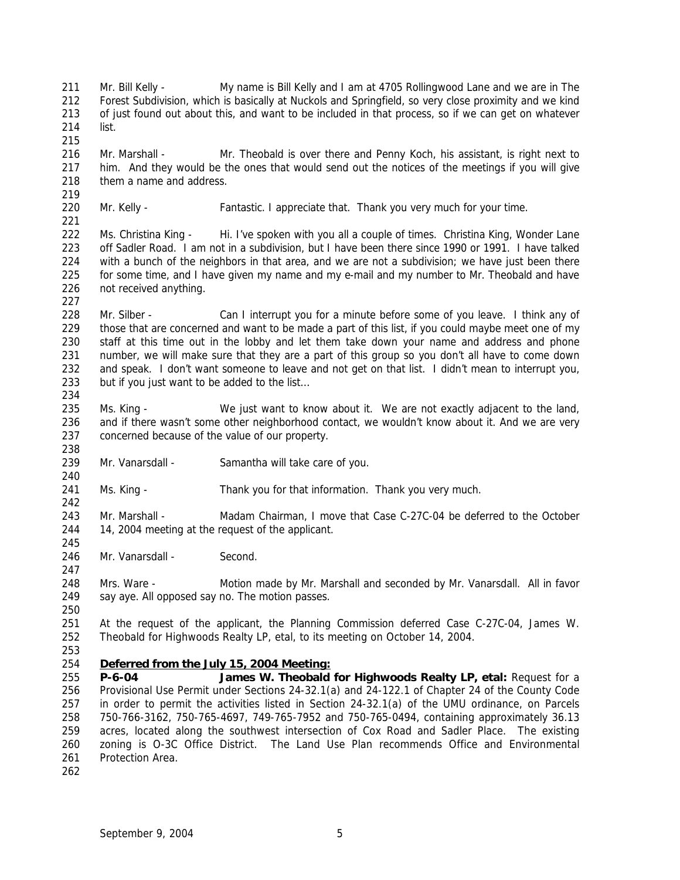Mr. Bill Kelly - My name is Bill Kelly and I am at 4705 Rollingwood Lane and we are in The Forest Subdivision, which is basically at Nuckols and Springfield, so very close proximity and we kind of just found out about this, and want to be included in that process, so if we can get on whatever list.

Mr. Marshall - Mr. Theobald is over there and Penny Koch, his assistant, is right next to him. And they would be the ones that would send out the notices of the meetings if you will give them a name and address.

Mr. Kelly - Fantastic. I appreciate that. Thank you very much for your time.

Ms. Christina King - Hi. I've spoken with you all a couple of times. Christina King, Wonder Lane off Sadler Road. I am not in a subdivision, but I have been there since 1990 or 1991. I have talked with a bunch of the neighbors in that area, and we are not a subdivision; we have just been there for some time, and I have given my name and my e-mail and my number to Mr. Theobald and have not received anything.

Mr. Silber - Can I interrupt you for a minute before some of you leave. I think any of those that are concerned and want to be made a part of this list, if you could maybe meet one of my staff at this time out in the lobby and let them take down your name and address and phone number, we will make sure that they are a part of this group so you don't all have to come down and speak. I don't want someone to leave and not get on that list. I didn't mean to interrupt you, but if you just want to be added to the list…

Ms. King - We just want to know about it. We are not exactly adjacent to the land, and if there wasn't some other neighborhood contact, we wouldn't know about it. And we are very concerned because of the value of our property.

Mr. Vanarsdall - Samantha will take care of you.

Ms. King - Thank you for that information. Thank you very much.

Mr. Marshall - Madam Chairman, I move that Case C-27C-04 be deferred to the October 14, 2004 meeting at the request of the applicant.

Mr. Vanarsdall - Second.

Mrs. Ware - Motion made by Mr. Marshall and seconded by Mr. Vanarsdall. All in favor say aye. All opposed say no. The motion passes.

At the request of the applicant, the Planning Commission deferred Case C-27C-04, James W. Theobald for Highwoods Realty LP, etal, to its meeting on October 14, 2004.

**Deferred from the July 15, 2004 Meeting:**

**P-6-04 James W. Theobald for Highwoods Realty LP, etal:** Request for a Provisional Use Permit under Sections 24-32.1(a) and 24-122.1 of Chapter 24 of the County Code in order to permit the activities listed in Section 24-32.1(a) of the UMU ordinance, on Parcels 750-766-3162, 750-765-4697, 749-765-7952 and 750-765-0494, containing approximately 36.13 acres, located along the southwest intersection of Cox Road and Sadler Place. The existing zoning is O-3C Office District. The Land Use Plan recommends Office and Environmental Protection Area.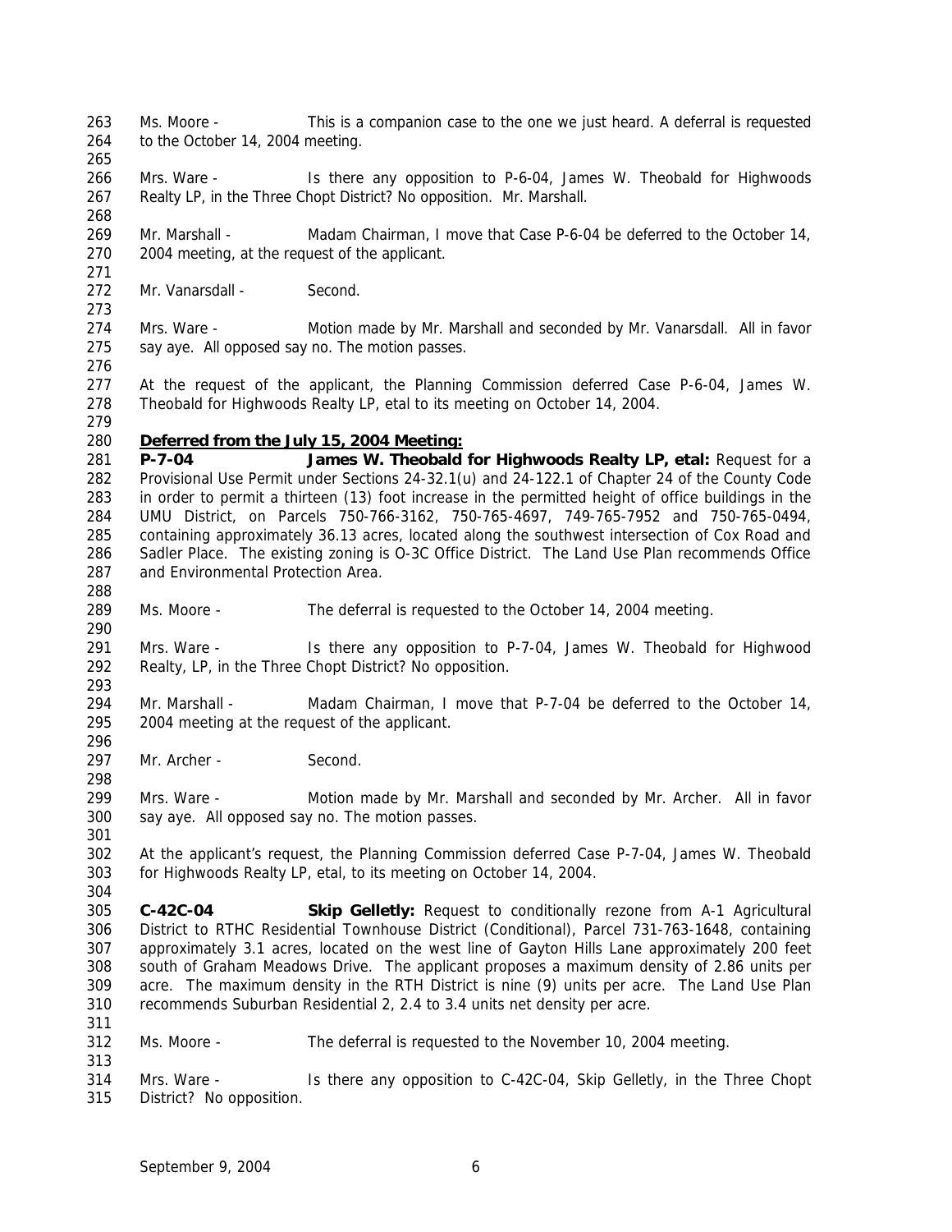Ms. Moore - This is a companion case to the one we just heard. A deferral is requested to the October 14, 2004 meeting.

Mrs. Ware - Is there any opposition to P-6-04, James W. Theobald for Highwoods Realty LP, in the Three Chopt District? No opposition. Mr. Marshall.

Mr. Marshall - Madam Chairman, I move that Case P-6-04 be deferred to the October 14, 2004 meeting, at the request of the applicant.

Mr. Vanarsdall - Second.

Mrs. Ware - Motion made by Mr. Marshall and seconded by Mr. Vanarsdall. All in favor say aye. All opposed say no. The motion passes.

At the request of the applicant, the Planning Commission deferred Case P-6-04, James W. Theobald for Highwoods Realty LP, etal to its meeting on October 14, 2004.

**Deferred from the July 15, 2004 Meeting:**

**P-7-04 James W. Theobald for Highwoods Realty LP, etal:** Request for a Provisional Use Permit under Sections 24-32.1(u) and 24-122.1 of Chapter 24 of the County Code in order to permit a thirteen (13) foot increase in the permitted height of office buildings in the UMU District, on Parcels 750-766-3162, 750-765-4697, 749-765-7952 and 750-765-0494, containing approximately 36.13 acres, located along the southwest intersection of Cox Road and Sadler Place. The existing zoning is O-3C Office District. The Land Use Plan recommends Office and Environmental Protection Area.

Ms. Moore - The deferral is requested to the October 14, 2004 meeting.

Mrs. Ware - Is there any opposition to P-7-04, James W. Theobald for Highwood Realty, LP, in the Three Chopt District? No opposition.

Mr. Marshall - Madam Chairman, I move that P-7-04 be deferred to the October 14, 2004 meeting at the request of the applicant.

Mr. Archer - Second.

Mrs. Ware - Motion made by Mr. Marshall and seconded by Mr. Archer. All in favor say aye. All opposed say no. The motion passes.

At the applicant's request, the Planning Commission deferred Case P-7-04, James W. Theobald for Highwoods Realty LP, etal, to its meeting on October 14, 2004.

**C-42C-04 Skip Gelletly:** Request to conditionally rezone from A-1 Agricultural District to RTHC Residential Townhouse District (Conditional), Parcel 731-763-1648, containing approximately 3.1 acres, located on the west line of Gayton Hills Lane approximately 200 feet south of Graham Meadows Drive. The applicant proposes a maximum density of 2.86 units per acre. The maximum density in the RTH District is nine (9) units per acre. The Land Use Plan recommends Suburban Residential 2, 2.4 to 3.4 units net density per acre.

Ms. Moore - The deferral is requested to the November 10, 2004 meeting.

Mrs. Ware - Is there any opposition to C-42C-04, Skip Gelletly, in the Three Chopt District? No opposition.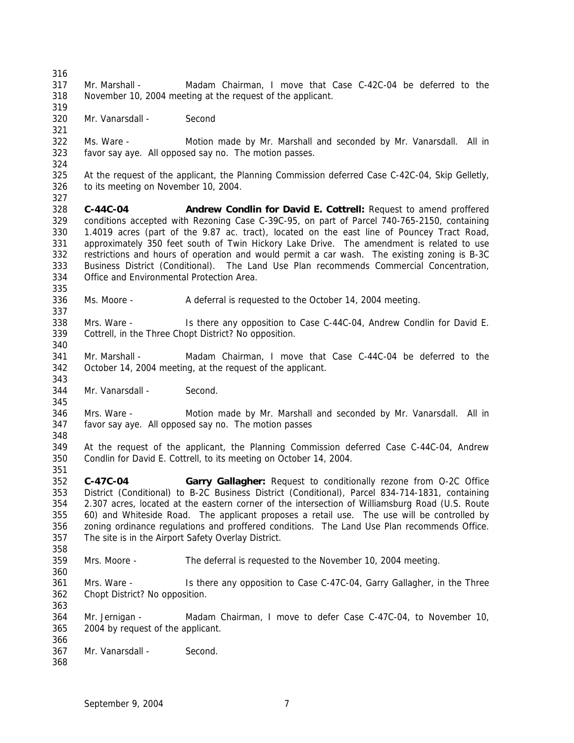Mr. Marshall - Madam Chairman, I move that Case C-42C-04 be deferred to the November 10, 2004 meeting at the request of the applicant.

Mr. Vanarsdall - Second

Ms. Ware - Motion made by Mr. Marshall and seconded by Mr. Vanarsdall. All in favor say aye. All opposed say no. The motion passes.

At the request of the applicant, the Planning Commission deferred Case C-42C-04, Skip Gelletly, to its meeting on November 10, 2004.

**C-44C-04 Andrew Condlin for David E. Cottrell:** Request to amend proffered conditions accepted with Rezoning Case C-39C-95, on part of Parcel 740-765-2150, containing 1.4019 acres (part of the 9.87 ac. tract), located on the east line of Pouncey Tract Road, approximately 350 feet south of Twin Hickory Lake Drive. The amendment is related to use restrictions and hours of operation and would permit a car wash. The existing zoning is B-3C Business District (Conditional). The Land Use Plan recommends Commercial Concentration, Office and Environmental Protection Area.

Ms. Moore - A deferral is requested to the October 14, 2004 meeting.

Mrs. Ware - Is there any opposition to Case C-44C-04, Andrew Condlin for David E. Cottrell, in the Three Chopt District? No opposition.

Mr. Marshall - Madam Chairman, I move that Case C-44C-04 be deferred to the October 14, 2004 meeting, at the request of the applicant.

Mr. Vanarsdall - Second.

Mrs. Ware - Motion made by Mr. Marshall and seconded by Mr. Vanarsdall. All in favor say aye. All opposed say no. The motion passes

At the request of the applicant, the Planning Commission deferred Case C-44C-04, Andrew Condlin for David E. Cottrell, to its meeting on October 14, 2004.

**C-47C-04 Garry Gallagher:** Request to conditionally rezone from O-2C Office District (Conditional) to B-2C Business District (Conditional), Parcel 834-714-1831, containing 2.307 acres, located at the eastern corner of the intersection of Williamsburg Road (U.S. Route 60) and Whiteside Road. The applicant proposes a retail use. The use will be controlled by zoning ordinance regulations and proffered conditions. The Land Use Plan recommends Office. The site is in the Airport Safety Overlay District.

Mrs. Moore - The deferral is requested to the November 10, 2004 meeting.

Mrs. Ware - Is there any opposition to Case C-47C-04, Garry Gallagher, in the Three Chopt District? No opposition.

Mr. Jernigan - Madam Chairman, I move to defer Case C-47C-04, to November 10, 2004 by request of the applicant.

Mr. Vanarsdall - Second.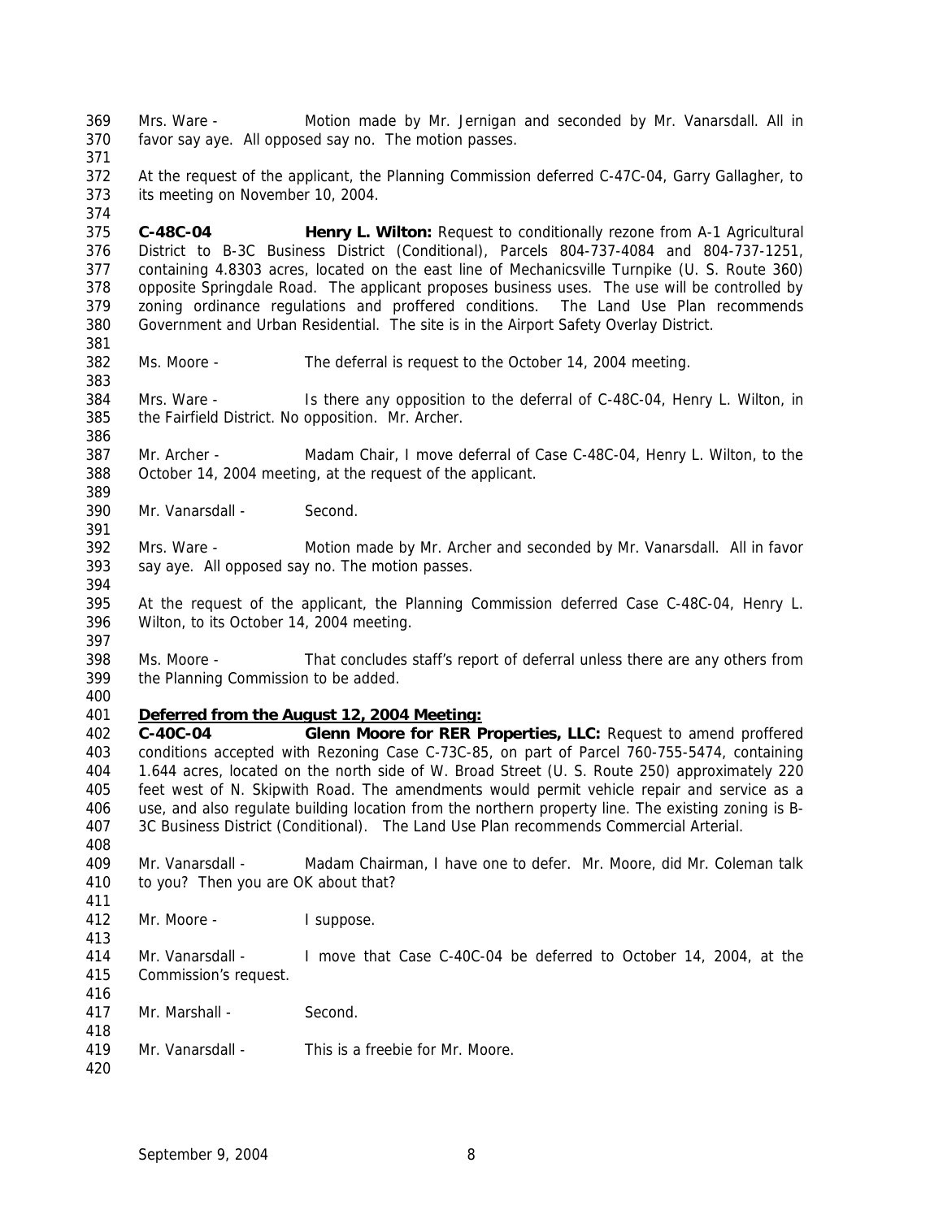Mrs. Ware - Motion made by Mr. Jernigan and seconded by Mr. Vanarsdall. All in favor say aye. All opposed say no. The motion passes.

At the request of the applicant, the Planning Commission deferred C-47C-04, Garry Gallagher, to its meeting on November 10, 2004.

**C-48C-04 Henry L. Wilton:** Request to conditionally rezone from A-1 Agricultural District to B-3C Business District (Conditional), Parcels 804-737-4084 and 804-737-1251, containing 4.8303 acres, located on the east line of Mechanicsville Turnpike (U. S. Route 360) opposite Springdale Road. The applicant proposes business uses. The use will be controlled by zoning ordinance regulations and proffered conditions. The Land Use Plan recommends Government and Urban Residential. The site is in the Airport Safety Overlay District.

Ms. Moore - The deferral is request to the October 14, 2004 meeting.

Mrs. Ware - Is there any opposition to the deferral of C-48C-04, Henry L. Wilton, in the Fairfield District. No opposition. Mr. Archer.

Mr. Archer - Madam Chair, I move deferral of Case C-48C-04, Henry L. Wilton, to the October 14, 2004 meeting, at the request of the applicant.

Mr. Vanarsdall - Second.

Mrs. Ware - Motion made by Mr. Archer and seconded by Mr. Vanarsdall. All in favor say aye. All opposed say no. The motion passes.

At the request of the applicant, the Planning Commission deferred Case C-48C-04, Henry L. Wilton, to its October 14, 2004 meeting.

Ms. Moore - That concludes staff's report of deferral unless there are any others from the Planning Commission to be added.

**Deferred from the August 12, 2004 Meeting:**

**C-40C-04 Glenn Moore for RER Properties, LLC:** Request to amend proffered conditions accepted with Rezoning Case C-73C-85, on part of Parcel 760-755-5474, containing 1.644 acres, located on the north side of W. Broad Street (U. S. Route 250) approximately 220 feet west of N. Skipwith Road. The amendments would permit vehicle repair and service as a use, and also regulate building location from the northern property line. The existing zoning is B-3C Business District (Conditional). The Land Use Plan recommends Commercial Arterial.

Mr. Vanarsdall - Madam Chairman, I have one to defer. Mr. Moore, did Mr. Coleman talk to you? Then you are OK about that?

Mr. Moore - I suppose.

Mr. Vanarsdall - I move that Case C-40C-04 be deferred to October 14, 2004, at the Commission's request.

Mr. Marshall - Second.

Mr. Vanarsdall - This is a freebie for Mr. Moore.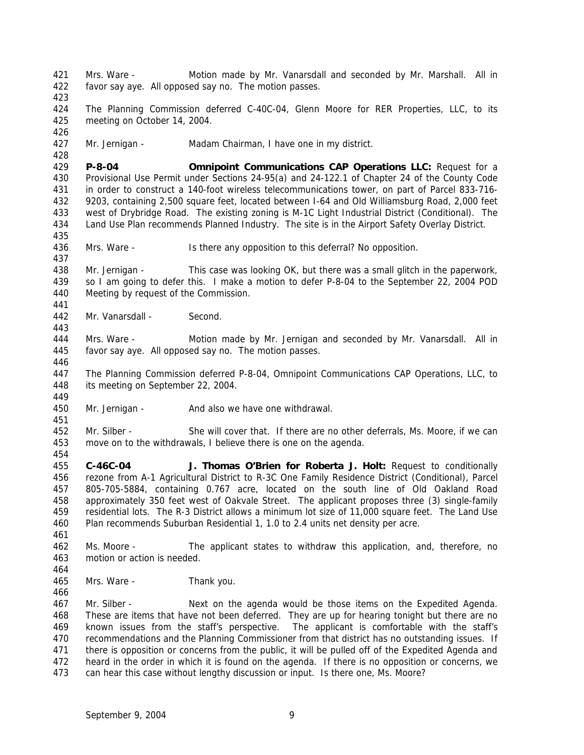Mrs. Ware - Motion made by Mr. Vanarsdall and seconded by Mr. Marshall. All in favor say aye. All opposed say no. The motion passes.

The Planning Commission deferred C-40C-04, Glenn Moore for RER Properties, LLC, to its meeting on October 14, 2004.

Mr. Jernigan - Madam Chairman, I have one in my district.

**P-8-04 Omnipoint Communications CAP Operations LLC:** Request for a Provisional Use Permit under Sections 24-95(a) and 24-122.1 of Chapter 24 of the County Code in order to construct a 140-foot wireless telecommunications tower, on part of Parcel 833-716-9203, containing 2,500 square feet, located between I-64 and Old Williamsburg Road, 2,000 feet west of Drybridge Road. The existing zoning is M-1C Light Industrial District (Conditional). The Land Use Plan recommends Planned Industry. The site is in the Airport Safety Overlay District.

Mrs. Ware - Is there any opposition to this deferral? No opposition.

Mr. Jernigan - This case was looking OK, but there was a small glitch in the paperwork, so I am going to defer this. I make a motion to defer P-8-04 to the September 22, 2004 POD Meeting by request of the Commission.

Mr. Vanarsdall - Second.

Mrs. Ware - Motion made by Mr. Jernigan and seconded by Mr. Vanarsdall. All in favor say aye. All opposed say no. The motion passes.

The Planning Commission deferred P-8-04, Omnipoint Communications CAP Operations, LLC, to its meeting on September 22, 2004.

Mr. Jernigan - And also we have one withdrawal.

Mr. Silber - She will cover that. If there are no other deferrals, Ms. Moore, if we can move on to the withdrawals, I believe there is one on the agenda.

**C-46C-04 J. Thomas O'Brien for Roberta J. Holt:** Request to conditionally rezone from A-1 Agricultural District to R-3C One Family Residence District (Conditional), Parcel 805-705-5884, containing 0.767 acre, located on the south line of Old Oakland Road approximately 350 feet west of Oakvale Street. The applicant proposes three (3) single-family residential lots. The R-3 District allows a minimum lot size of 11,000 square feet. The Land Use Plan recommends Suburban Residential 1, 1.0 to 2.4 units net density per acre.

Ms. Moore - The applicant states to withdraw this application, and, therefore, no motion or action is needed.

Mrs. Ware - Thank you.

Mr. Silber - Next on the agenda would be those items on the Expedited Agenda. These are items that have not been deferred. They are up for hearing tonight but there are no known issues from the staff's perspective. The applicant is comfortable with the staff's recommendations and the Planning Commissioner from that district has no outstanding issues. If there is opposition or concerns from the public, it will be pulled off of the Expedited Agenda and heard in the order in which it is found on the agenda. If there is no opposition or concerns, we can hear this case without lengthy discussion or input. Is there one, Ms. Moore?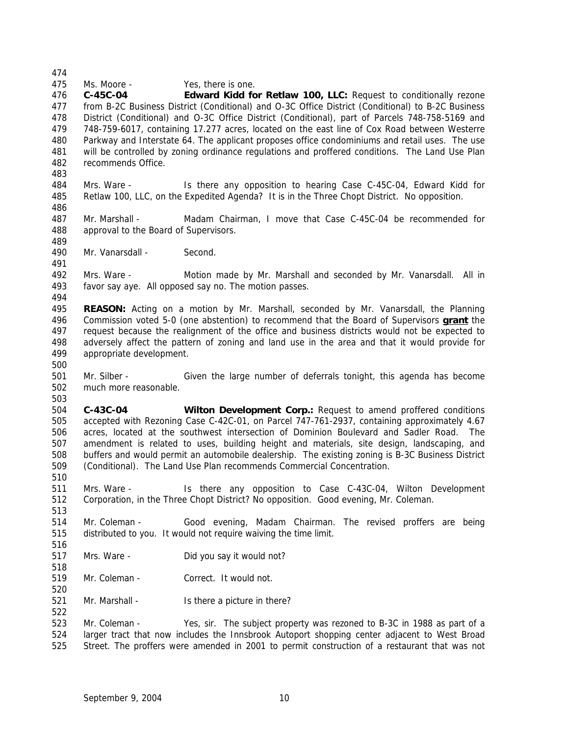Ms. Moore - Yes, there is one.

**C-45C-04 Edward Kidd for Retlaw 100, LLC:** Request to conditionally rezone from B-2C Business District (Conditional) and O-3C Office District (Conditional) to B-2C Business District (Conditional) and O-3C Office District (Conditional), part of Parcels 748-758-5169 and 748-759-6017, containing 17.277 acres, located on the east line of Cox Road between Westerre Parkway and Interstate 64. The applicant proposes office condominiums and retail uses. The use will be controlled by zoning ordinance regulations and proffered conditions. The Land Use Plan recommends Office.

Mrs. Ware - Is there any opposition to hearing Case C-45C-04, Edward Kidd for Retlaw 100, LLC, on the Expedited Agenda? It is in the Three Chopt District. No opposition.

Mr. Marshall - Madam Chairman, I move that Case C-45C-04 be recommended for approval to the Board of Supervisors.

Mr. Vanarsdall - Second.

Mrs. Ware - Motion made by Mr. Marshall and seconded by Mr. Vanarsdall. All in favor say aye. All opposed say no. The motion passes.

**REASON:** Acting on a motion by Mr. Marshall, seconded by Mr. Vanarsdall, the Planning Commission voted 5-0 (one abstention) to recommend that the Board of Supervisors **grant** the request because the realignment of the office and business districts would not be expected to adversely affect the pattern of zoning and land use in the area and that it would provide for appropriate development.

Mr. Silber - Given the large number of deferrals tonight, this agenda has become much more reasonable.

**C-43C-04 Wilton Development Corp.:** Request to amend proffered conditions accepted with Rezoning Case C-42C-01, on Parcel 747-761-2937, containing approximately 4.67 acres, located at the southwest intersection of Dominion Boulevard and Sadler Road. The amendment is related to uses, building height and materials, site design, landscaping, and buffers and would permit an automobile dealership. The existing zoning is B-3C Business District (Conditional). The Land Use Plan recommends Commercial Concentration.

Mrs. Ware - Is there any opposition to Case C-43C-04, Wilton Development Corporation, in the Three Chopt District? No opposition. Good evening, Mr. Coleman.

Mr. Coleman - Good evening, Madam Chairman. The revised proffers are being distributed to you. It would not require waiving the time limit.

Mrs. Ware - Did you say it would not?

Mr. Coleman - Correct. It would not.

Mr. Marshall - Is there a picture in there?

Mr. Coleman - Yes, sir. The subject property was rezoned to B-3C in 1988 as part of a larger tract that now includes the Innsbrook Autoport shopping center adjacent to West Broad Street. The proffers were amended in 2001 to permit construction of a restaurant that was not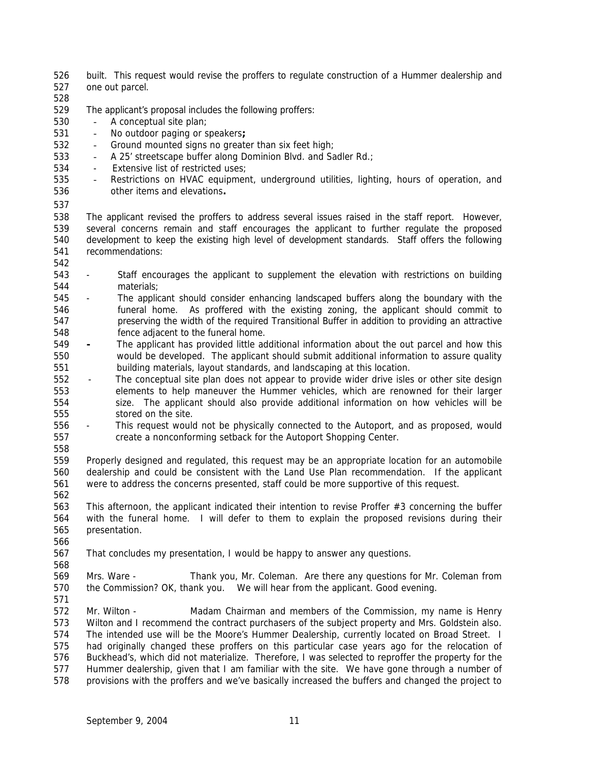built. This request would revise the proffers to regulate construction of a Hummer dealership and one out parcel.

The applicant's proposal includes the following proffers:

- A conceptual site plan;
- No outdoor paging or speakers**;**
- Ground mounted signs no greater than six feet high;
- A 25' streetscape buffer along Dominion Blvd. and Sadler Rd.;
- Extensive list of restricted uses;
- Restrictions on HVAC equipment, underground utilities, lighting, hours of operation, and other items and elevations**.**

The applicant revised the proffers to address several issues raised in the staff report. However, several concerns remain and staff encourages the applicant to further regulate the proposed development to keep the existing high level of development standards. Staff offers the following recommendations:

- Staff encourages the applicant to supplement the elevation with restrictions on building materials;
- The applicant should consider enhancing landscaped buffers along the boundary with the funeral home. As proffered with the existing zoning, the applicant should commit to preserving the width of the required Transitional Buffer in addition to providing an attractive fence adjacent to the funeral home.
- The applicant has provided little additional information about the out parcel and how this would be developed. The applicant should submit additional information to assure quality building materials, layout standards, and landscaping at this location.
- The conceptual site plan does not appear to provide wider drive isles or other site design elements to help maneuver the Hummer vehicles, which are renowned for their larger size. The applicant should also provide additional information on how vehicles will be stored on the site.
- This request would not be physically connected to the Autoport, and as proposed, would create a nonconforming setback for the Autoport Shopping Center.

Properly designed and regulated, this request may be an appropriate location for an automobile dealership and could be consistent with the Land Use Plan recommendation. If the applicant were to address the concerns presented, staff could be more supportive of this request.

This afternoon, the applicant indicated their intention to revise Proffer #3 concerning the buffer with the funeral home. I will defer to them to explain the proposed revisions during their presentation.

That concludes my presentation, I would be happy to answer any questions.

Mrs. Ware - Thank you, Mr. Coleman. Are there any questions for Mr. Coleman from the Commission? OK, thank you. We will hear from the applicant. Good evening.

Mr. Wilton - Madam Chairman and members of the Commission, my name is Henry Wilton and I recommend the contract purchasers of the subject property and Mrs. Goldstein also. The intended use will be the Moore's Hummer Dealership, currently located on Broad Street. I had originally changed these proffers on this particular case years ago for the relocation of Buckhead's, which did not materialize. Therefore, I was selected to reproffer the property for the Hummer dealership, given that I am familiar with the site. We have gone through a number of provisions with the proffers and we've basically increased the buffers and changed the project to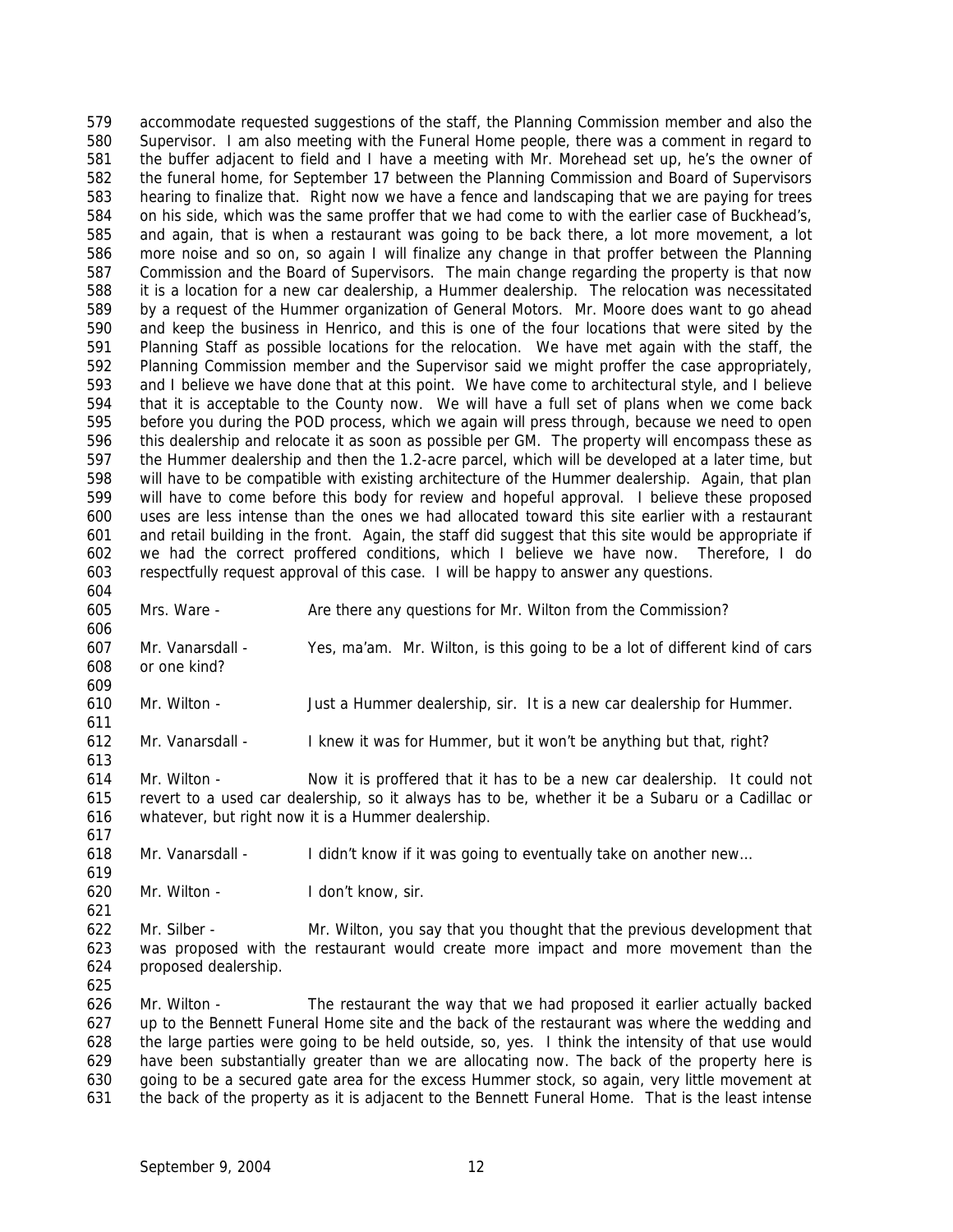accommodate requested suggestions of the staff, the Planning Commission member and also the Supervisor. I am also meeting with the Funeral Home people, there was a comment in regard to the buffer adjacent to field and I have a meeting with Mr. Morehead set up, he's the owner of the funeral home, for September 17 between the Planning Commission and Board of Supervisors hearing to finalize that. Right now we have a fence and landscaping that we are paying for trees on his side, which was the same proffer that we had come to with the earlier case of Buckhead's, and again, that is when a restaurant was going to be back there, a lot more movement, a lot more noise and so on, so again I will finalize any change in that proffer between the Planning Commission and the Board of Supervisors. The main change regarding the property is that now it is a location for a new car dealership, a Hummer dealership. The relocation was necessitated by a request of the Hummer organization of General Motors. Mr. Moore does want to go ahead and keep the business in Henrico, and this is one of the four locations that were sited by the Planning Staff as possible locations for the relocation. We have met again with the staff, the Planning Commission member and the Supervisor said we might proffer the case appropriately, and I believe we have done that at this point. We have come to architectural style, and I believe that it is acceptable to the County now. We will have a full set of plans when we come back before you during the POD process, which we again will press through, because we need to open this dealership and relocate it as soon as possible per GM. The property will encompass these as the Hummer dealership and then the 1.2-acre parcel, which will be developed at a later time, but will have to be compatible with existing architecture of the Hummer dealership. Again, that plan will have to come before this body for review and hopeful approval. I believe these proposed uses are less intense than the ones we had allocated toward this site earlier with a restaurant and retail building in the front. Again, the staff did suggest that this site would be appropriate if we had the correct proffered conditions, which I believe we have now. Therefore, I do respectfully request approval of this case. I will be happy to answer any questions.

Mrs. Ware - Are there any questions for Mr. Wilton from the Commission?

Mr. Vanarsdall - Yes, ma'am. Mr. Wilton, is this going to be a lot of different kind of cars or one kind?

Mr. Wilton - Just a Hummer dealership, sir. It is a new car dealership for Hummer.

Mr. Vanarsdall - I knew it was for Hummer, but it won't be anything but that, right?

Mr. Wilton - Now it is proffered that it has to be a new car dealership. It could not revert to a used car dealership, so it always has to be, whether it be a Subaru or a Cadillac or whatever, but right now it is a Hummer dealership.

Mr. Vanarsdall - I didn't know if it was going to eventually take on another new…

Mr. Wilton - I don't know, sir.

Mr. Silber - Mr. Wilton, you say that you thought that the previous development that was proposed with the restaurant would create more impact and more movement than the proposed dealership.

Mr. Wilton - The restaurant the way that we had proposed it earlier actually backed up to the Bennett Funeral Home site and the back of the restaurant was where the wedding and the large parties were going to be held outside, so, yes. I think the intensity of that use would have been substantially greater than we are allocating now. The back of the property here is going to be a secured gate area for the excess Hummer stock, so again, very little movement at the back of the property as it is adjacent to the Bennett Funeral Home. That is the least intense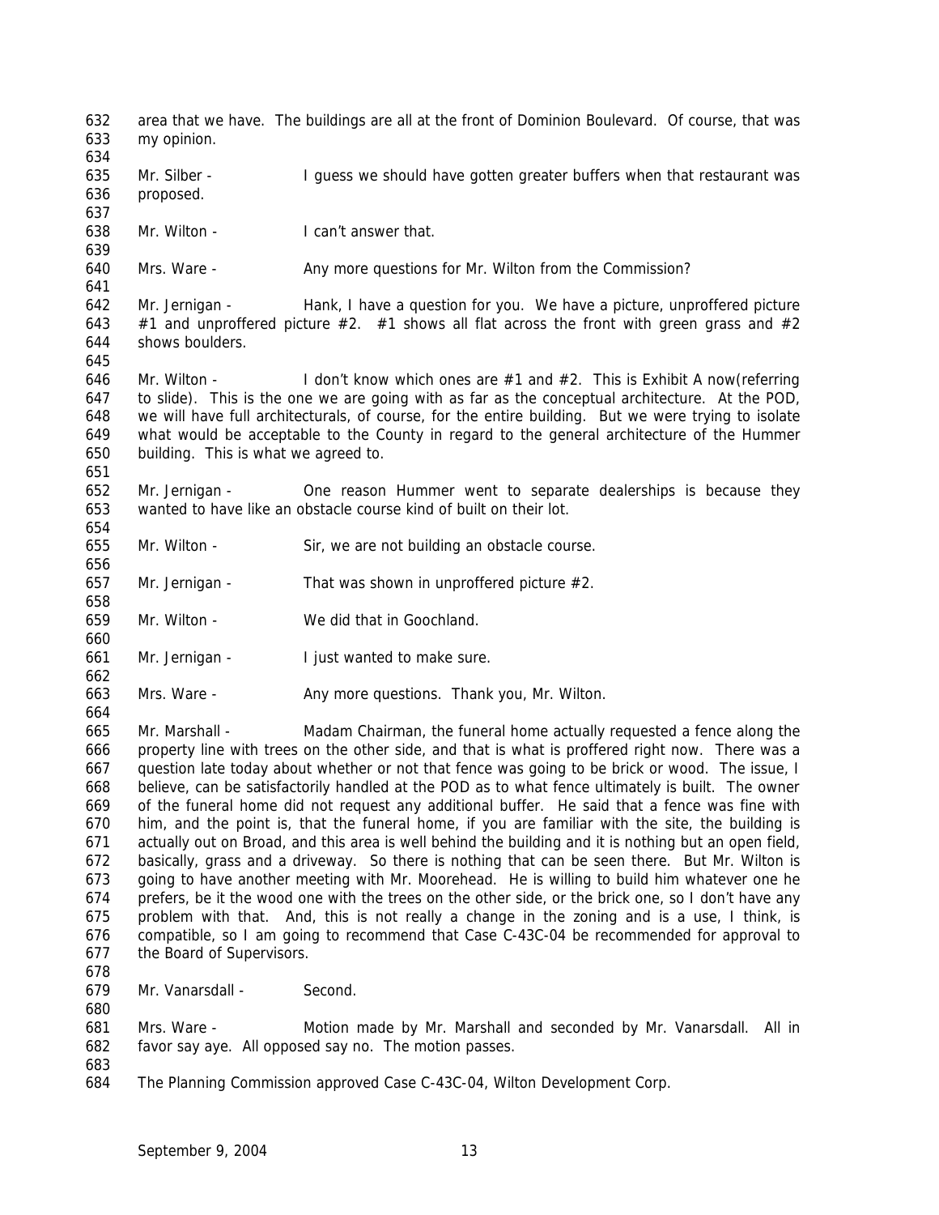area that we have. The buildings are all at the front of Dominion Boulevard. Of course, that was my opinion.

Mr. Silber - I guess we should have gotten greater buffers when that restaurant was proposed.

Mr. Wilton - I can't answer that.

Mrs. Ware - Any more questions for Mr. Wilton from the Commission?

Mr. Jernigan - Hank, I have a question for you. We have a picture, unproffered picture #1 and unproffered picture #2. #1 shows all flat across the front with green grass and #2 shows boulders.

Mr. Wilton - I don't know which ones are #1 and #2. This is Exhibit A now(referring to slide). This is the one we are going with as far as the conceptual architecture. At the POD, we will have full architecturals, of course, for the entire building. But we were trying to isolate what would be acceptable to the County in regard to the general architecture of the Hummer building. This is what we agreed to.

Mr. Jernigan - One reason Hummer went to separate dealerships is because they wanted to have like an obstacle course kind of built on their lot.

Mr. Wilton - Sir, we are not building an obstacle course.

Mr. Jernigan - That was shown in unproffered picture #2.

Mr. Wilton - We did that in Goochland.

Mr. Jernigan - I just wanted to make sure.

Mrs. Ware - Any more questions. Thank you, Mr. Wilton.

Mr. Marshall - Madam Chairman, the funeral home actually requested a fence along the property line with trees on the other side, and that is what is proffered right now. There was a question late today about whether or not that fence was going to be brick or wood. The issue, I believe, can be satisfactorily handled at the POD as to what fence ultimately is built. The owner of the funeral home did not request any additional buffer. He said that a fence was fine with him, and the point is, that the funeral home, if you are familiar with the site, the building is actually out on Broad, and this area is well behind the building and it is nothing but an open field, basically, grass and a driveway. So there is nothing that can be seen there. But Mr. Wilton is going to have another meeting with Mr. Moorehead. He is willing to build him whatever one he prefers, be it the wood one with the trees on the other side, or the brick one, so I don't have any problem with that. And, this is not really a change in the zoning and is a use, I think, is compatible, so I am going to recommend that Case C-43C-04 be recommended for approval to the Board of Supervisors.

Mr. Vanarsdall - Second.

Mrs. Ware - Motion made by Mr. Marshall and seconded by Mr. Vanarsdall. All in favor say aye. All opposed say no. The motion passes.

The Planning Commission approved Case C-43C-04, Wilton Development Corp.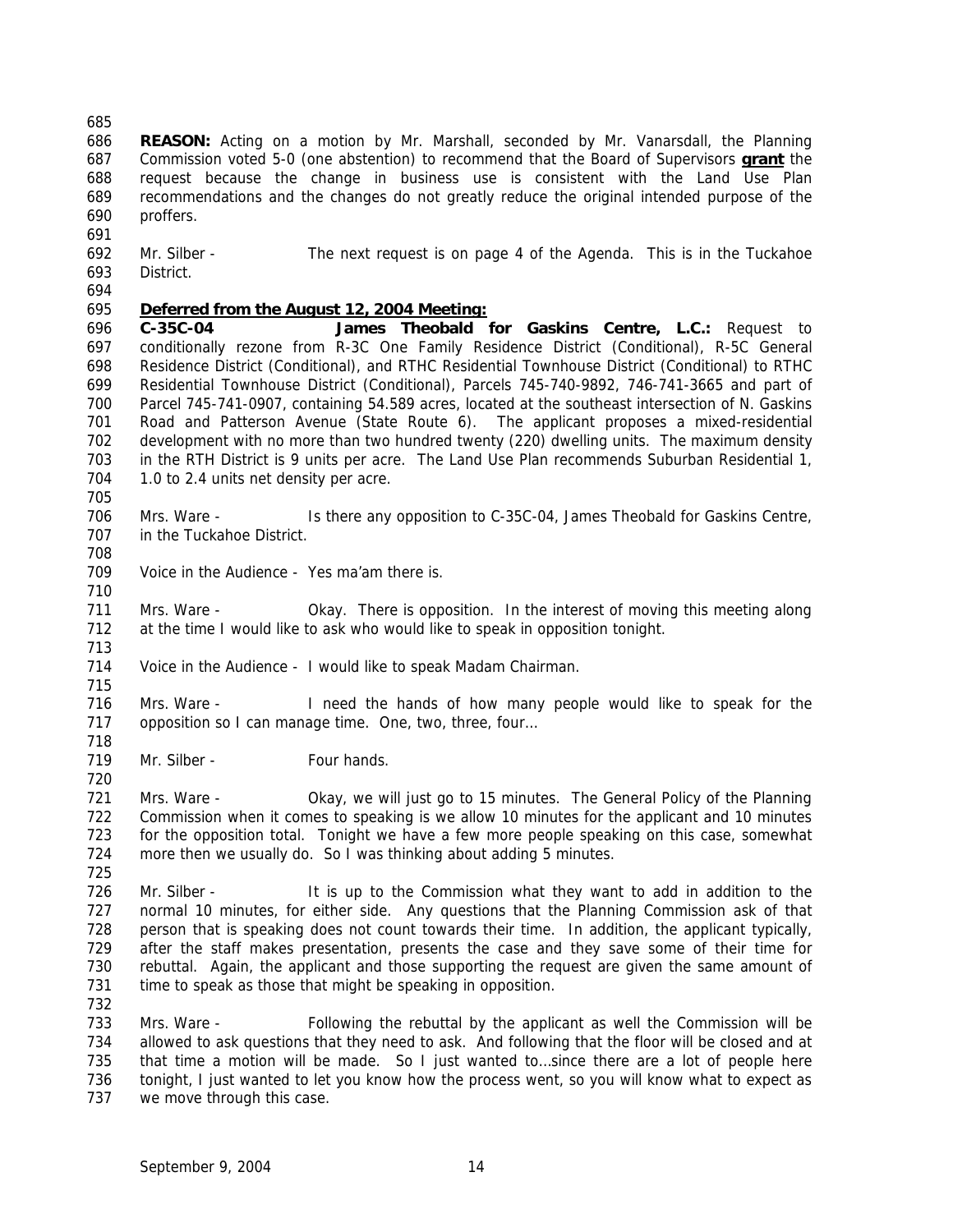**REASON:** Acting on a motion by Mr. Marshall, seconded by Mr. Vanarsdall, the Planning Commission voted 5-0 (one abstention) to recommend that the Board of Supervisors **grant** the request because the change in business use is consistent with the Land Use Plan recommendations and the changes do not greatly reduce the original intended purpose of the proffers.

Mr. Silber - The next request is on page 4 of the Agenda. This is in the Tuckahoe District.

**Deferred from the August 12, 2004 Meeting:**

**C-35C-04 James Theobald for Gaskins Centre, L.C.:** Request to conditionally rezone from R-3C One Family Residence District (Conditional), R-5C General Residence District (Conditional), and RTHC Residential Townhouse District (Conditional) to RTHC Residential Townhouse District (Conditional), Parcels 745-740-9892, 746-741-3665 and part of Parcel 745-741-0907, containing 54.589 acres, located at the southeast intersection of N. Gaskins Road and Patterson Avenue (State Route 6). The applicant proposes a mixed-residential development with no more than two hundred twenty (220) dwelling units. The maximum density in the RTH District is 9 units per acre. The Land Use Plan recommends Suburban Residential 1, 1.0 to 2.4 units net density per acre.

Mrs. Ware - Is there any opposition to C-35C-04, James Theobald for Gaskins Centre, in the Tuckahoe District.

Voice in the Audience - Yes ma'am there is.

Mrs. Ware - Okay. There is opposition. In the interest of moving this meeting along at the time I would like to ask who would like to speak in opposition tonight.

Voice in the Audience - I would like to speak Madam Chairman.

Mrs. Ware - I need the hands of how many people would like to speak for the opposition so I can manage time. One, two, three, four…

Mr. Silber - Four hands.

Mrs. Ware - Okay, we will just go to 15 minutes. The General Policy of the Planning Commission when it comes to speaking is we allow 10 minutes for the applicant and 10 minutes for the opposition total. Tonight we have a few more people speaking on this case, somewhat more then we usually do. So I was thinking about adding 5 minutes.

Mr. Silber - It is up to the Commission what they want to add in addition to the normal 10 minutes, for either side. Any questions that the Planning Commission ask of that person that is speaking does not count towards their time. In addition, the applicant typically, after the staff makes presentation, presents the case and they save some of their time for rebuttal. Again, the applicant and those supporting the request are given the same amount of time to speak as those that might be speaking in opposition.

Mrs. Ware - Following the rebuttal by the applicant as well the Commission will be allowed to ask questions that they need to ask. And following that the floor will be closed and at that time a motion will be made. So I just wanted to…since there are a lot of people here tonight, I just wanted to let you know how the process went, so you will know what to expect as we move through this case.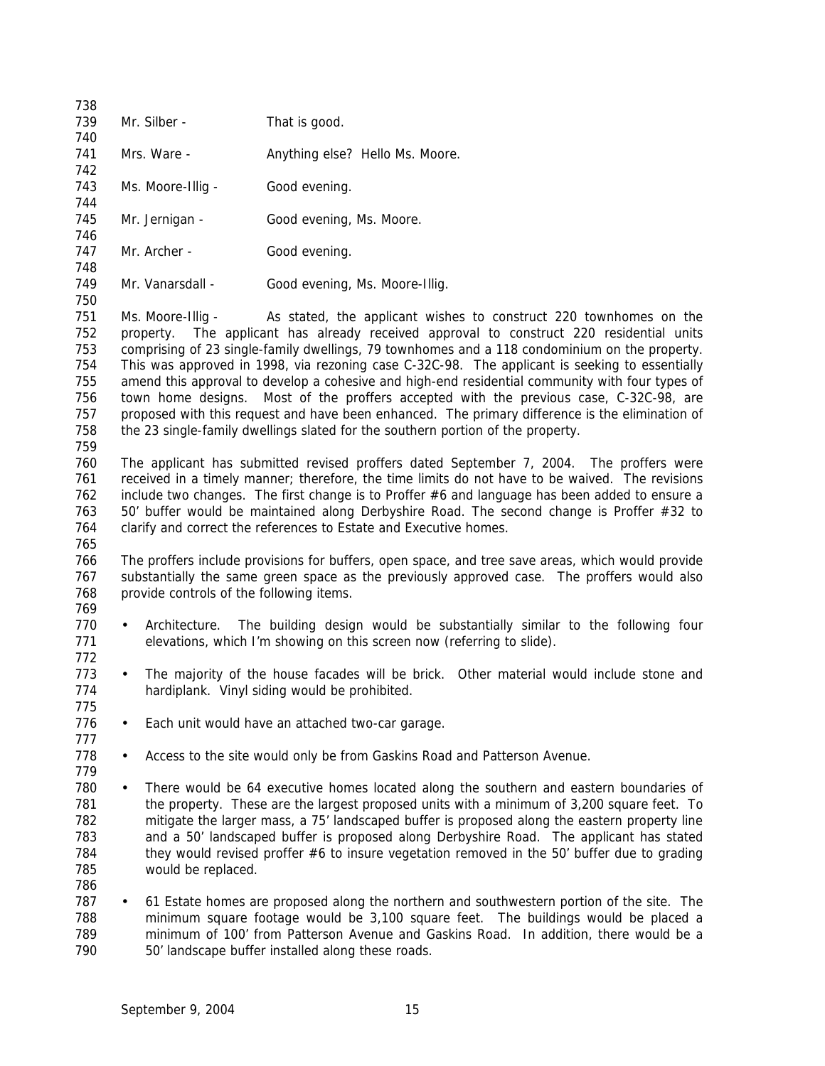Mr. Silber - That is good.

Mrs. Ware - Anything else? Hello Ms. Moore.

Ms. Moore-Illig - Good evening.

Mr. Jernigan - Good evening, Ms. Moore.

Mr. Archer - Good evening.

Mr. Vanarsdall - Good evening, Ms. Moore-Illig.

Ms. Moore-Illig - As stated, the applicant wishes to construct 220 townhomes on the property. The applicant has already received approval to construct 220 residential units comprising of 23 single-family dwellings, 79 townhomes and a 118 condominium on the property. This was approved in 1998, via rezoning case C-32C-98. The applicant is seeking to essentially amend this approval to develop a cohesive and high-end residential community with four types of town home designs. Most of the proffers accepted with the previous case, C-32C-98, are proposed with this request and have been enhanced. The primary difference is the elimination of the 23 single-family dwellings slated for the southern portion of the property.

The applicant has submitted revised proffers dated September 7, 2004. The proffers were received in a timely manner; therefore, the time limits do not have to be waived. The revisions include two changes. The first change is to Proffer #6 and language has been added to ensure a 50' buffer would be maintained along Derbyshire Road. The second change is Proffer #32 to clarify and correct the references to Estate and Executive homes.

The proffers include provisions for buffers, open space, and tree save areas, which would provide substantially the same green space as the previously approved case. The proffers would also provide controls of the following items.

- Architecture. The building design would be substantially similar to the following four elevations, which I'm showing on this screen now (referring to slide).

- The majority of the house facades will be brick. Other material would include stone and hardiplank. Vinyl siding would be prohibited.

- Each unit would have an attached two-car garage.

- Access to the site would only be from Gaskins Road and Patterson Avenue.

- There would be 64 executive homes located along the southern and eastern boundaries of the property. These are the largest proposed units with a minimum of 3,200 square feet. To mitigate the larger mass, a 75' landscaped buffer is proposed along the eastern property line and a 50' landscaped buffer is proposed along Derbyshire Road. The applicant has stated they would revised proffer #6 to insure vegetation removed in the 50' buffer due to grading would be replaced.

- 61 Estate homes are proposed along the northern and southwestern portion of the site. The minimum square footage would be 3,100 square feet. The buildings would be placed a minimum of 100' from Patterson Avenue and Gaskins Road. In addition, there would be a 50' landscape buffer installed along these roads.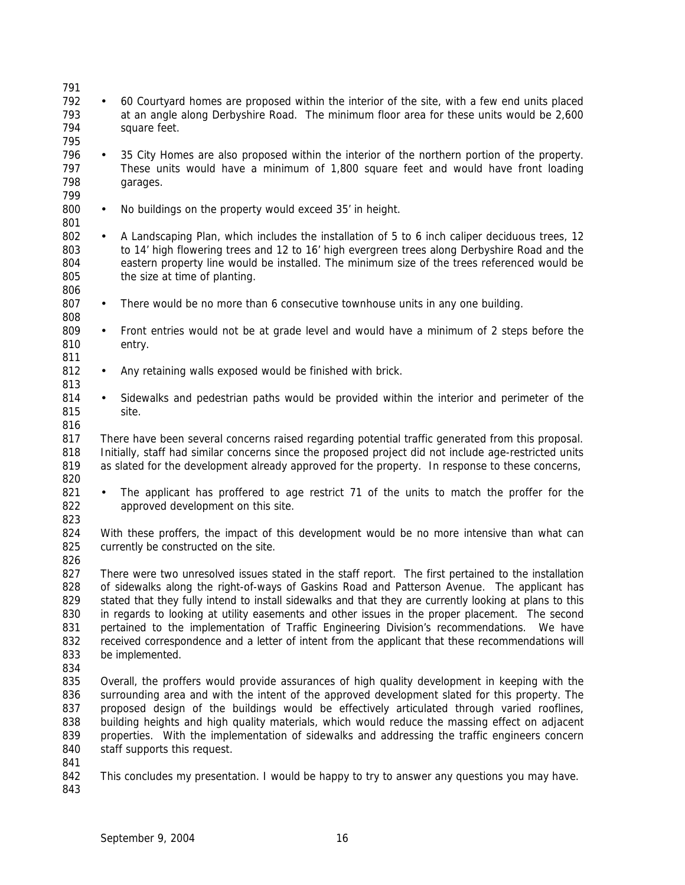- 60 Courtyard homes are proposed within the interior of the site, with a few end units placed at an angle along Derbyshire Road. The minimum floor area for these units would be 2,600 square feet.

- 35 City Homes are also proposed within the interior of the northern portion of the property. These units would have a minimum of 1,800 square feet and would have front loading garages.

- No buildings on the property would exceed 35' in height.

- A Landscaping Plan, which includes the installation of 5 to 6 inch caliper deciduous trees, 12 to 14' high flowering trees and 12 to 16' high evergreen trees along Derbyshire Road and the eastern property line would be installed. The minimum size of the trees referenced would be the size at time of planting.

- There would be no more than 6 consecutive townhouse units in any one building.

- Front entries would not be at grade level and would have a minimum of 2 steps before the entry.

- Any retaining walls exposed would be finished with brick.

- Sidewalks and pedestrian paths would be provided within the interior and perimeter of the site.

There have been several concerns raised regarding potential traffic generated from this proposal. Initially, staff had similar concerns since the proposed project did not include age-restricted units as slated for the development already approved for the property. In response to these concerns,

- The applicant has proffered to age restrict 71 of the units to match the proffer for the approved development on this site.

With these proffers, the impact of this development would be no more intensive than what can currently be constructed on the site.

There were two unresolved issues stated in the staff report. The first pertained to the installation of sidewalks along the right-of-ways of Gaskins Road and Patterson Avenue. The applicant has stated that they fully intend to install sidewalks and that they are currently looking at plans to this in regards to looking at utility easements and other issues in the proper placement. The second pertained to the implementation of Traffic Engineering Division's recommendations. We have received correspondence and a letter of intent from the applicant that these recommendations will be implemented.

Overall, the proffers would provide assurances of high quality development in keeping with the surrounding area and with the intent of the approved development slated for this property. The proposed design of the buildings would be effectively articulated through varied rooflines, building heights and high quality materials, which would reduce the massing effect on adjacent properties. With the implementation of sidewalks and addressing the traffic engineers concern staff supports this request.

This concludes my presentation. I would be happy to try to answer any questions you may have.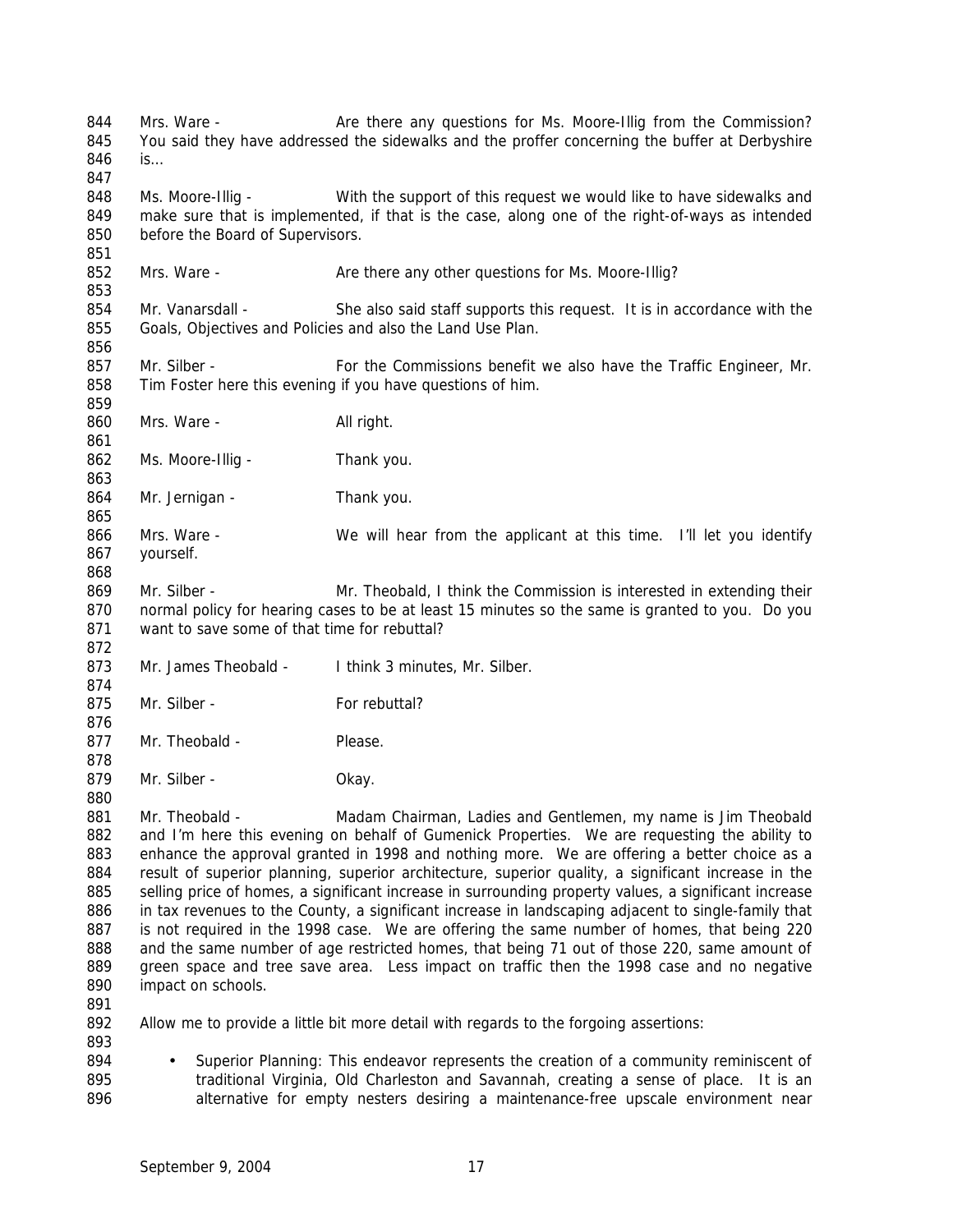Mrs. Ware - Are there any questions for Ms. Moore-Illig from the Commission? You said they have addressed the sidewalks and the proffer concerning the buffer at Derbyshire is…

Ms. Moore-Illig - With the support of this request we would like to have sidewalks and make sure that is implemented, if that is the case, along one of the right-of-ways as intended before the Board of Supervisors.

Mrs. Ware - Are there any other questions for Ms. Moore-Illig?

Mr. Vanarsdall - She also said staff supports this request. It is in accordance with the Goals, Objectives and Policies and also the Land Use Plan.

Mr. Silber - For the Commissions benefit we also have the Traffic Engineer, Mr. Tim Foster here this evening if you have questions of him.

Mrs. Ware - All right.

Ms. Moore-Illig - Thank you.

Mr. Jernigan - Thank you.

Mrs. Ware - We will hear from the applicant at this time. I'll let you identify yourself.

Mr. Silber - Mr. Theobald, I think the Commission is interested in extending their normal policy for hearing cases to be at least 15 minutes so the same is granted to you. Do you want to save some of that time for rebuttal?

Mr. James Theobald - I think 3 minutes, Mr. Silber.

Mr. Silber - For rebuttal?

Mr. Theobald - Please.

Mr. Silber - Okay.

Mr. Theobald - Madam Chairman, Ladies and Gentlemen, my name is Jim Theobald and I'm here this evening on behalf of Gumenick Properties. We are requesting the ability to enhance the approval granted in 1998 and nothing more. We are offering a better choice as a result of superior planning, superior architecture, superior quality, a significant increase in the selling price of homes, a significant increase in surrounding property values, a significant increase in tax revenues to the County, a significant increase in landscaping adjacent to single-family that is not required in the 1998 case. We are offering the same number of homes, that being 220 and the same number of age restricted homes, that being 71 out of those 220, same amount of green space and tree save area. Less impact on traffic then the 1998 case and no negative impact on schools.

Allow me to provide a little bit more detail with regards to the forgoing assertions:

- Superior Planning: This endeavor represents the creation of a community reminiscent of traditional Virginia, Old Charleston and Savannah, creating a sense of place. It is an alternative for empty nesters desiring a maintenance-free upscale environment near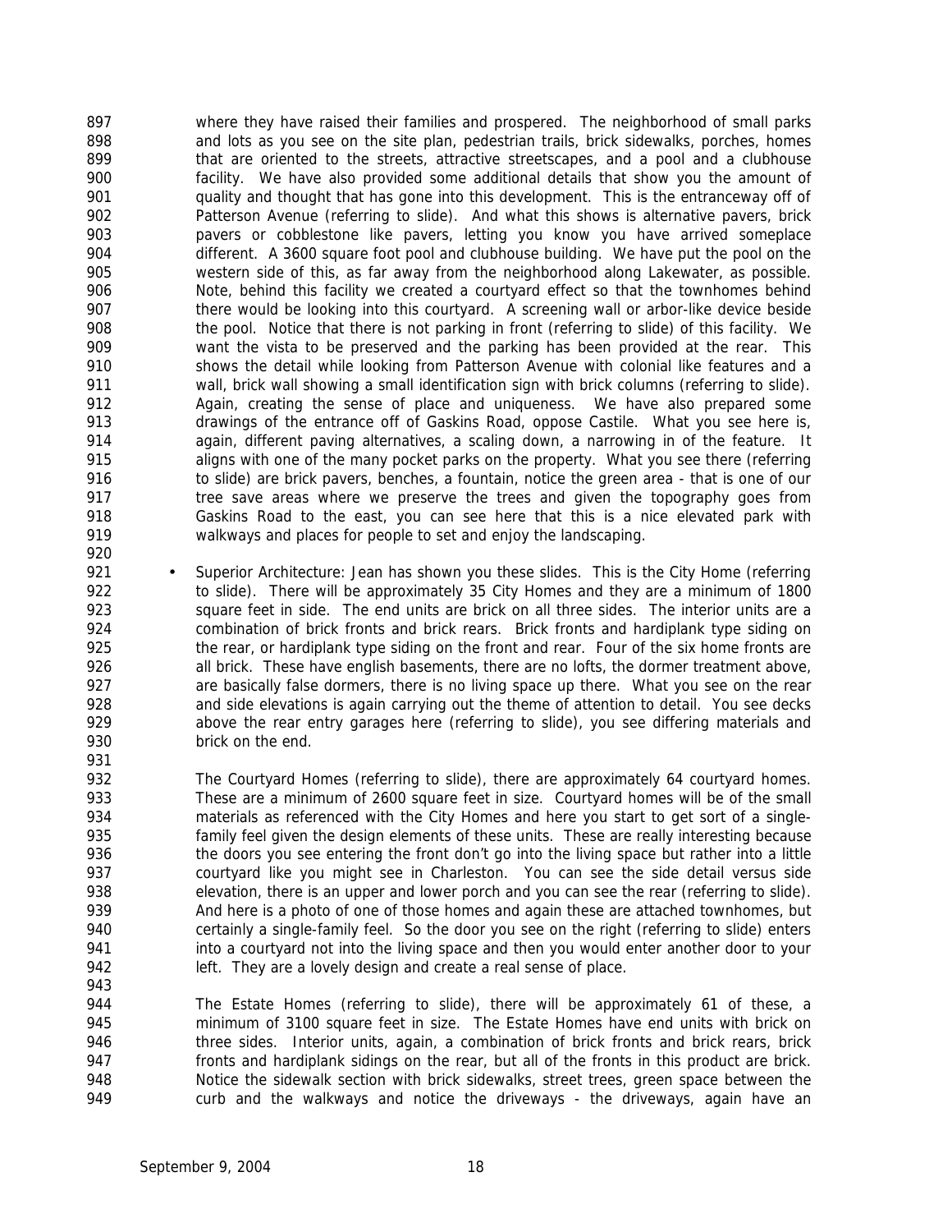where they have raised their families and prospered. The neighborhood of small parks and lots as you see on the site plan, pedestrian trails, brick sidewalks, porches, homes that are oriented to the streets, attractive streetscapes, and a pool and a clubhouse facility. We have also provided some additional details that show you the amount of quality and thought that has gone into this development. This is the entranceway off of Patterson Avenue (referring to slide). And what this shows is alternative pavers, brick pavers or cobblestone like pavers, letting you know you have arrived someplace different. A 3600 square foot pool and clubhouse building. We have put the pool on the western side of this, as far away from the neighborhood along Lakewater, as possible. Note, behind this facility we created a courtyard effect so that the townhomes behind there would be looking into this courtyard. A screening wall or arbor-like device beside the pool. Notice that there is not parking in front (referring to slide) of this facility. We want the vista to be preserved and the parking has been provided at the rear. This shows the detail while looking from Patterson Avenue with colonial like features and a wall, brick wall showing a small identification sign with brick columns (referring to slide). Again, creating the sense of place and uniqueness. We have also prepared some drawings of the entrance off of Gaskins Road, oppose Castile. What you see here is, again, different paving alternatives, a scaling down, a narrowing in of the feature. It aligns with one of the many pocket parks on the property. What you see there (referring to slide) are brick pavers, benches, a fountain, notice the green area - that is one of our tree save areas where we preserve the trees and given the topography goes from Gaskins Road to the east, you can see here that this is a nice elevated park with walkways and places for people to set and enjoy the landscaping.

- Superior Architecture: Jean has shown you these slides. This is the City Home (referring to slide). There will be approximately 35 City Homes and they are a minimum of 1800 square feet in side. The end units are brick on all three sides. The interior units are a combination of brick fronts and brick rears. Brick fronts and hardiplank type siding on the rear, or hardiplank type siding on the front and rear. Four of the six home fronts are all brick. These have english basements, there are no lofts, the dormer treatment above, are basically false dormers, there is no living space up there. What you see on the rear and side elevations is again carrying out the theme of attention to detail. You see decks above the rear entry garages here (referring to slide), you see differing materials and brick on the end.

  The Courtyard Homes (referring to slide), there are approximately 64 courtyard homes. These are a minimum of 2600 square feet in size. Courtyard homes will be of the small materials as referenced with the City Homes and here you start to get sort of a single-family feel given the design elements of these units. These are really interesting because the doors you see entering the front don't go into the living space but rather into a little courtyard like you might see in Charleston. You can see the side detail versus side elevation, there is an upper and lower porch and you can see the rear (referring to slide). And here is a photo of one of those homes and again these are attached townhomes, but certainly a single-family feel. So the door you see on the right (referring to slide) enters into a courtyard not into the living space and then you would enter another door to your left. They are a lovely design and create a real sense of place.

  The Estate Homes (referring to slide), there will be approximately 61 of these, a minimum of 3100 square feet in size. The Estate Homes have end units with brick on three sides. Interior units, again, a combination of brick fronts and brick rears, brick fronts and hardiplank sidings on the rear, but all of the fronts in this product are brick. Notice the sidewalk section with brick sidewalks, street trees, green space between the curb and the walkways and notice the driveways - the driveways, again have an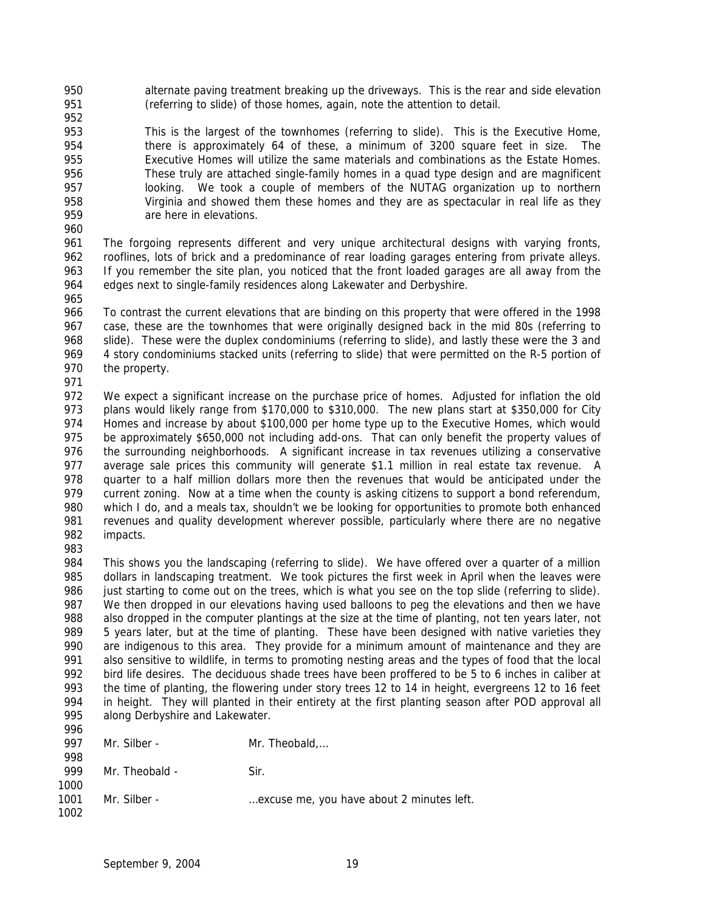alternate paving treatment breaking up the driveways. This is the rear and side elevation (referring to slide) of those homes, again, note the attention to detail.

This is the largest of the townhomes (referring to slide). This is the Executive Home, there is approximately 64 of these, a minimum of 3200 square feet in size. The Executive Homes will utilize the same materials and combinations as the Estate Homes. These truly are attached single-family homes in a quad type design and are magnificent looking. We took a couple of members of the NUTAG organization up to northern Virginia and showed them these homes and they are as spectacular in real life as they are here in elevations.

The forgoing represents different and very unique architectural designs with varying fronts, rooflines, lots of brick and a predominance of rear loading garages entering from private alleys. If you remember the site plan, you noticed that the front loaded garages are all away from the edges next to single-family residences along Lakewater and Derbyshire.

To contrast the current elevations that are binding on this property that were offered in the 1998 case, these are the townhomes that were originally designed back in the mid 80s (referring to slide). These were the duplex condominiums (referring to slide), and lastly these were the 3 and 4 story condominiums stacked units (referring to slide) that were permitted on the R-5 portion of the property.

We expect a significant increase on the purchase price of homes. Adjusted for inflation the old plans would likely range from $170,000 to $310,000. The new plans start at $350,000 for City Homes and increase by about $100,000 per home type up to the Executive Homes, which would be approximately $650,000 not including add-ons. That can only benefit the property values of the surrounding neighborhoods. A significant increase in tax revenues utilizing a conservative average sale prices this community will generate $1.1 million in real estate tax revenue. A quarter to a half million dollars more then the revenues that would be anticipated under the current zoning. Now at a time when the county is asking citizens to support a bond referendum, which I do, and a meals tax, shouldn't we be looking for opportunities to promote both enhanced revenues and quality development wherever possible, particularly where there are no negative impacts.

This shows you the landscaping (referring to slide). We have offered over a quarter of a million dollars in landscaping treatment. We took pictures the first week in April when the leaves were just starting to come out on the trees, which is what you see on the top slide (referring to slide). We then dropped in our elevations having used balloons to peg the elevations and then we have also dropped in the computer plantings at the size at the time of planting, not ten years later, not 5 years later, but at the time of planting. These have been designed with native varieties they are indigenous to this area. They provide for a minimum amount of maintenance and they are also sensitive to wildlife, in terms to promoting nesting areas and the types of food that the local bird life desires. The deciduous shade trees have been proffered to be 5 to 6 inches in caliber at the time of planting, the flowering under story trees 12 to 14 in height, evergreens 12 to 16 feet in height. They will planted in their entirety at the first planting season after POD approval all along Derbyshire and Lakewater.

Mr. Silber - Mr. Theobald,…

Mr. Theobald - Sir.

Mr. Silber - …excuse me, you have about 2 minutes left.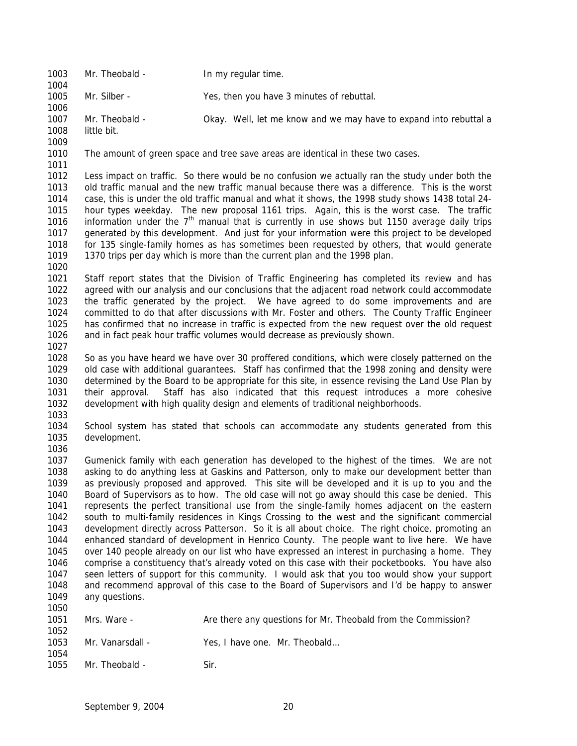1003 Mr. Theobald - In my regular time.

1005 Mr. Silber - Yes, then you have 3 minutes of rebuttal.

1007 Mr. Theobald - Okay. Well, let me know and we may have to expand into rebuttal a
1008 little bit.

1010 The amount of green space and tree save areas are identical in these two cases.

1012 Less impact on traffic. So there would be no confusion we actually ran the study under both the
1013 old traffic manual and the new traffic manual because there was a difference. This is the worst
1014 case, this is under the old traffic manual and what it shows, the 1998 study shows 1438 total 24-
1015 hour types weekday. The new proposal 1161 trips. Again, this is the worst case. The traffic
1016 information under the 7th manual that is currently in use shows but 1150 average daily trips
1017 generated by this development. And just for your information were this project to be developed
1018 for 135 single-family homes as has sometimes been requested by others, that would generate
1019 1370 trips per day which is more than the current plan and the 1998 plan.

1021 Staff report states that the Division of Traffic Engineering has completed its review and has
1022 agreed with our analysis and our conclusions that the adjacent road network could accommodate
1023 the traffic generated by the project. We have agreed to do some improvements and are
1024 committed to do that after discussions with Mr. Foster and others. The County Traffic Engineer
1025 has confirmed that no increase in traffic is expected from the new request over the old request
1026 and in fact peak hour traffic volumes would decrease as previously shown.

1028 So as you have heard we have over 30 proffered conditions, which were closely patterned on the
1029 old case with additional guarantees. Staff has confirmed that the 1998 zoning and density were
1030 determined by the Board to be appropriate for this site, in essence revising the Land Use Plan by
1031 their approval. Staff has also indicated that this request introduces a more cohesive
1032 development with high quality design and elements of traditional neighborhoods.

1034 School system has stated that schools can accommodate any students generated from this
1035 development.

1037 Gumenick family with each generation has developed to the highest of the times. We are not
1038 asking to do anything less at Gaskins and Patterson, only to make our development better than
1039 as previously proposed and approved. This site will be developed and it is up to you and the
1040 Board of Supervisors as to how. The old case will not go away should this case be denied. This
1041 represents the perfect transitional use from the single-family homes adjacent on the eastern
1042 south to multi-family residences in Kings Crossing to the west and the significant commercial
1043 development directly across Patterson. So it is all about choice. The right choice, promoting an
1044 enhanced standard of development in Henrico County. The people want to live here. We have
1045 over 140 people already on our list who have expressed an interest in purchasing a home. They
1046 comprise a constituency that's already voted on this case with their pocketbooks. You have also
1047 seen letters of support for this community. I would ask that you too would show your support
1048 and recommend approval of this case to the Board of Supervisors and I'd be happy to answer
1049 any questions.

1051 Mrs. Ware - Are there any questions for Mr. Theobald from the Commission?

1053 Mr. Vanarsdall - Yes, I have one. Mr. Theobald…

1055 Mr. Theobald - Sir.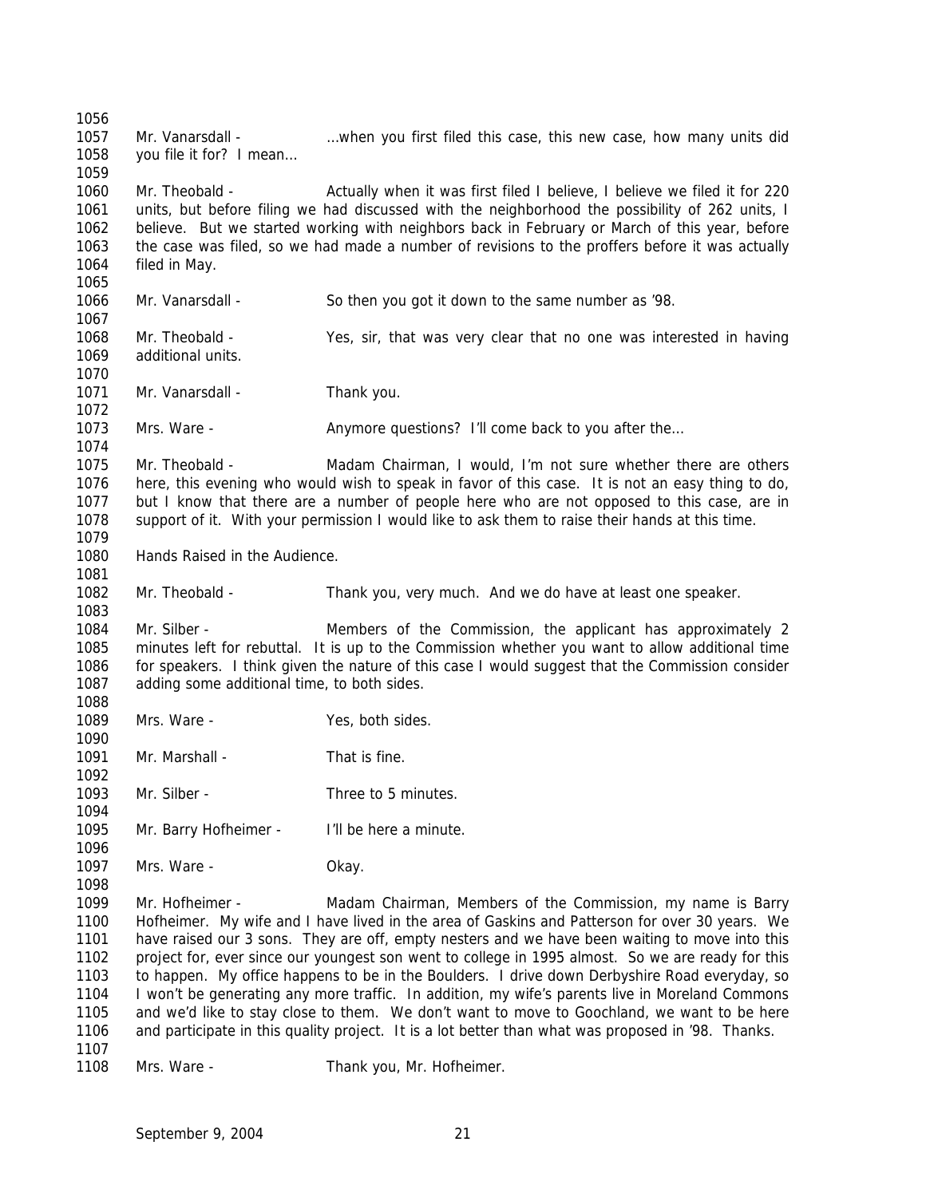Mr. Vanarsdall - …when you first filed this case, this new case, how many units did you file it for? I mean…

Mr. Theobald - Actually when it was first filed I believe, I believe we filed it for 220 units, but before filing we had discussed with the neighborhood the possibility of 262 units, I believe. But we started working with neighbors back in February or March of this year, before the case was filed, so we had made a number of revisions to the proffers before it was actually filed in May.

Mr. Vanarsdall - So then you got it down to the same number as '98.

Mr. Theobald - Yes, sir, that was very clear that no one was interested in having additional units.

Mr. Vanarsdall - Thank you.

Mrs. Ware - Anymore questions? I'll come back to you after the…

Mr. Theobald - Madam Chairman, I would, I'm not sure whether there are others here, this evening who would wish to speak in favor of this case. It is not an easy thing to do, but I know that there are a number of people here who are not opposed to this case, are in support of it. With your permission I would like to ask them to raise their hands at this time.

Hands Raised in the Audience.

Mr. Theobald - Thank you, very much. And we do have at least one speaker.

Mr. Silber - Members of the Commission, the applicant has approximately 2 minutes left for rebuttal. It is up to the Commission whether you want to allow additional time for speakers. I think given the nature of this case I would suggest that the Commission consider adding some additional time, to both sides.

Mrs. Ware - Yes, both sides.

Mr. Marshall - That is fine.

Mr. Silber - Three to 5 minutes.

Mr. Barry Hofheimer - I'll be here a minute.

Mrs. Ware - Okay.

Mr. Hofheimer - Madam Chairman, Members of the Commission, my name is Barry Hofheimer. My wife and I have lived in the area of Gaskins and Patterson for over 30 years. We have raised our 3 sons. They are off, empty nesters and we have been waiting to move into this project for, ever since our youngest son went to college in 1995 almost. So we are ready for this to happen. My office happens to be in the Boulders. I drive down Derbyshire Road everyday, so I won't be generating any more traffic. In addition, my wife's parents live in Moreland Commons and we'd like to stay close to them. We don't want to move to Goochland, we want to be here and participate in this quality project. It is a lot better than what was proposed in '98. Thanks.

Mrs. Ware - Thank you, Mr. Hofheimer.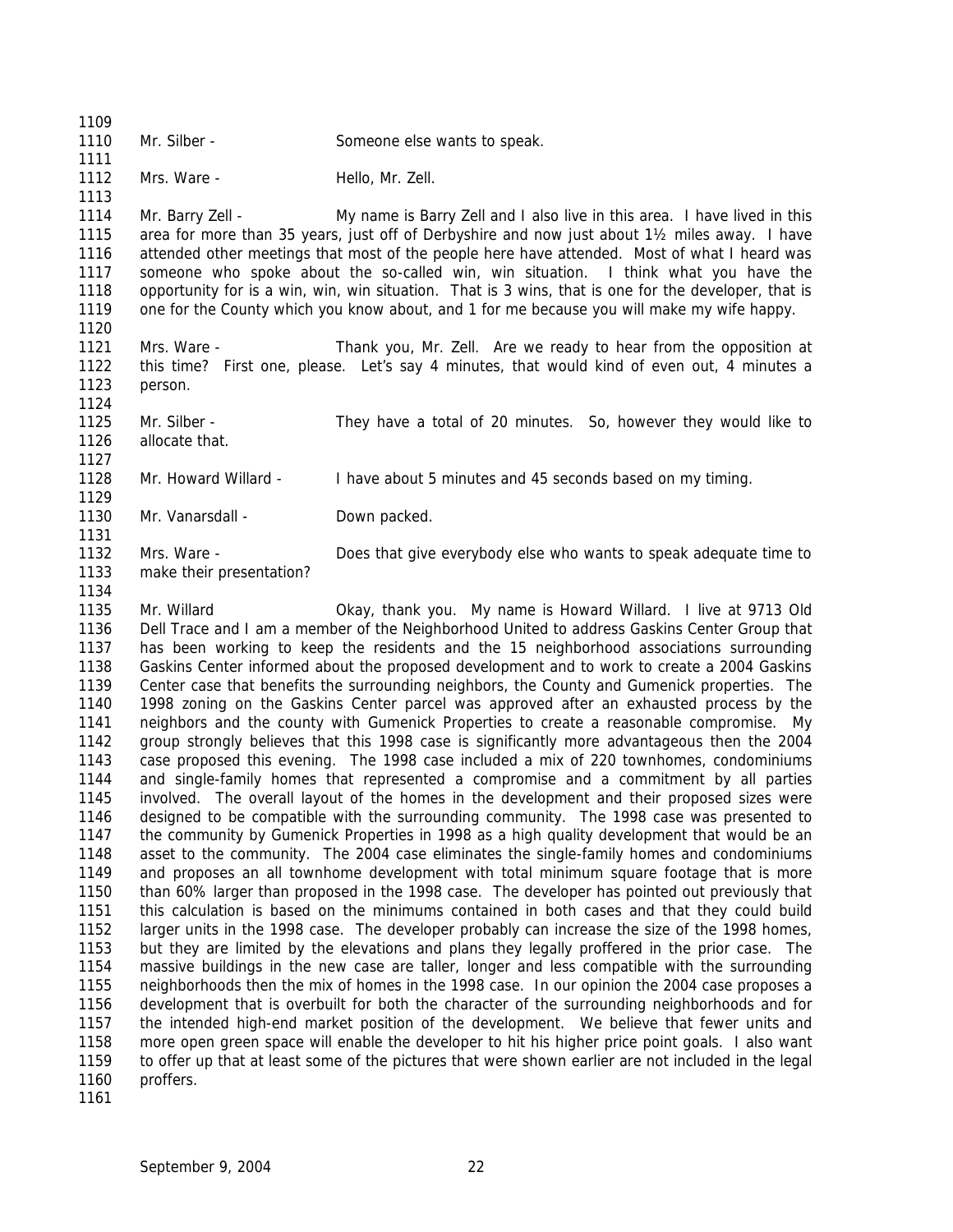Mr. Silber - Someone else wants to speak.

Mrs. Ware - Hello, Mr. Zell.

Mr. Barry Zell - My name is Barry Zell and I also live in this area. I have lived in this area for more than 35 years, just off of Derbyshire and now just about 1½ miles away. I have attended other meetings that most of the people here have attended. Most of what I heard was someone who spoke about the so-called win, win situation. I think what you have the opportunity for is a win, win, win situation. That is 3 wins, that is one for the developer, that is one for the County which you know about, and 1 for me because you will make my wife happy.

Mrs. Ware - Thank you, Mr. Zell. Are we ready to hear from the opposition at this time? First one, please. Let's say 4 minutes, that would kind of even out, 4 minutes a person.

Mr. Silber - They have a total of 20 minutes. So, however they would like to allocate that.

Mr. Howard Willard - I have about 5 minutes and 45 seconds based on my timing.

Mr. Vanarsdall - Down packed.

Mrs. Ware - Does that give everybody else who wants to speak adequate time to make their presentation?

Mr. Willard Okay, thank you. My name is Howard Willard. I live at 9713 Old Dell Trace and I am a member of the Neighborhood United to address Gaskins Center Group that has been working to keep the residents and the 15 neighborhood associations surrounding Gaskins Center informed about the proposed development and to work to create a 2004 Gaskins Center case that benefits the surrounding neighbors, the County and Gumenick properties. The 1998 zoning on the Gaskins Center parcel was approved after an exhausted process by the neighbors and the county with Gumenick Properties to create a reasonable compromise. My group strongly believes that this 1998 case is significantly more advantageous then the 2004 case proposed this evening. The 1998 case included a mix of 220 townhomes, condominiums and single-family homes that represented a compromise and a commitment by all parties involved. The overall layout of the homes in the development and their proposed sizes were designed to be compatible with the surrounding community. The 1998 case was presented to the community by Gumenick Properties in 1998 as a high quality development that would be an asset to the community. The 2004 case eliminates the single-family homes and condominiums and proposes an all townhome development with total minimum square footage that is more than 60% larger than proposed in the 1998 case. The developer has pointed out previously that this calculation is based on the minimums contained in both cases and that they could build larger units in the 1998 case. The developer probably can increase the size of the 1998 homes, but they are limited by the elevations and plans they legally proffered in the prior case. The massive buildings in the new case are taller, longer and less compatible with the surrounding neighborhoods then the mix of homes in the 1998 case. In our opinion the 2004 case proposes a development that is overbuilt for both the character of the surrounding neighborhoods and for the intended high-end market position of the development. We believe that fewer units and more open green space will enable the developer to hit his higher price point goals. I also want to offer up that at least some of the pictures that were shown earlier are not included in the legal proffers.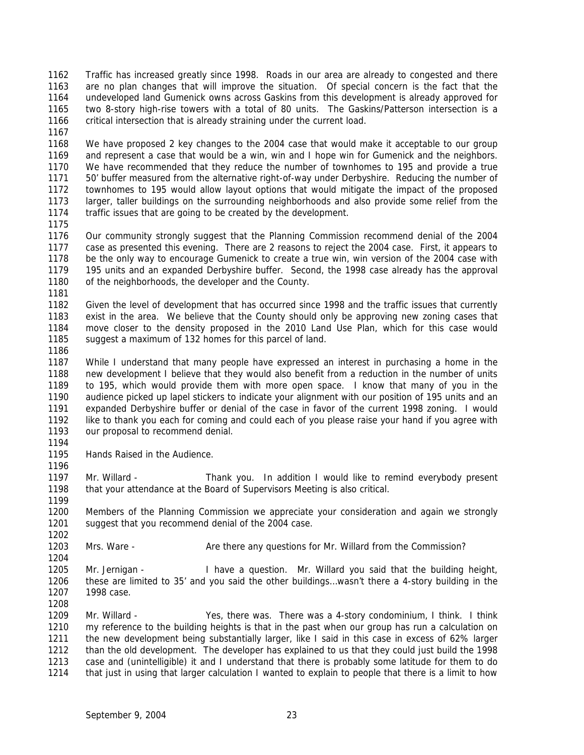Traffic has increased greatly since 1998. Roads in our area are already to congested and there are no plan changes that will improve the situation. Of special concern is the fact that the undeveloped land Gumenick owns across Gaskins from this development is already approved for two 8-story high-rise towers with a total of 80 units. The Gaskins/Patterson intersection is a critical intersection that is already straining under the current load.

We have proposed 2 key changes to the 2004 case that would make it acceptable to our group and represent a case that would be a win, win and I hope win for Gumenick and the neighbors. We have recommended that they reduce the number of townhomes to 195 and provide a true 50' buffer measured from the alternative right-of-way under Derbyshire. Reducing the number of townhomes to 195 would allow layout options that would mitigate the impact of the proposed larger, taller buildings on the surrounding neighborhoods and also provide some relief from the traffic issues that are going to be created by the development.

Our community strongly suggest that the Planning Commission recommend denial of the 2004 case as presented this evening. There are 2 reasons to reject the 2004 case. First, it appears to be the only way to encourage Gumenick to create a true win, win version of the 2004 case with 195 units and an expanded Derbyshire buffer. Second, the 1998 case already has the approval of the neighborhoods, the developer and the County.

Given the level of development that has occurred since 1998 and the traffic issues that currently exist in the area. We believe that the County should only be approving new zoning cases that move closer to the density proposed in the 2010 Land Use Plan, which for this case would suggest a maximum of 132 homes for this parcel of land.

While I understand that many people have expressed an interest in purchasing a home in the new development I believe that they would also benefit from a reduction in the number of units to 195, which would provide them with more open space. I know that many of you in the audience picked up lapel stickers to indicate your alignment with our position of 195 units and an expanded Derbyshire buffer or denial of the case in favor of the current 1998 zoning. I would like to thank you each for coming and could each of you please raise your hand if you agree with our proposal to recommend denial.

Hands Raised in the Audience.

Mr. Willard - Thank you. In addition I would like to remind everybody present that your attendance at the Board of Supervisors Meeting is also critical.

Members of the Planning Commission we appreciate your consideration and again we strongly suggest that you recommend denial of the 2004 case.

Mrs. Ware - Are there any questions for Mr. Willard from the Commission?

Mr. Jernigan - I have a question. Mr. Willard you said that the building height, these are limited to 35' and you said the other buildings…wasn't there a 4-story building in the 1998 case.

Mr. Willard - Yes, there was. There was a 4-story condominium, I think. I think my reference to the building heights is that in the past when our group has run a calculation on the new development being substantially larger, like I said in this case in excess of 62% larger than the old development. The developer has explained to us that they could just build the 1998 case and (unintelligible) it and I understand that there is probably some latitude for them to do that just in using that larger calculation I wanted to explain to people that there is a limit to how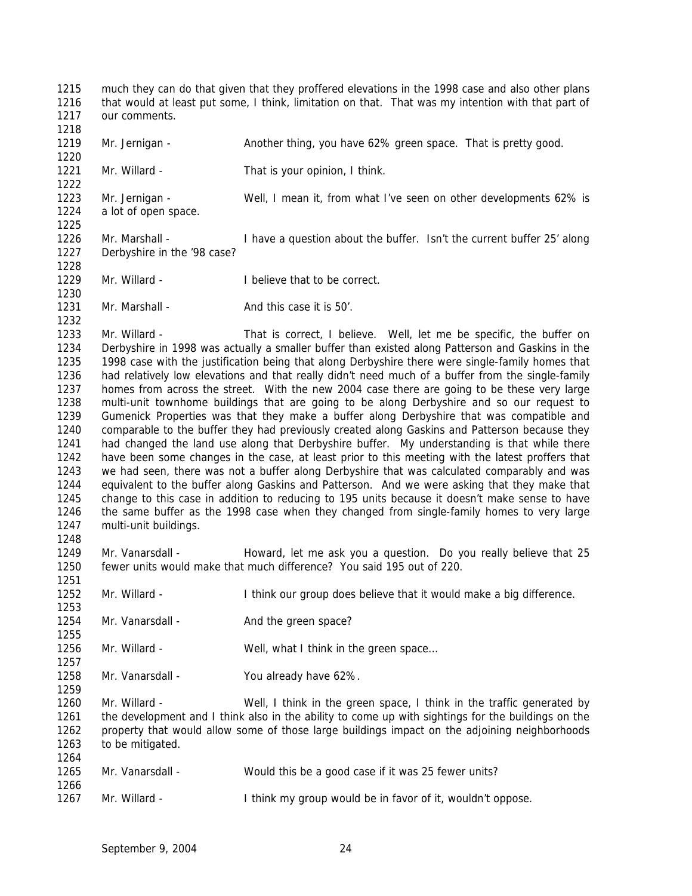much they can do that given that they proffered elevations in the 1998 case and also other plans that would at least put some, I think, limitation on that. That was my intention with that part of our comments.

Mr. Jernigan - Another thing, you have 62% green space. That is pretty good.

Mr. Willard - That is your opinion, I think.

Mr. Jernigan - Well, I mean it, from what I've seen on other developments 62% is a lot of open space.

Mr. Marshall - I have a question about the buffer. Isn't the current buffer 25' along Derbyshire in the '98 case?

Mr. Willard - I believe that to be correct.

Mr. Marshall - And this case it is 50'.

Mr. Willard - That is correct, I believe. Well, let me be specific, the buffer on Derbyshire in 1998 was actually a smaller buffer than existed along Patterson and Gaskins in the 1998 case with the justification being that along Derbyshire there were single-family homes that had relatively low elevations and that really didn't need much of a buffer from the single-family homes from across the street. With the new 2004 case there are going to be these very large multi-unit townhome buildings that are going to be along Derbyshire and so our request to Gumenick Properties was that they make a buffer along Derbyshire that was compatible and comparable to the buffer they had previously created along Gaskins and Patterson because they had changed the land use along that Derbyshire buffer. My understanding is that while there have been some changes in the case, at least prior to this meeting with the latest proffers that we had seen, there was not a buffer along Derbyshire that was calculated comparably and was equivalent to the buffer along Gaskins and Patterson. And we were asking that they make that change to this case in addition to reducing to 195 units because it doesn't make sense to have the same buffer as the 1998 case when they changed from single-family homes to very large multi-unit buildings.

Mr. Vanarsdall - Howard, let me ask you a question. Do you really believe that 25 fewer units would make that much difference? You said 195 out of 220.

Mr. Willard - I think our group does believe that it would make a big difference.

Mr. Vanarsdall - And the green space?

Mr. Willard - Well, what I think in the green space…

Mr. Vanarsdall - You already have 62%.

Mr. Willard - Well, I think in the green space, I think in the traffic generated by the development and I think also in the ability to come up with sightings for the buildings on the property that would allow some of those large buildings impact on the adjoining neighborhoods to be mitigated.

Mr. Vanarsdall - Would this be a good case if it was 25 fewer units?

Mr. Willard - I think my group would be in favor of it, wouldn't oppose.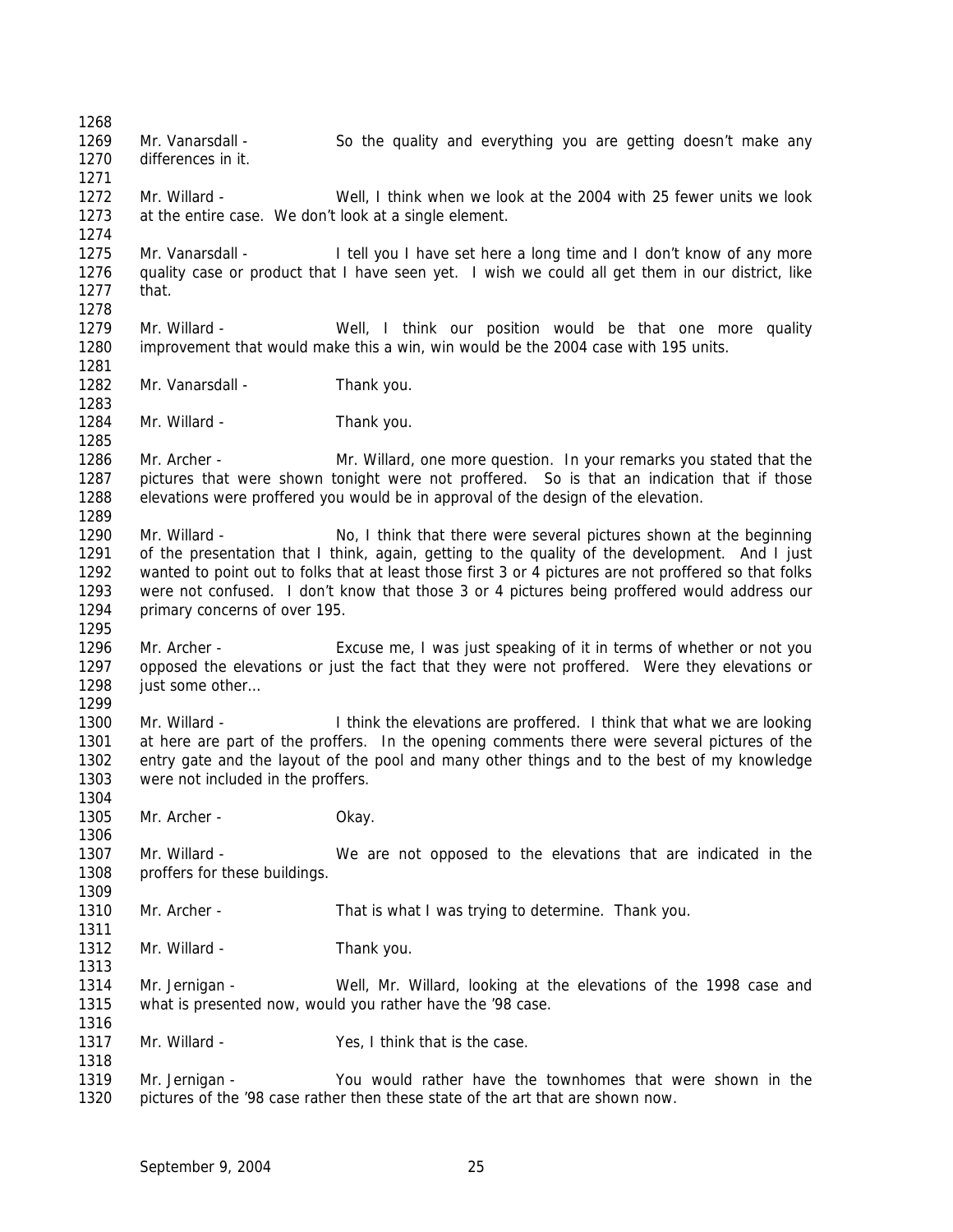Mr. Vanarsdall - So the quality and everything you are getting doesn't make any differences in it.

Mr. Willard - Well, I think when we look at the 2004 with 25 fewer units we look at the entire case. We don't look at a single element.

Mr. Vanarsdall - I tell you I have set here a long time and I don't know of any more quality case or product that I have seen yet. I wish we could all get them in our district, like that.

Mr. Willard - Well, I think our position would be that one more quality improvement that would make this a win, win would be the 2004 case with 195 units.

Mr. Vanarsdall - Thank you.

Mr. Willard - Thank you.

Mr. Archer - Mr. Willard, one more question. In your remarks you stated that the pictures that were shown tonight were not proffered. So is that an indication that if those elevations were proffered you would be in approval of the design of the elevation.

Mr. Willard - No, I think that there were several pictures shown at the beginning of the presentation that I think, again, getting to the quality of the development. And I just wanted to point out to folks that at least those first 3 or 4 pictures are not proffered so that folks were not confused. I don't know that those 3 or 4 pictures being proffered would address our primary concerns of over 195.

Mr. Archer - Excuse me, I was just speaking of it in terms of whether or not you opposed the elevations or just the fact that they were not proffered. Were they elevations or just some other…

Mr. Willard - I think the elevations are proffered. I think that what we are looking at here are part of the proffers. In the opening comments there were several pictures of the entry gate and the layout of the pool and many other things and to the best of my knowledge were not included in the proffers.

Mr. Archer - Okay.

Mr. Willard - We are not opposed to the elevations that are indicated in the proffers for these buildings.

Mr. Archer - That is what I was trying to determine. Thank you.

Mr. Willard - Thank you.

Mr. Jernigan - Well, Mr. Willard, looking at the elevations of the 1998 case and what is presented now, would you rather have the '98 case.

Mr. Willard - Yes, I think that is the case.

Mr. Jernigan - You would rather have the townhomes that were shown in the pictures of the '98 case rather then these state of the art that are shown now.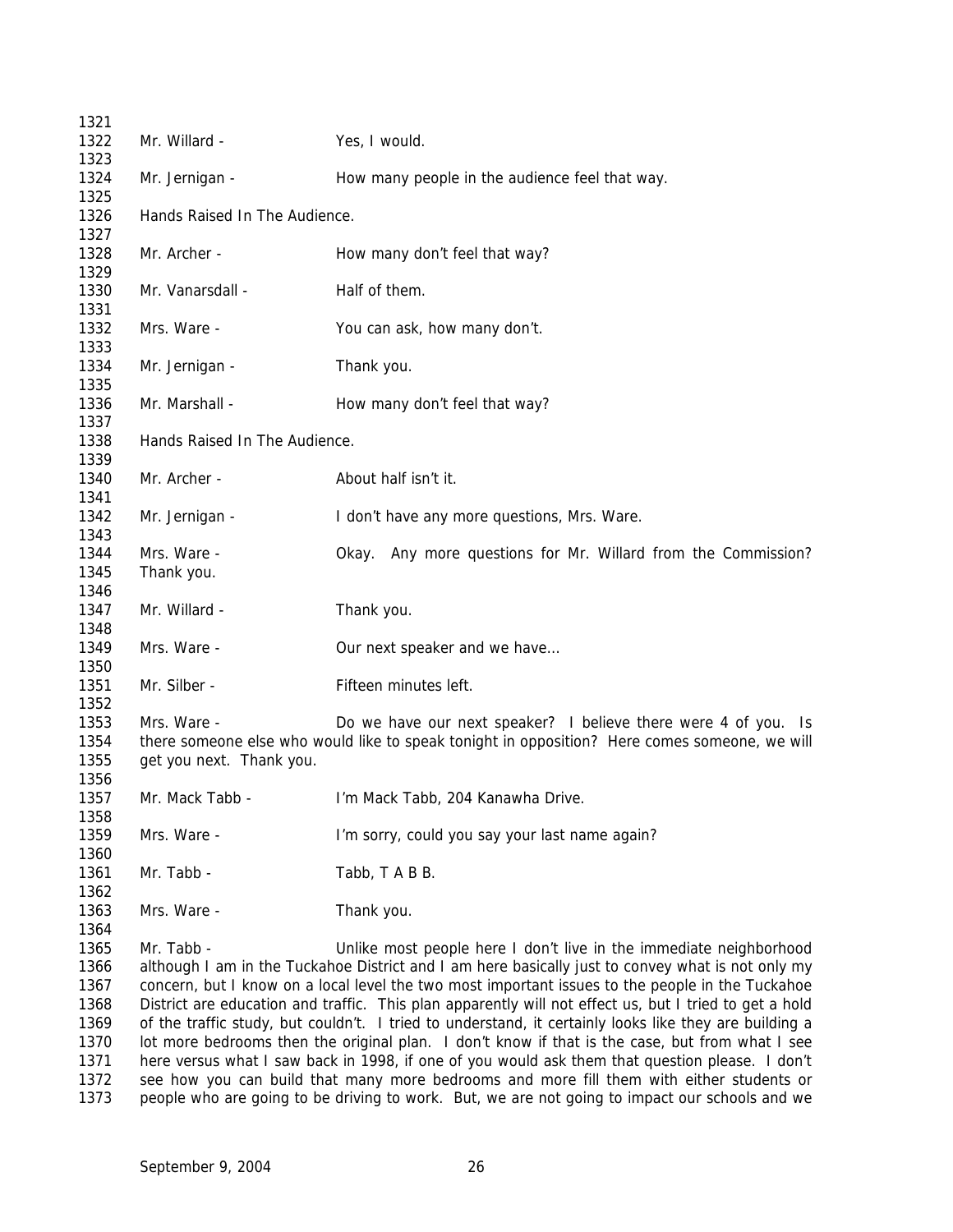Mr. Willard - Yes, I would.

Mr. Jernigan - How many people in the audience feel that way.

Hands Raised In The Audience.

Mr. Archer - How many don't feel that way?

Mr. Vanarsdall - Half of them.

Mrs. Ware - You can ask, how many don't.

Mr. Jernigan - Thank you.

Mr. Marshall - How many don't feel that way?

Hands Raised In The Audience.

Mr. Archer - About half isn't it.

Mr. Jernigan - I don't have any more questions, Mrs. Ware.

Mrs. Ware - Okay. Any more questions for Mr. Willard from the Commission? Thank you.

Mr. Willard - Thank you.

Mrs. Ware - Our next speaker and we have…

Mr. Silber - Fifteen minutes left.

Mrs. Ware - Do we have our next speaker? I believe there were 4 of you. Is there someone else who would like to speak tonight in opposition? Here comes someone, we will get you next. Thank you.

Mr. Mack Tabb - I'm Mack Tabb, 204 Kanawha Drive.

Mrs. Ware - I'm sorry, could you say your last name again?

Mr. Tabb - Tabb, T A B B.

Mrs. Ware - Thank you.

Mr. Tabb - Unlike most people here I don't live in the immediate neighborhood although I am in the Tuckahoe District and I am here basically just to convey what is not only my concern, but I know on a local level the two most important issues to the people in the Tuckahoe District are education and traffic. This plan apparently will not effect us, but I tried to get a hold of the traffic study, but couldn't. I tried to understand, it certainly looks like they are building a lot more bedrooms then the original plan. I don't know if that is the case, but from what I see here versus what I saw back in 1998, if one of you would ask them that question please. I don't see how you can build that many more bedrooms and more fill them with either students or people who are going to be driving to work. But, we are not going to impact our schools and we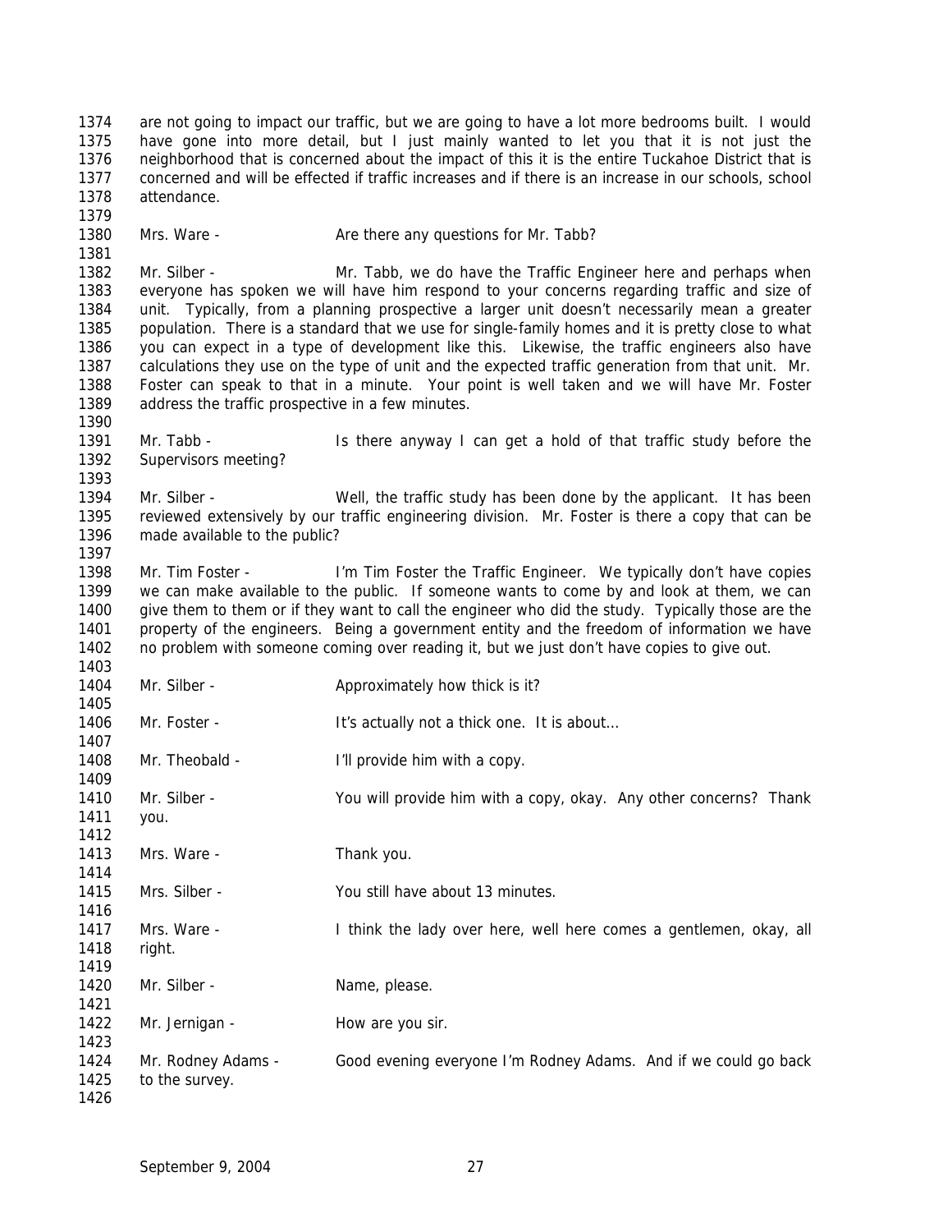are not going to impact our traffic, but we are going to have a lot more bedrooms built. I would have gone into more detail, but I just mainly wanted to let you that it is not just the neighborhood that is concerned about the impact of this it is the entire Tuckahoe District that is concerned and will be effected if traffic increases and if there is an increase in our schools, school attendance.

Mrs. Ware - Are there any questions for Mr. Tabb?

Mr. Silber - Mr. Tabb, we do have the Traffic Engineer here and perhaps when everyone has spoken we will have him respond to your concerns regarding traffic and size of unit. Typically, from a planning prospective a larger unit doesn't necessarily mean a greater population. There is a standard that we use for single-family homes and it is pretty close to what you can expect in a type of development like this. Likewise, the traffic engineers also have calculations they use on the type of unit and the expected traffic generation from that unit. Mr. Foster can speak to that in a minute. Your point is well taken and we will have Mr. Foster address the traffic prospective in a few minutes.

Mr. Tabb - Is there anyway I can get a hold of that traffic study before the Supervisors meeting?

Mr. Silber - Well, the traffic study has been done by the applicant. It has been reviewed extensively by our traffic engineering division. Mr. Foster is there a copy that can be made available to the public?

Mr. Tim Foster - I'm Tim Foster the Traffic Engineer. We typically don't have copies we can make available to the public. If someone wants to come by and look at them, we can give them to them or if they want to call the engineer who did the study. Typically those are the property of the engineers. Being a government entity and the freedom of information we have no problem with someone coming over reading it, but we just don't have copies to give out.

Mr. Silber - Approximately how thick is it?

Mr. Foster - It's actually not a thick one. It is about...

Mr. Theobald - I'll provide him with a copy.

Mr. Silber - You will provide him with a copy, okay. Any other concerns? Thank you.

Mrs. Ware - Thank you.

Mrs. Silber - You still have about 13 minutes.

Mrs. Ware - I think the lady over here, well here comes a gentlemen, okay, all right.

Mr. Silber - Name, please.

Mr. Jernigan - How are you sir.

Mr. Rodney Adams - Good evening everyone I'm Rodney Adams. And if we could go back to the survey.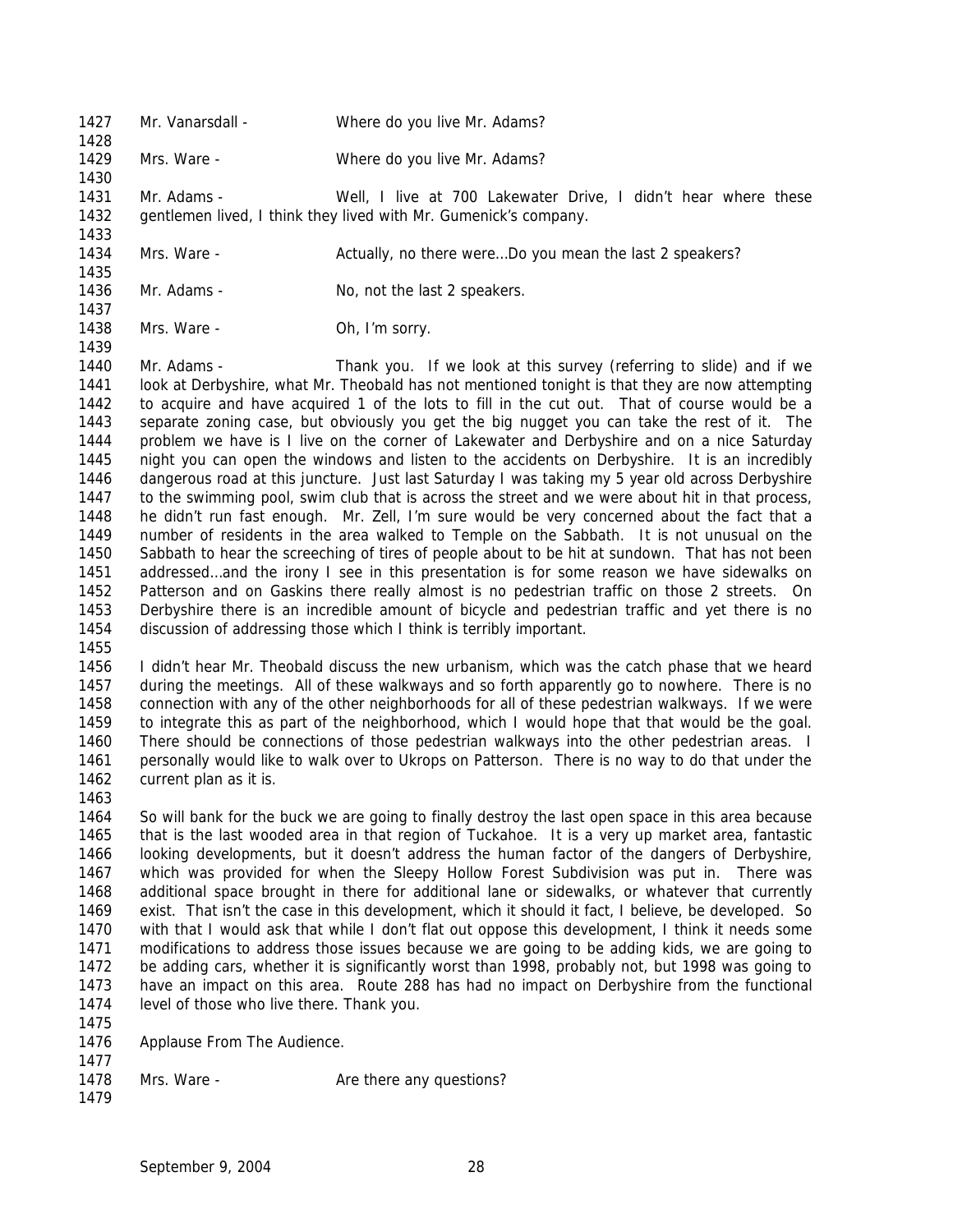1427 Mr. Vanarsdall - Where do you live Mr. Adams?

1428

1429 Mrs. Ware - Where do you live Mr. Adams?

1430

1431 Mr. Adams - Well, I live at 700 Lakewater Drive, I didn't hear where these
1432 gentlemen lived, I think they lived with Mr. Gumenick's company.

1433

1434 Mrs. Ware - Actually, no there were…Do you mean the last 2 speakers?

1435

1436 Mr. Adams - No, not the last 2 speakers.

1437

1438 Mrs. Ware - Oh, I'm sorry.

1439

1440 Mr. Adams - Thank you. If we look at this survey (referring to slide) and if we
1441 look at Derbyshire, what Mr. Theobald has not mentioned tonight is that they are now attempting
1442 to acquire and have acquired 1 of the lots to fill in the cut out. That of course would be a
1443 separate zoning case, but obviously you get the big nugget you can take the rest of it. The
1444 problem we have is I live on the corner of Lakewater and Derbyshire and on a nice Saturday
1445 night you can open the windows and listen to the accidents on Derbyshire. It is an incredibly
1446 dangerous road at this juncture. Just last Saturday I was taking my 5 year old across Derbyshire
1447 to the swimming pool, swim club that is across the street and we were about hit in that process,
1448 he didn't run fast enough. Mr. Zell, I'm sure would be very concerned about the fact that a
1449 number of residents in the area walked to Temple on the Sabbath. It is not unusual on the
1450 Sabbath to hear the screeching of tires of people about to be hit at sundown. That has not been
1451 addressed…and the irony I see in this presentation is for some reason we have sidewalks on
1452 Patterson and on Gaskins there really almost is no pedestrian traffic on those 2 streets. On
1453 Derbyshire there is an incredible amount of bicycle and pedestrian traffic and yet there is no
1454 discussion of addressing those which I think is terribly important.

1455

1456 I didn't hear Mr. Theobald discuss the new urbanism, which was the catch phase that we heard
1457 during the meetings. All of these walkways and so forth apparently go to nowhere. There is no
1458 connection with any of the other neighborhoods for all of these pedestrian walkways. If we were
1459 to integrate this as part of the neighborhood, which I would hope that that would be the goal.
1460 There should be connections of those pedestrian walkways into the other pedestrian areas. I
1461 personally would like to walk over to Ukrops on Patterson. There is no way to do that under the
1462 current plan as it is.

1463

1464 So will bank for the buck we are going to finally destroy the last open space in this area because
1465 that is the last wooded area in that region of Tuckahoe. It is a very up market area, fantastic
1466 looking developments, but it doesn't address the human factor of the dangers of Derbyshire,
1467 which was provided for when the Sleepy Hollow Forest Subdivision was put in. There was
1468 additional space brought in there for additional lane or sidewalks, or whatever that currently
1469 exist. That isn't the case in this development, which it should it fact, I believe, be developed. So
1470 with that I would ask that while I don't flat out oppose this development, I think it needs some
1471 modifications to address those issues because we are going to be adding kids, we are going to
1472 be adding cars, whether it is significantly worst than 1998, probably not, but 1998 was going to
1473 have an impact on this area. Route 288 has had no impact on Derbyshire from the functional
1474 level of those who live there. Thank you.

1475

1476 Applause From The Audience.

1477

1478 Mrs. Ware - Are there any questions?

1479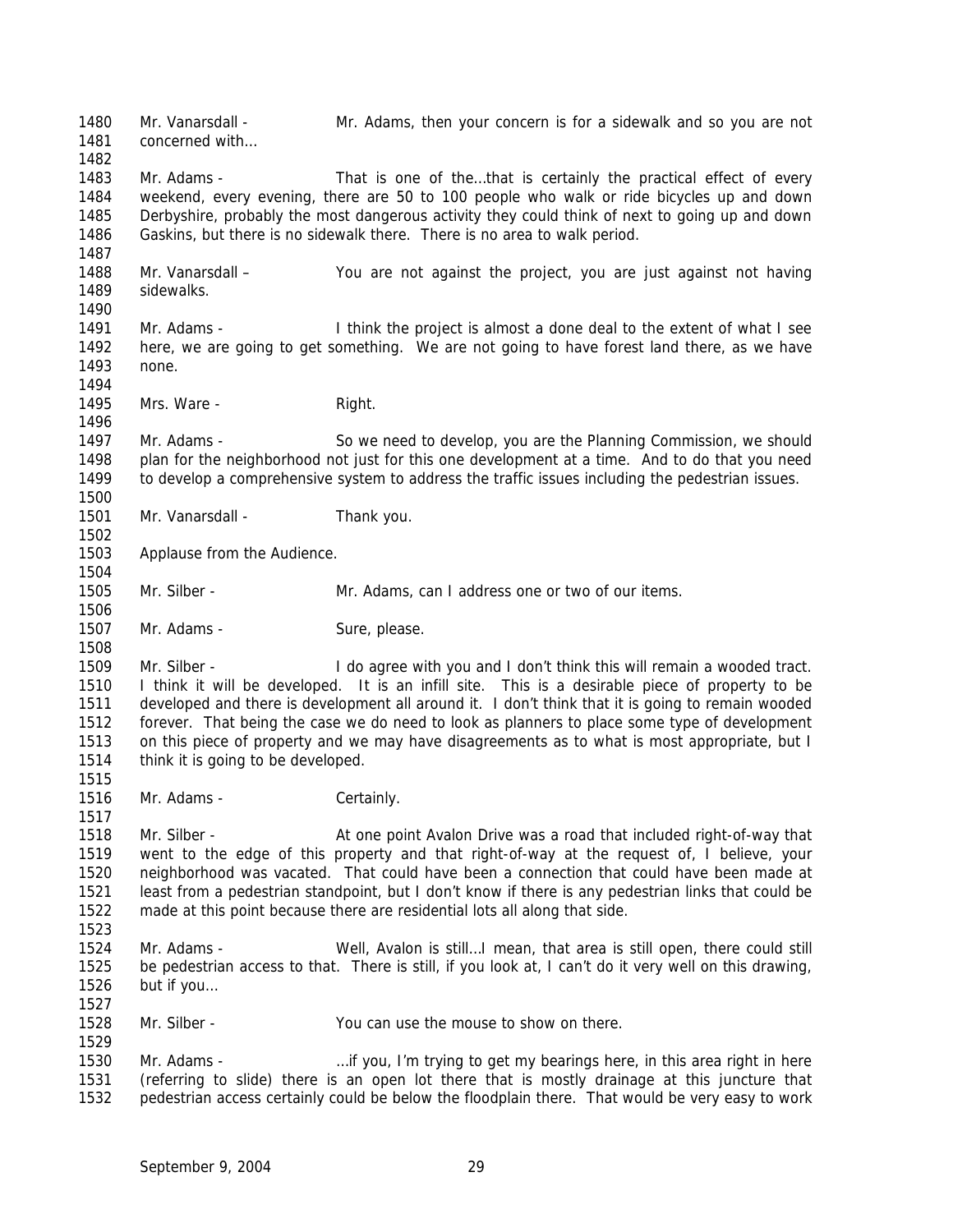Mr. Vanarsdall - Mr. Adams, then your concern is for a sidewalk and so you are not concerned with…

Mr. Adams - That is one of the…that is certainly the practical effect of every weekend, every evening, there are 50 to 100 people who walk or ride bicycles up and down Derbyshire, probably the most dangerous activity they could think of next to going up and down Gaskins, but there is no sidewalk there. There is no area to walk period.

Mr. Vanarsdall – You are not against the project, you are just against not having sidewalks.

Mr. Adams - I think the project is almost a done deal to the extent of what I see here, we are going to get something. We are not going to have forest land there, as we have none.

Mrs. Ware - Right.

Mr. Adams - So we need to develop, you are the Planning Commission, we should plan for the neighborhood not just for this one development at a time. And to do that you need to develop a comprehensive system to address the traffic issues including the pedestrian issues.

Mr. Vanarsdall - Thank you.

Applause from the Audience.

Mr. Silber - Mr. Adams, can I address one or two of our items.

Mr. Adams - Sure, please.

Mr. Silber - I do agree with you and I don't think this will remain a wooded tract. I think it will be developed. It is an infill site. This is a desirable piece of property to be developed and there is development all around it. I don't think that it is going to remain wooded forever. That being the case we do need to look as planners to place some type of development on this piece of property and we may have disagreements as to what is most appropriate, but I think it is going to be developed.

Mr. Adams - Certainly.

Mr. Silber - At one point Avalon Drive was a road that included right-of-way that went to the edge of this property and that right-of-way at the request of, I believe, your neighborhood was vacated. That could have been a connection that could have been made at least from a pedestrian standpoint, but I don't know if there is any pedestrian links that could be made at this point because there are residential lots all along that side.

Mr. Adams - Well, Avalon is still…I mean, that area is still open, there could still be pedestrian access to that. There is still, if you look at, I can't do it very well on this drawing, but if you…

Mr. Silber - You can use the mouse to show on there.

Mr. Adams - …if you, I'm trying to get my bearings here, in this area right in here (referring to slide) there is an open lot there that is mostly drainage at this juncture that pedestrian access certainly could be below the floodplain there. That would be very easy to work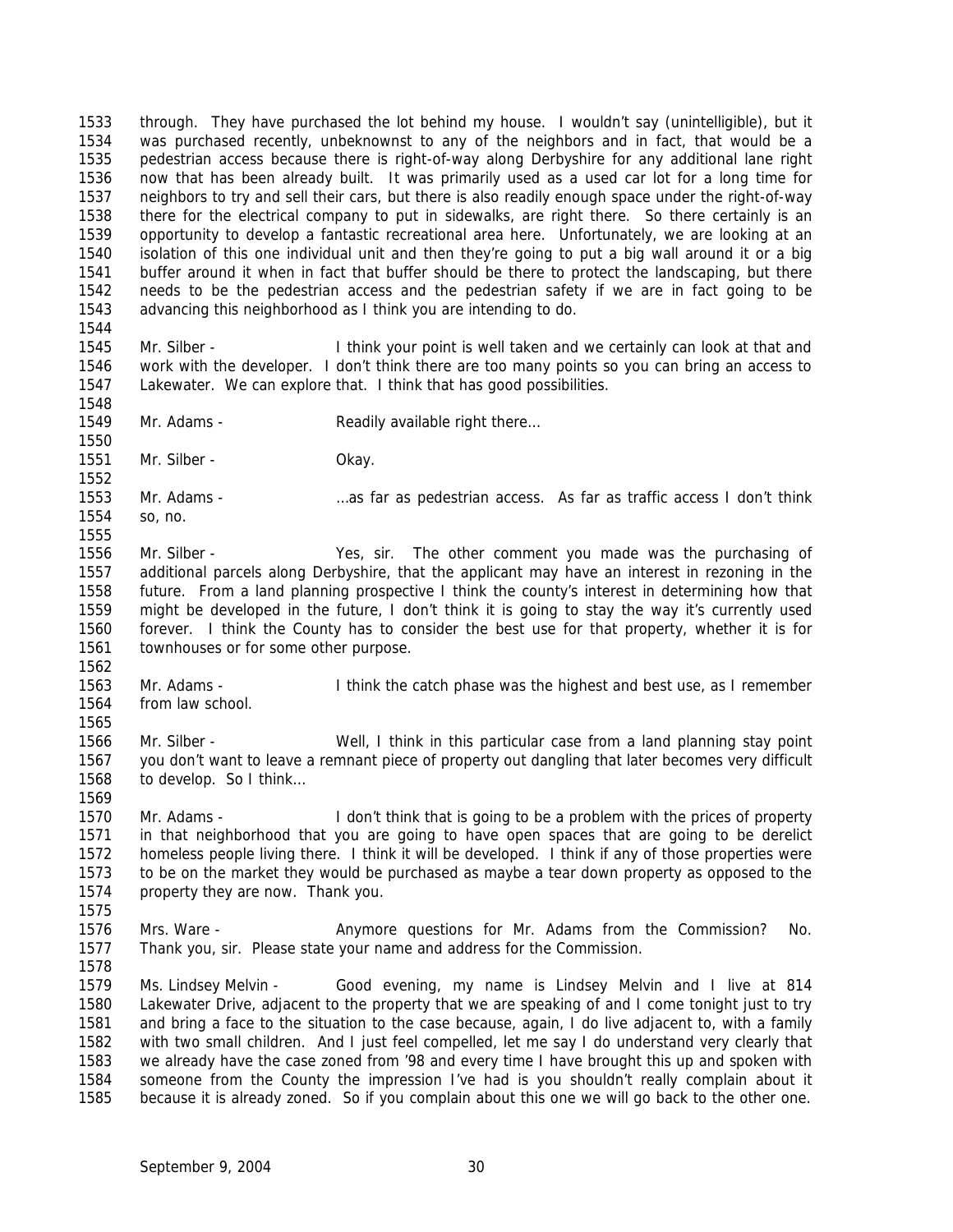through. They have purchased the lot behind my house. I wouldn't say (unintelligible), but it was purchased recently, unbeknownst to any of the neighbors and in fact, that would be a pedestrian access because there is right-of-way along Derbyshire for any additional lane right now that has been already built. It was primarily used as a used car lot for a long time for neighbors to try and sell their cars, but there is also readily enough space under the right-of-way there for the electrical company to put in sidewalks, are right there. So there certainly is an opportunity to develop a fantastic recreational area here. Unfortunately, we are looking at an isolation of this one individual unit and then they're going to put a big wall around it or a big buffer around it when in fact that buffer should be there to protect the landscaping, but there needs to be the pedestrian access and the pedestrian safety if we are in fact going to be advancing this neighborhood as I think you are intending to do.

Mr. Silber - I think your point is well taken and we certainly can look at that and work with the developer. I don't think there are too many points so you can bring an access to Lakewater. We can explore that. I think that has good possibilities.

Mr. Adams - Readily available right there…

Mr. Silber - Okay.

Mr. Adams - …as far as pedestrian access. As far as traffic access I don't think so, no.

Mr. Silber - Yes, sir. The other comment you made was the purchasing of additional parcels along Derbyshire, that the applicant may have an interest in rezoning in the future. From a land planning prospective I think the county's interest in determining how that might be developed in the future, I don't think it is going to stay the way it's currently used forever. I think the County has to consider the best use for that property, whether it is for townhouses or for some other purpose.

Mr. Adams - I think the catch phase was the highest and best use, as I remember from law school.

Mr. Silber - Well, I think in this particular case from a land planning stay point you don't want to leave a remnant piece of property out dangling that later becomes very difficult to develop. So I think…

Mr. Adams - I don't think that is going to be a problem with the prices of property in that neighborhood that you are going to have open spaces that are going to be derelict homeless people living there. I think it will be developed. I think if any of those properties were to be on the market they would be purchased as maybe a tear down property as opposed to the property they are now. Thank you.

Mrs. Ware - Anymore questions for Mr. Adams from the Commission? No. Thank you, sir. Please state your name and address for the Commission.

Ms. Lindsey Melvin - Good evening, my name is Lindsey Melvin and I live at 814 Lakewater Drive, adjacent to the property that we are speaking of and I come tonight just to try and bring a face to the situation to the case because, again, I do live adjacent to, with a family with two small children. And I just feel compelled, let me say I do understand very clearly that we already have the case zoned from '98 and every time I have brought this up and spoken with someone from the County the impression I've had is you shouldn't really complain about it because it is already zoned. So if you complain about this one we will go back to the other one.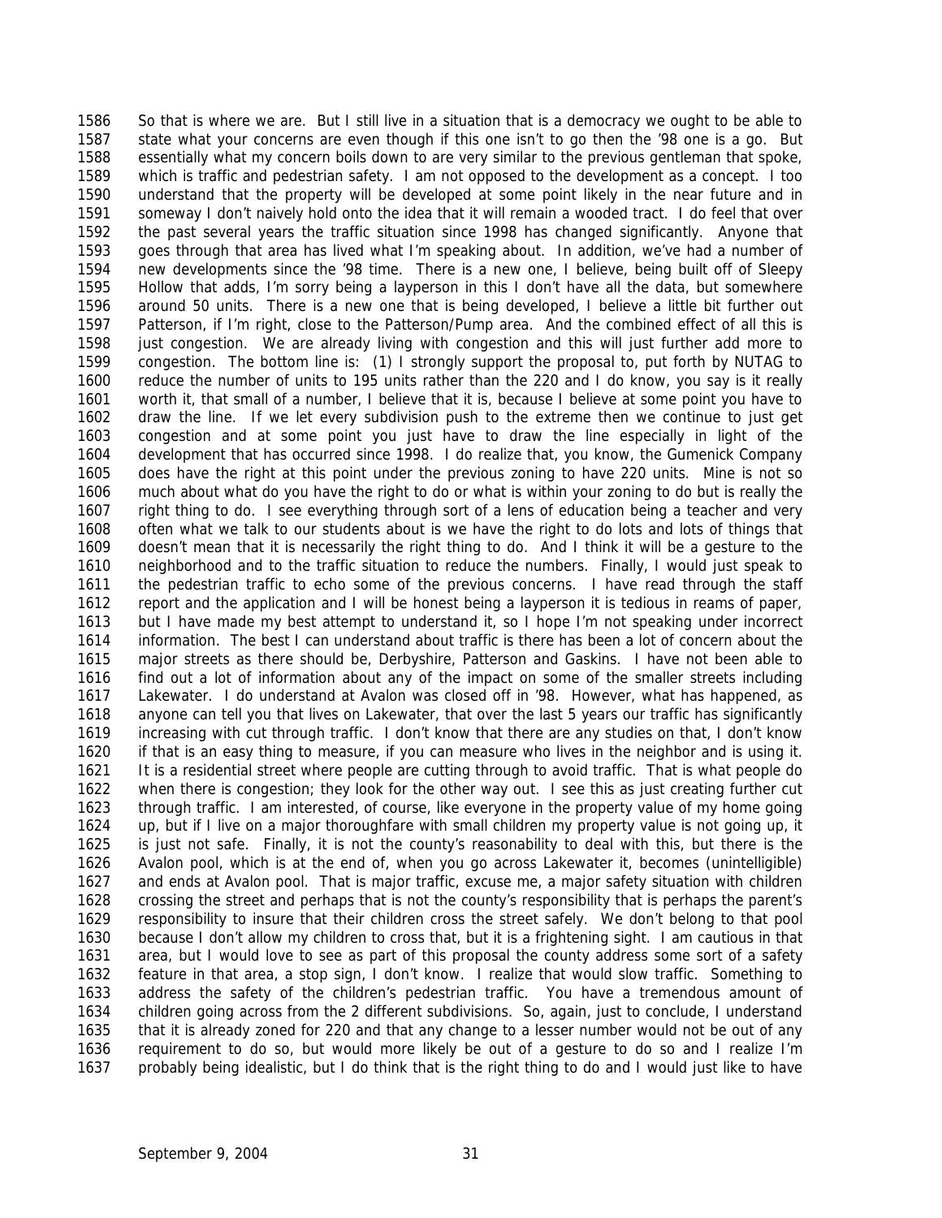So that is where we are. But I still live in a situation that is a democracy we ought to be able to state what your concerns are even though if this one isn't to go then the '98 one is a go. But essentially what my concern boils down to are very similar to the previous gentleman that spoke, which is traffic and pedestrian safety. I am not opposed to the development as a concept. I too understand that the property will be developed at some point likely in the near future and in someway I don't naively hold onto the idea that it will remain a wooded tract. I do feel that over the past several years the traffic situation since 1998 has changed significantly. Anyone that goes through that area has lived what I'm speaking about. In addition, we've had a number of new developments since the '98 time. There is a new one, I believe, being built off of Sleepy Hollow that adds, I'm sorry being a layperson in this I don't have all the data, but somewhere around 50 units. There is a new one that is being developed, I believe a little bit further out Patterson, if I'm right, close to the Patterson/Pump area. And the combined effect of all this is just congestion. We are already living with congestion and this will just further add more to congestion. The bottom line is: (1) I strongly support the proposal to, put forth by NUTAG to reduce the number of units to 195 units rather than the 220 and I do know, you say is it really worth it, that small of a number, I believe that it is, because I believe at some point you have to draw the line. If we let every subdivision push to the extreme then we continue to just get congestion and at some point you just have to draw the line especially in light of the development that has occurred since 1998. I do realize that, you know, the Gumenick Company does have the right at this point under the previous zoning to have 220 units. Mine is not so much about what do you have the right to do or what is within your zoning to do but is really the right thing to do. I see everything through sort of a lens of education being a teacher and very often what we talk to our students about is we have the right to do lots and lots of things that doesn't mean that it is necessarily the right thing to do. And I think it will be a gesture to the neighborhood and to the traffic situation to reduce the numbers. Finally, I would just speak to the pedestrian traffic to echo some of the previous concerns. I have read through the staff report and the application and I will be honest being a layperson it is tedious in reams of paper, but I have made my best attempt to understand it, so I hope I'm not speaking under incorrect information. The best I can understand about traffic is there has been a lot of concern about the major streets as there should be, Derbyshire, Patterson and Gaskins. I have not been able to find out a lot of information about any of the impact on some of the smaller streets including Lakewater. I do understand at Avalon was closed off in '98. However, what has happened, as anyone can tell you that lives on Lakewater, that over the last 5 years our traffic has significantly increasing with cut through traffic. I don't know that there are any studies on that, I don't know if that is an easy thing to measure, if you can measure who lives in the neighbor and is using it. It is a residential street where people are cutting through to avoid traffic. That is what people do when there is congestion; they look for the other way out. I see this as just creating further cut through traffic. I am interested, of course, like everyone in the property value of my home going up, but if I live on a major thoroughfare with small children my property value is not going up, it is just not safe. Finally, it is not the county's reasonability to deal with this, but there is the Avalon pool, which is at the end of, when you go across Lakewater it, becomes (unintelligible) and ends at Avalon pool. That is major traffic, excuse me, a major safety situation with children crossing the street and perhaps that is not the county's responsibility that is perhaps the parent's responsibility to insure that their children cross the street safely. We don't belong to that pool because I don't allow my children to cross that, but it is a frightening sight. I am cautious in that area, but I would love to see as part of this proposal the county address some sort of a safety feature in that area, a stop sign, I don't know. I realize that would slow traffic. Something to address the safety of the children's pedestrian traffic. You have a tremendous amount of children going across from the 2 different subdivisions. So, again, just to conclude, I understand that it is already zoned for 220 and that any change to a lesser number would not be out of any requirement to do so, but would more likely be out of a gesture to do so and I realize I'm probably being idealistic, but I do think that is the right thing to do and I would just like to have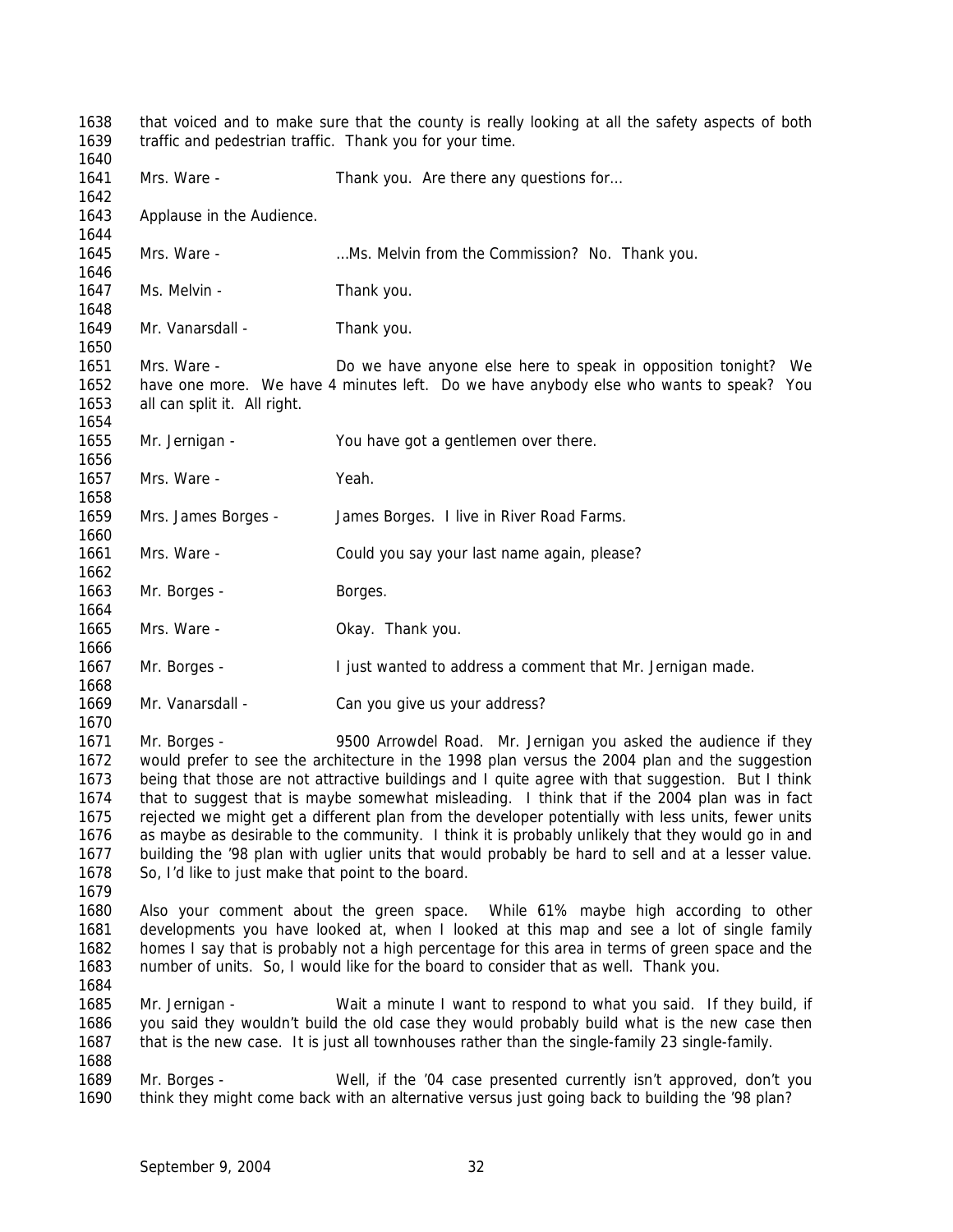that voiced and to make sure that the county is really looking at all the safety aspects of both traffic and pedestrian traffic. Thank you for your time.

Mrs. Ware - Thank you. Are there any questions for…

Applause in the Audience.

Mrs. Ware - …Ms. Melvin from the Commission? No. Thank you.

Ms. Melvin - Thank you.

Mr. Vanarsdall - Thank you.

Mrs. Ware - Do we have anyone else here to speak in opposition tonight? We have one more. We have 4 minutes left. Do we have anybody else who wants to speak? You all can split it. All right.

Mr. Jernigan - You have got a gentlemen over there.

Mrs. Ware - Yeah.

Mrs. James Borges - James Borges. I live in River Road Farms.

Mrs. Ware - Could you say your last name again, please?

Mr. Borges - Borges.

Mrs. Ware - Okay. Thank you.

Mr. Borges - I just wanted to address a comment that Mr. Jernigan made.

Mr. Vanarsdall - Can you give us your address?

Mr. Borges - 9500 Arrowdel Road. Mr. Jernigan you asked the audience if they would prefer to see the architecture in the 1998 plan versus the 2004 plan and the suggestion being that those are not attractive buildings and I quite agree with that suggestion. But I think that to suggest that is maybe somewhat misleading. I think that if the 2004 plan was in fact rejected we might get a different plan from the developer potentially with less units, fewer units as maybe as desirable to the community. I think it is probably unlikely that they would go in and building the '98 plan with uglier units that would probably be hard to sell and at a lesser value. So, I'd like to just make that point to the board.

Also your comment about the green space. While 61% maybe high according to other developments you have looked at, when I looked at this map and see a lot of single family homes I say that is probably not a high percentage for this area in terms of green space and the number of units. So, I would like for the board to consider that as well. Thank you.

Mr. Jernigan - Wait a minute I want to respond to what you said. If they build, if you said they wouldn't build the old case they would probably build what is the new case then that is the new case. It is just all townhouses rather than the single-family 23 single-family.

Mr. Borges - Well, if the '04 case presented currently isn't approved, don't you think they might come back with an alternative versus just going back to building the '98 plan?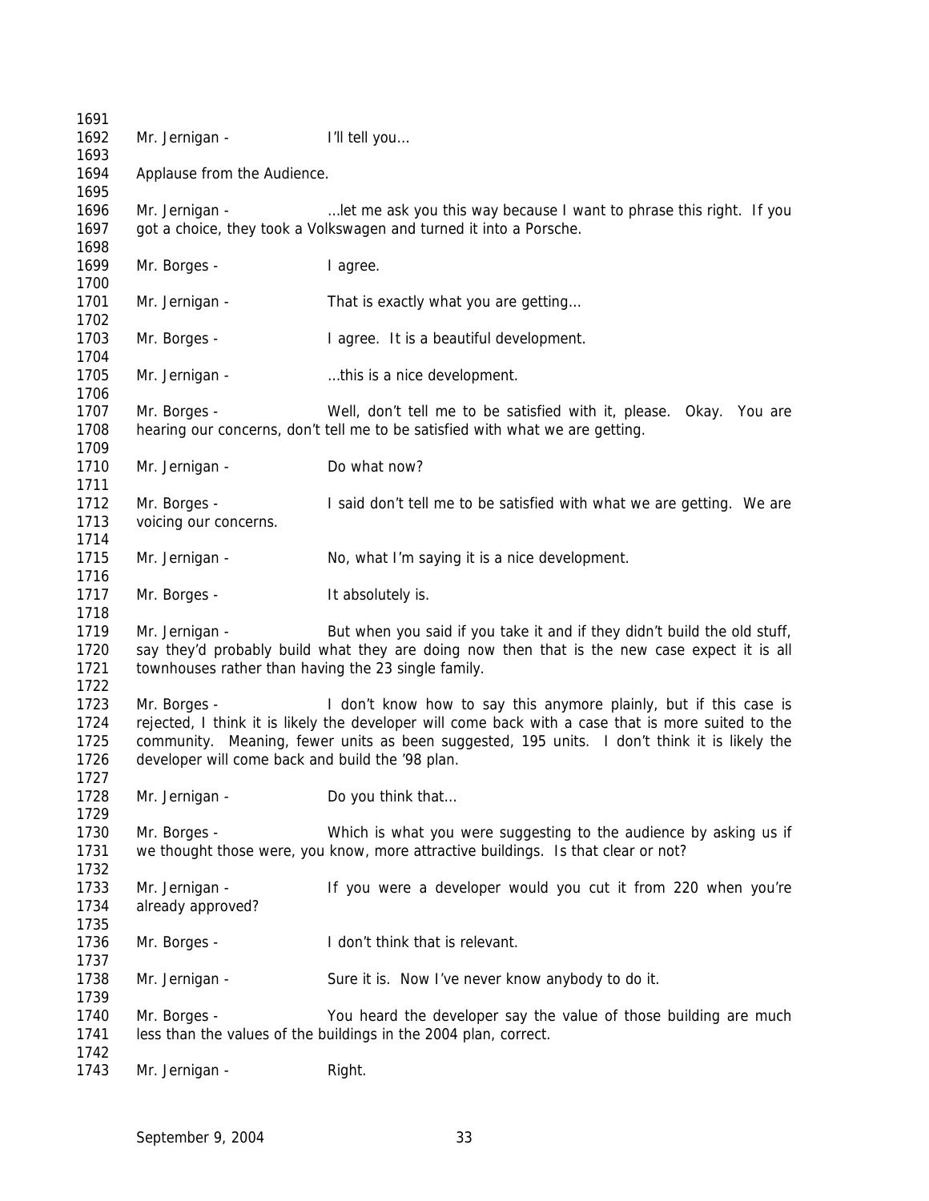Mr. Jernigan - I'll tell you…

Applause from the Audience.

Mr. Jernigan - …let me ask you this way because I want to phrase this right. If you got a choice, they took a Volkswagen and turned it into a Porsche.

Mr. Borges - I agree.

Mr. Jernigan - That is exactly what you are getting…

Mr. Borges - I agree. It is a beautiful development.

Mr. Jernigan - …this is a nice development.

Mr. Borges - Well, don't tell me to be satisfied with it, please. Okay. You are hearing our concerns, don't tell me to be satisfied with what we are getting.

Mr. Jernigan - Do what now?

Mr. Borges - I said don't tell me to be satisfied with what we are getting. We are voicing our concerns.

Mr. Jernigan - No, what I'm saying it is a nice development.

Mr. Borges - It absolutely is.

Mr. Jernigan - But when you said if you take it and if they didn't build the old stuff, say they'd probably build what they are doing now then that is the new case expect it is all townhouses rather than having the 23 single family.

Mr. Borges - I don't know how to say this anymore plainly, but if this case is rejected, I think it is likely the developer will come back with a case that is more suited to the community. Meaning, fewer units as been suggested, 195 units. I don't think it is likely the developer will come back and build the '98 plan.

Mr. Jernigan - Do you think that…

Mr. Borges - Which is what you were suggesting to the audience by asking us if we thought those were, you know, more attractive buildings. Is that clear or not?

Mr. Jernigan - If you were a developer would you cut it from 220 when you're already approved?

Mr. Borges - I don't think that is relevant.

Mr. Jernigan - Sure it is. Now I've never know anybody to do it.

Mr. Borges - You heard the developer say the value of those building are much less than the values of the buildings in the 2004 plan, correct.

Mr. Jernigan - Right.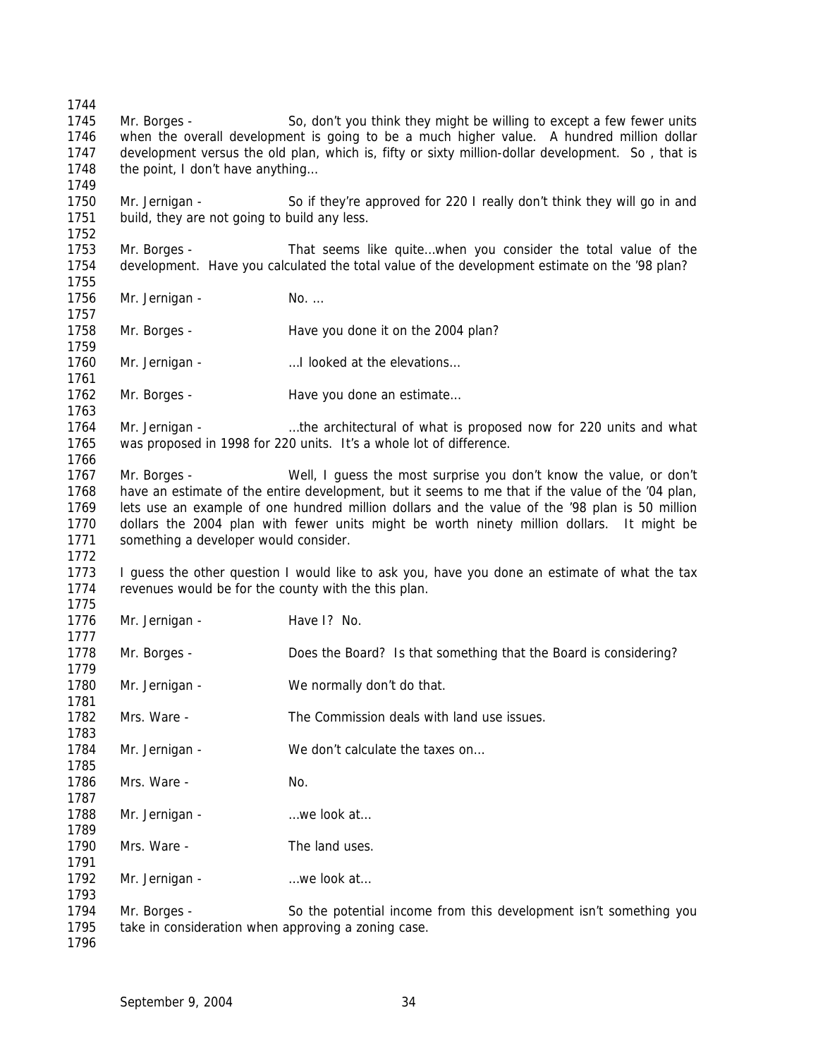1744

1745 Mr. Borges - So, don't you think they might be willing to except a few fewer units
1746 when the overall development is going to be a much higher value. A hundred million dollar
1747 development versus the old plan, which is, fifty or sixty million-dollar development. So , that is
1748 the point, I don't have anything…

1749

1750 Mr. Jernigan - So if they're approved for 220 I really don't think they will go in and
1751 build, they are not going to build any less.

1752

1753 Mr. Borges - That seems like quite…when you consider the total value of the
1754 development. Have you calculated the total value of the development estimate on the '98 plan?

1755

1756 Mr. Jernigan - No. …

1757

1758 Mr. Borges - Have you done it on the 2004 plan?

1759

1760 Mr. Jernigan - …I looked at the elevations…

1761

1762 Mr. Borges - Have you done an estimate…

1763

1764 Mr. Jernigan - …the architectural of what is proposed now for 220 units and what
1765 was proposed in 1998 for 220 units. It's a whole lot of difference.

1766

1767 Mr. Borges - Well, I guess the most surprise you don't know the value, or don't
1768 have an estimate of the entire development, but it seems to me that if the value of the '04 plan,
1769 lets use an example of one hundred million dollars and the value of the '98 plan is 50 million
1770 dollars the 2004 plan with fewer units might be worth ninety million dollars. It might be
1771 something a developer would consider.

1772

1773 I guess the other question I would like to ask you, have you done an estimate of what the tax
1774 revenues would be for the county with the this plan.

1775

1776 Mr. Jernigan - Have I? No.

1777

1778 Mr. Borges - Does the Board? Is that something that the Board is considering?

1779

1780 Mr. Jernigan - We normally don't do that.

1781

1782 Mrs. Ware - The Commission deals with land use issues.

1783

1784 Mr. Jernigan - We don't calculate the taxes on…

1785

1786 Mrs. Ware - No.

1787

1788 Mr. Jernigan - …we look at…

1789

1790 Mrs. Ware - The land uses.

1791

1792 Mr. Jernigan - …we look at…

1793

1794 Mr. Borges - So the potential income from this development isn't something you
1795 take in consideration when approving a zoning case.

1796

September 9, 2004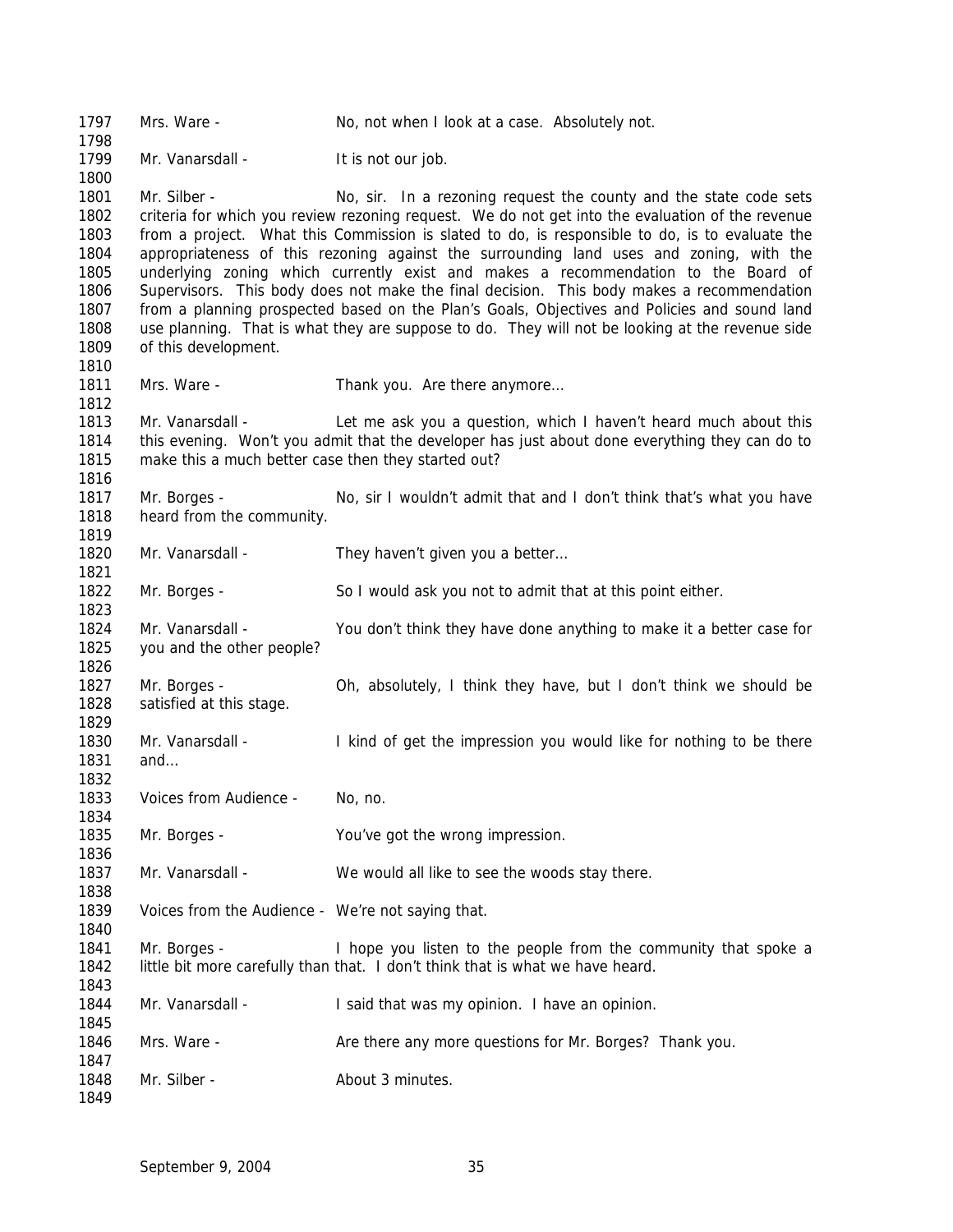Mrs. Ware - No, not when I look at a case. Absolutely not.

Mr. Vanarsdall - It is not our job.

Mr. Silber - No, sir. In a rezoning request the county and the state code sets criteria for which you review rezoning request. We do not get into the evaluation of the revenue from a project. What this Commission is slated to do, is responsible to do, is to evaluate the appropriateness of this rezoning against the surrounding land uses and zoning, with the underlying zoning which currently exist and makes a recommendation to the Board of Supervisors. This body does not make the final decision. This body makes a recommendation from a planning prospected based on the Plan's Goals, Objectives and Policies and sound land use planning. That is what they are suppose to do. They will not be looking at the revenue side of this development.

Mrs. Ware - Thank you. Are there anymore…

Mr. Vanarsdall - Let me ask you a question, which I haven't heard much about this this evening. Won't you admit that the developer has just about done everything they can do to make this a much better case then they started out?

Mr. Borges - No, sir I wouldn't admit that and I don't think that's what you have heard from the community.

Mr. Vanarsdall - They haven't given you a better…

Mr. Borges - So I would ask you not to admit that at this point either.

Mr. Vanarsdall - You don't think they have done anything to make it a better case for you and the other people?

Mr. Borges - Oh, absolutely, I think they have, but I don't think we should be satisfied at this stage.

Mr. Vanarsdall - I kind of get the impression you would like for nothing to be there and…

Voices from Audience - No, no.

Mr. Borges - You've got the wrong impression.

Mr. Vanarsdall - We would all like to see the woods stay there.

Voices from the Audience - We're not saying that.

Mr. Borges - I hope you listen to the people from the community that spoke a little bit more carefully than that. I don't think that is what we have heard.

Mr. Vanarsdall - I said that was my opinion. I have an opinion.

Mrs. Ware - Are there any more questions for Mr. Borges? Thank you.

Mr. Silber - About 3 minutes.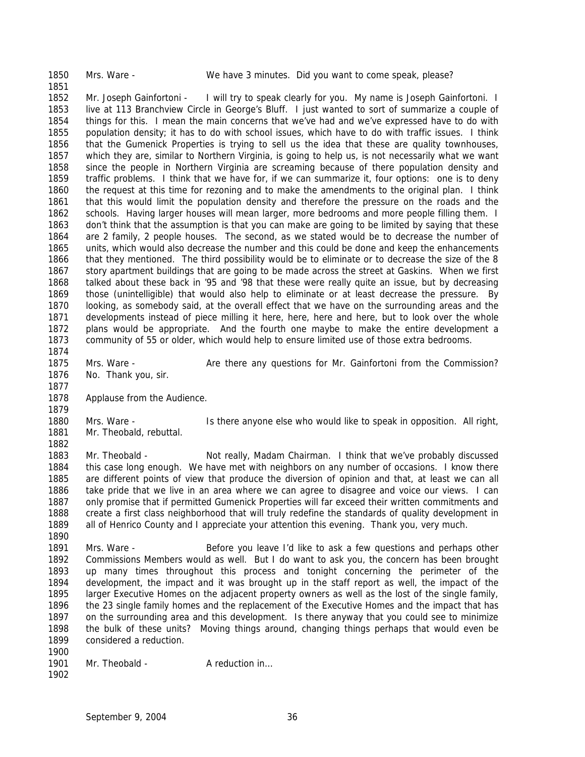Mrs. Ware - We have 3 minutes. Did you want to come speak, please?

Mr. Joseph Gainfortoni - I will try to speak clearly for you. My name is Joseph Gainfortoni. I live at 113 Branchview Circle in George's Bluff. I just wanted to sort of summarize a couple of things for this. I mean the main concerns that we've had and we've expressed have to do with population density; it has to do with school issues, which have to do with traffic issues. I think that the Gumenick Properties is trying to sell us the idea that these are quality townhouses, which they are, similar to Northern Virginia, is going to help us, is not necessarily what we want since the people in Northern Virginia are screaming because of there population density and traffic problems. I think that we have for, if we can summarize it, four options: one is to deny the request at this time for rezoning and to make the amendments to the original plan. I think that this would limit the population density and therefore the pressure on the roads and the schools. Having larger houses will mean larger, more bedrooms and more people filling them. I don't think that the assumption is that you can make are going to be limited by saying that these are 2 family, 2 people houses. The second, as we stated would be to decrease the number of units, which would also decrease the number and this could be done and keep the enhancements that they mentioned. The third possibility would be to eliminate or to decrease the size of the 8 story apartment buildings that are going to be made across the street at Gaskins. When we first talked about these back in '95 and '98 that these were really quite an issue, but by decreasing those (unintelligible) that would also help to eliminate or at least decrease the pressure. By looking, as somebody said, at the overall effect that we have on the surrounding areas and the developments instead of piece milling it here, here, here and here, but to look over the whole plans would be appropriate. And the fourth one maybe to make the entire development a community of 55 or older, which would help to ensure limited use of those extra bedrooms.

Mrs. Ware - Are there any questions for Mr. Gainfortoni from the Commission? No. Thank you, sir.

Applause from the Audience.

Mrs. Ware - Is there anyone else who would like to speak in opposition. All right, Mr. Theobald, rebuttal.

Mr. Theobald - Not really, Madam Chairman. I think that we've probably discussed this case long enough. We have met with neighbors on any number of occasions. I know there are different points of view that produce the diversion of opinion and that, at least we can all take pride that we live in an area where we can agree to disagree and voice our views. I can only promise that if permitted Gumenick Properties will far exceed their written commitments and create a first class neighborhood that will truly redefine the standards of quality development in all of Henrico County and I appreciate your attention this evening. Thank you, very much.

Mrs. Ware - Before you leave I'd like to ask a few questions and perhaps other Commissions Members would as well. But I do want to ask you, the concern has been brought up many times throughout this process and tonight concerning the perimeter of the development, the impact and it was brought up in the staff report as well, the impact of the larger Executive Homes on the adjacent property owners as well as the lost of the single family, the 23 single family homes and the replacement of the Executive Homes and the impact that has on the surrounding area and this development. Is there anyway that you could see to minimize the bulk of these units? Moving things around, changing things perhaps that would even be considered a reduction.

Mr. Theobald - A reduction in…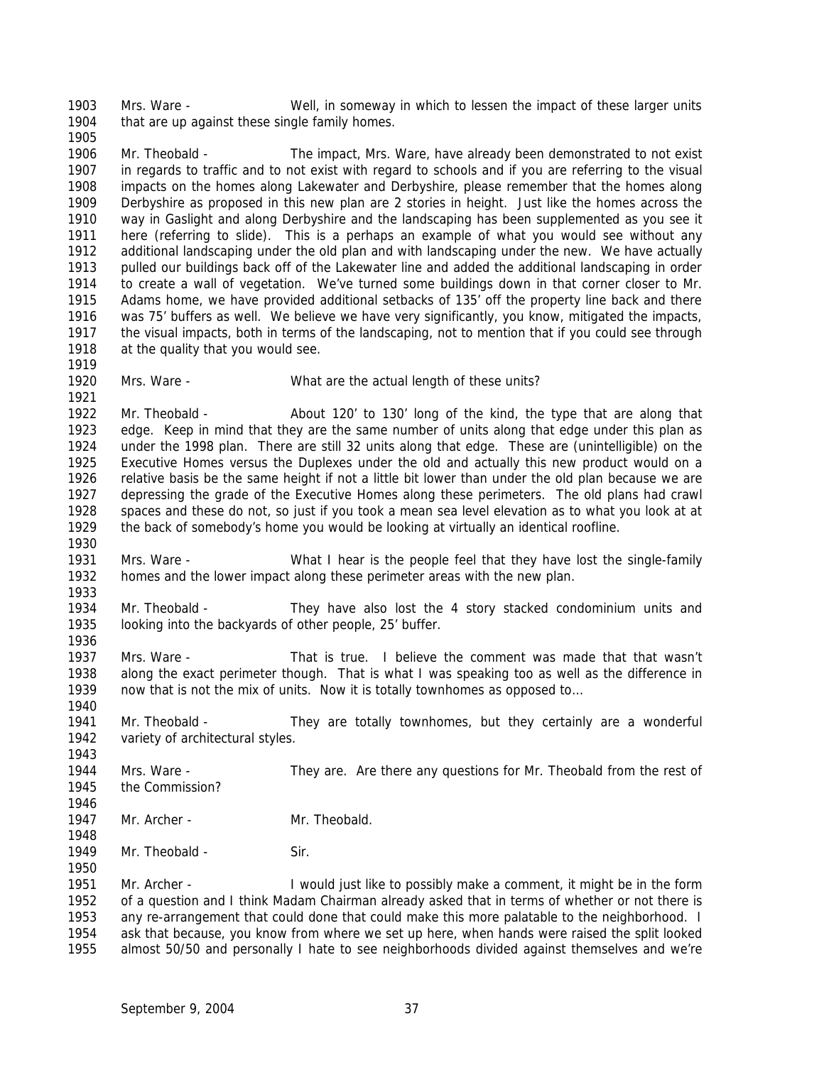Mrs. Ware - Well, in someway in which to lessen the impact of these larger units that are up against these single family homes.

Mr. Theobald - The impact, Mrs. Ware, have already been demonstrated to not exist in regards to traffic and to not exist with regard to schools and if you are referring to the visual impacts on the homes along Lakewater and Derbyshire, please remember that the homes along Derbyshire as proposed in this new plan are 2 stories in height. Just like the homes across the way in Gaslight and along Derbyshire and the landscaping has been supplemented as you see it here (referring to slide). This is a perhaps an example of what you would see without any additional landscaping under the old plan and with landscaping under the new. We have actually pulled our buildings back off of the Lakewater line and added the additional landscaping in order to create a wall of vegetation. We've turned some buildings down in that corner closer to Mr. Adams home, we have provided additional setbacks of 135' off the property line back and there was 75' buffers as well. We believe we have very significantly, you know, mitigated the impacts, the visual impacts, both in terms of the landscaping, not to mention that if you could see through at the quality that you would see.

Mrs. Ware - What are the actual length of these units?

Mr. Theobald - About 120' to 130' long of the kind, the type that are along that edge. Keep in mind that they are the same number of units along that edge under this plan as under the 1998 plan. There are still 32 units along that edge. These are (unintelligible) on the Executive Homes versus the Duplexes under the old and actually this new product would on a relative basis be the same height if not a little bit lower than under the old plan because we are depressing the grade of the Executive Homes along these perimeters. The old plans had crawl spaces and these do not, so just if you took a mean sea level elevation as to what you look at at the back of somebody's home you would be looking at virtually an identical roofline.

Mrs. Ware - What I hear is the people feel that they have lost the single-family homes and the lower impact along these perimeter areas with the new plan.

Mr. Theobald - They have also lost the 4 story stacked condominium units and looking into the backyards of other people, 25' buffer.

Mrs. Ware - That is true. I believe the comment was made that that wasn't along the exact perimeter though. That is what I was speaking too as well as the difference in now that is not the mix of units. Now it is totally townhomes as opposed to…

Mr. Theobald - They are totally townhomes, but they certainly are a wonderful variety of architectural styles.

Mrs. Ware - They are. Are there any questions for Mr. Theobald from the rest of the Commission?

Mr. Archer - Mr. Theobald.

Mr. Theobald - Sir.

Mr. Archer - I would just like to possibly make a comment, it might be in the form of a question and I think Madam Chairman already asked that in terms of whether or not there is any re-arrangement that could done that could make this more palatable to the neighborhood. I ask that because, you know from where we set up here, when hands were raised the split looked almost 50/50 and personally I hate to see neighborhoods divided against themselves and we're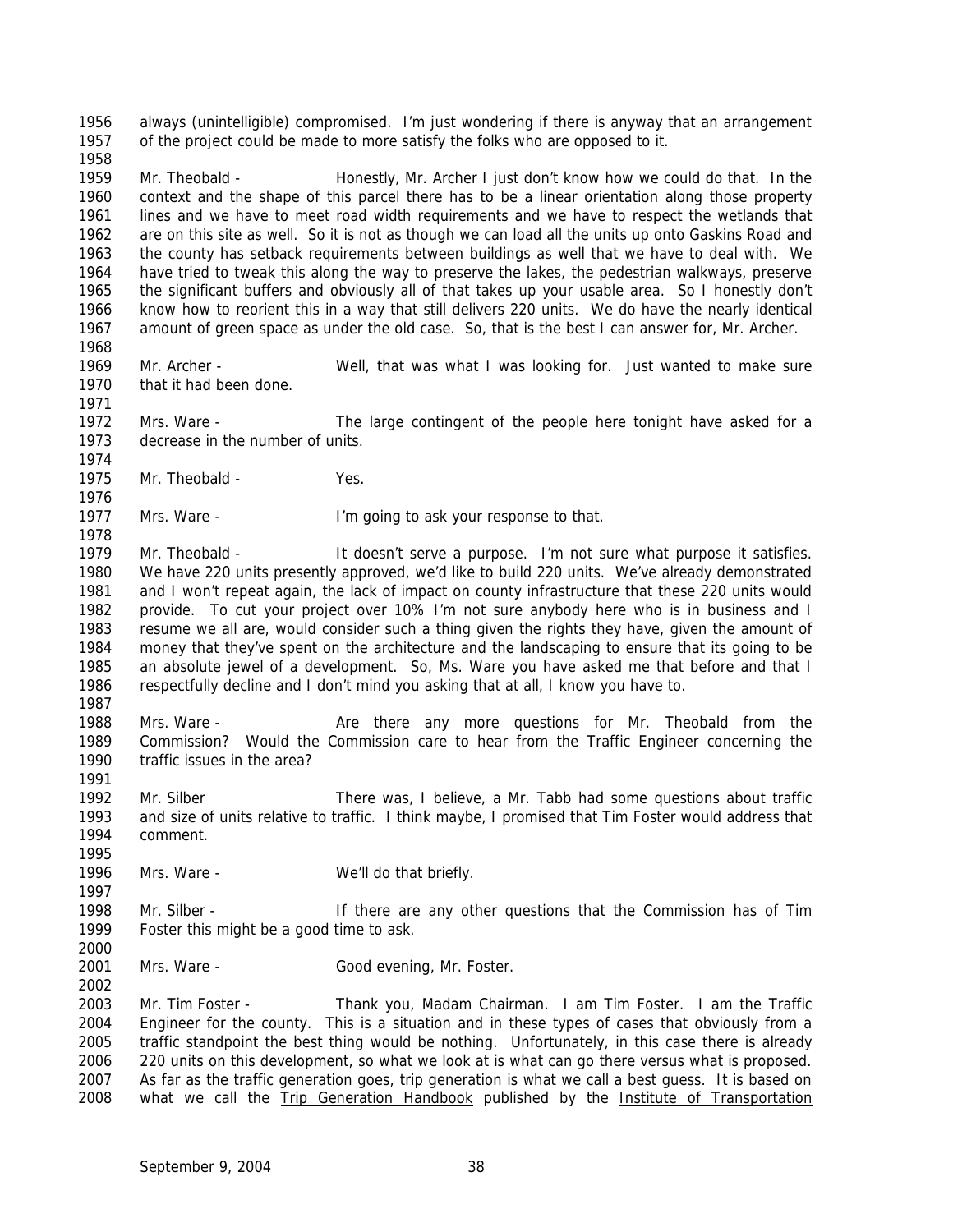always (unintelligible) compromised. I'm just wondering if there is anyway that an arrangement of the project could be made to more satisfy the folks who are opposed to it.

Mr. Theobald - Honestly, Mr. Archer I just don't know how we could do that. In the context and the shape of this parcel there has to be a linear orientation along those property lines and we have to meet road width requirements and we have to respect the wetlands that are on this site as well. So it is not as though we can load all the units up onto Gaskins Road and the county has setback requirements between buildings as well that we have to deal with. We have tried to tweak this along the way to preserve the lakes, the pedestrian walkways, preserve the significant buffers and obviously all of that takes up your usable area. So I honestly don't know how to reorient this in a way that still delivers 220 units. We do have the nearly identical amount of green space as under the old case. So, that is the best I can answer for, Mr. Archer.

Mr. Archer - Well, that was what I was looking for. Just wanted to make sure that it had been done.

Mrs. Ware - The large contingent of the people here tonight have asked for a decrease in the number of units.

Mr. Theobald - Yes.

Mrs. Ware - I'm going to ask your response to that.

Mr. Theobald - It doesn't serve a purpose. I'm not sure what purpose it satisfies. We have 220 units presently approved, we'd like to build 220 units. We've already demonstrated and I won't repeat again, the lack of impact on county infrastructure that these 220 units would provide. To cut your project over 10% I'm not sure anybody here who is in business and I resume we all are, would consider such a thing given the rights they have, given the amount of money that they've spent on the architecture and the landscaping to ensure that its going to be an absolute jewel of a development. So, Ms. Ware you have asked me that before and that I respectfully decline and I don't mind you asking that at all, I know you have to.

Mrs. Ware - Are there any more questions for Mr. Theobald from the Commission? Would the Commission care to hear from the Traffic Engineer concerning the traffic issues in the area?

Mr. Silber There was, I believe, a Mr. Tabb had some questions about traffic and size of units relative to traffic. I think maybe, I promised that Tim Foster would address that comment.

Mrs. Ware - We'll do that briefly.

Mr. Silber - If there are any other questions that the Commission has of Tim Foster this might be a good time to ask.

Mrs. Ware - Good evening, Mr. Foster.

Mr. Tim Foster - Thank you, Madam Chairman. I am Tim Foster. I am the Traffic Engineer for the county. This is a situation and in these types of cases that obviously from a traffic standpoint the best thing would be nothing. Unfortunately, in this case there is already 220 units on this development, so what we look at is what can go there versus what is proposed. As far as the traffic generation goes, trip generation is what we call a best guess. It is based on what we call the Trip Generation Handbook published by the Institute of Transportation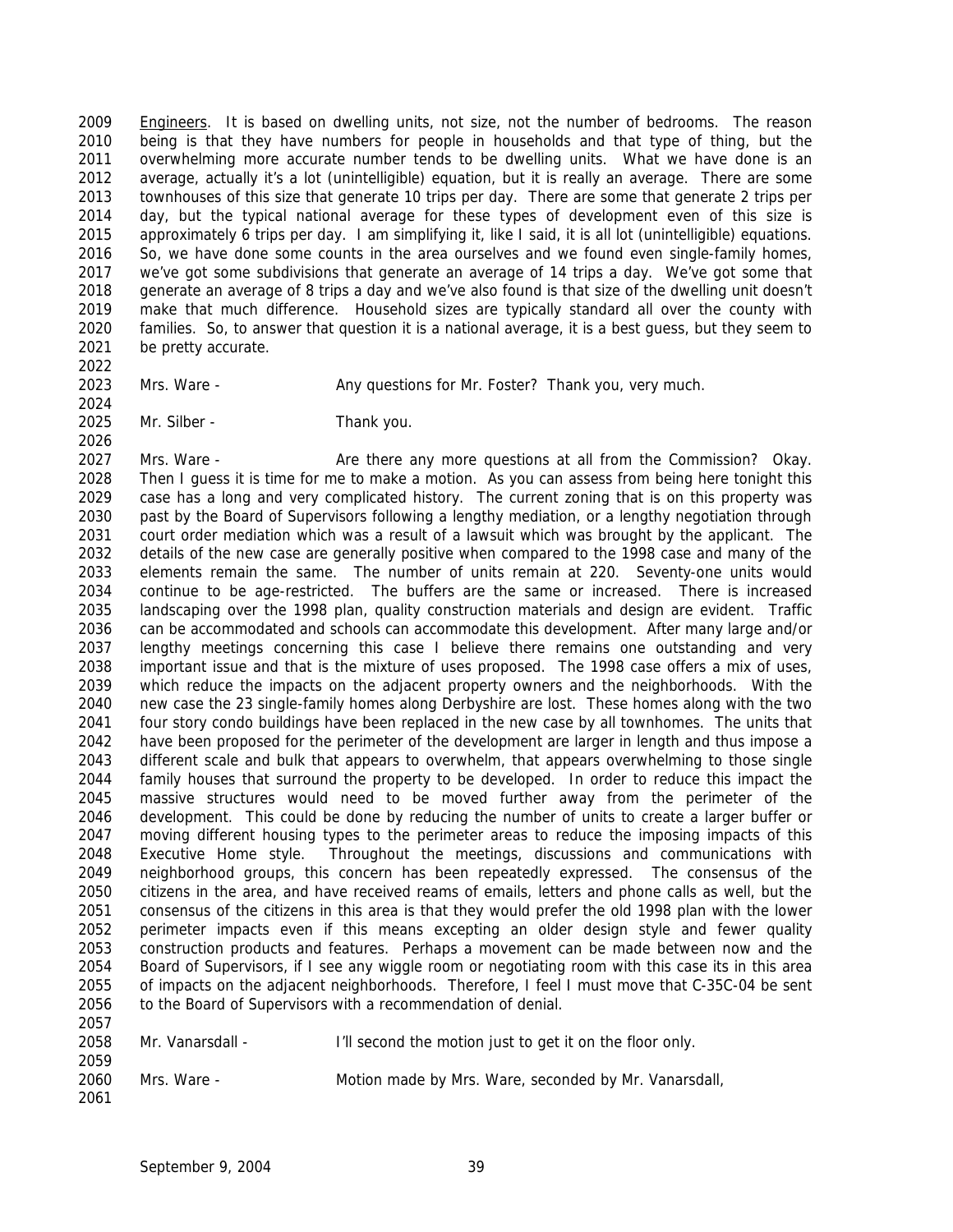Engineers. It is based on dwelling units, not size, not the number of bedrooms. The reason being is that they have numbers for people in households and that type of thing, but the overwhelming more accurate number tends to be dwelling units. What we have done is an average, actually it's a lot (unintelligible) equation, but it is really an average. There are some townhouses of this size that generate 10 trips per day. There are some that generate 2 trips per day, but the typical national average for these types of development even of this size is approximately 6 trips per day. I am simplifying it, like I said, it is all lot (unintelligible) equations. So, we have done some counts in the area ourselves and we found even single-family homes, we've got some subdivisions that generate an average of 14 trips a day. We've got some that generate an average of 8 trips a day and we've also found is that size of the dwelling unit doesn't make that much difference. Household sizes are typically standard all over the county with families. So, to answer that question it is a national average, it is a best guess, but they seem to be pretty accurate.

Mrs. Ware - Any questions for Mr. Foster? Thank you, very much.

Mr. Silber - Thank you.

Mrs. Ware - Are there any more questions at all from the Commission? Okay. Then I guess it is time for me to make a motion. As you can assess from being here tonight this case has a long and very complicated history. The current zoning that is on this property was past by the Board of Supervisors following a lengthy mediation, or a lengthy negotiation through court order mediation which was a result of a lawsuit which was brought by the applicant. The details of the new case are generally positive when compared to the 1998 case and many of the elements remain the same. The number of units remain at 220. Seventy-one units would continue to be age-restricted. The buffers are the same or increased. There is increased landscaping over the 1998 plan, quality construction materials and design are evident. Traffic can be accommodated and schools can accommodate this development. After many large and/or lengthy meetings concerning this case I believe there remains one outstanding and very important issue and that is the mixture of uses proposed. The 1998 case offers a mix of uses, which reduce the impacts on the adjacent property owners and the neighborhoods. With the new case the 23 single-family homes along Derbyshire are lost. These homes along with the two four story condo buildings have been replaced in the new case by all townhomes. The units that have been proposed for the perimeter of the development are larger in length and thus impose a different scale and bulk that appears to overwhelm, that appears overwhelming to those single family houses that surround the property to be developed. In order to reduce this impact the massive structures would need to be moved further away from the perimeter of the development. This could be done by reducing the number of units to create a larger buffer or moving different housing types to the perimeter areas to reduce the imposing impacts of this Executive Home style. Throughout the meetings, discussions and communications with neighborhood groups, this concern has been repeatedly expressed. The consensus of the citizens in the area, and have received reams of emails, letters and phone calls as well, but the consensus of the citizens in this area is that they would prefer the old 1998 plan with the lower perimeter impacts even if this means excepting an older design style and fewer quality construction products and features. Perhaps a movement can be made between now and the Board of Supervisors, if I see any wiggle room or negotiating room with this case its in this area of impacts on the adjacent neighborhoods. Therefore, I feel I must move that C-35C-04 be sent to the Board of Supervisors with a recommendation of denial.

Mr. Vanarsdall - I'll second the motion just to get it on the floor only.

Mrs. Ware - Motion made by Mrs. Ware, seconded by Mr. Vanarsdall,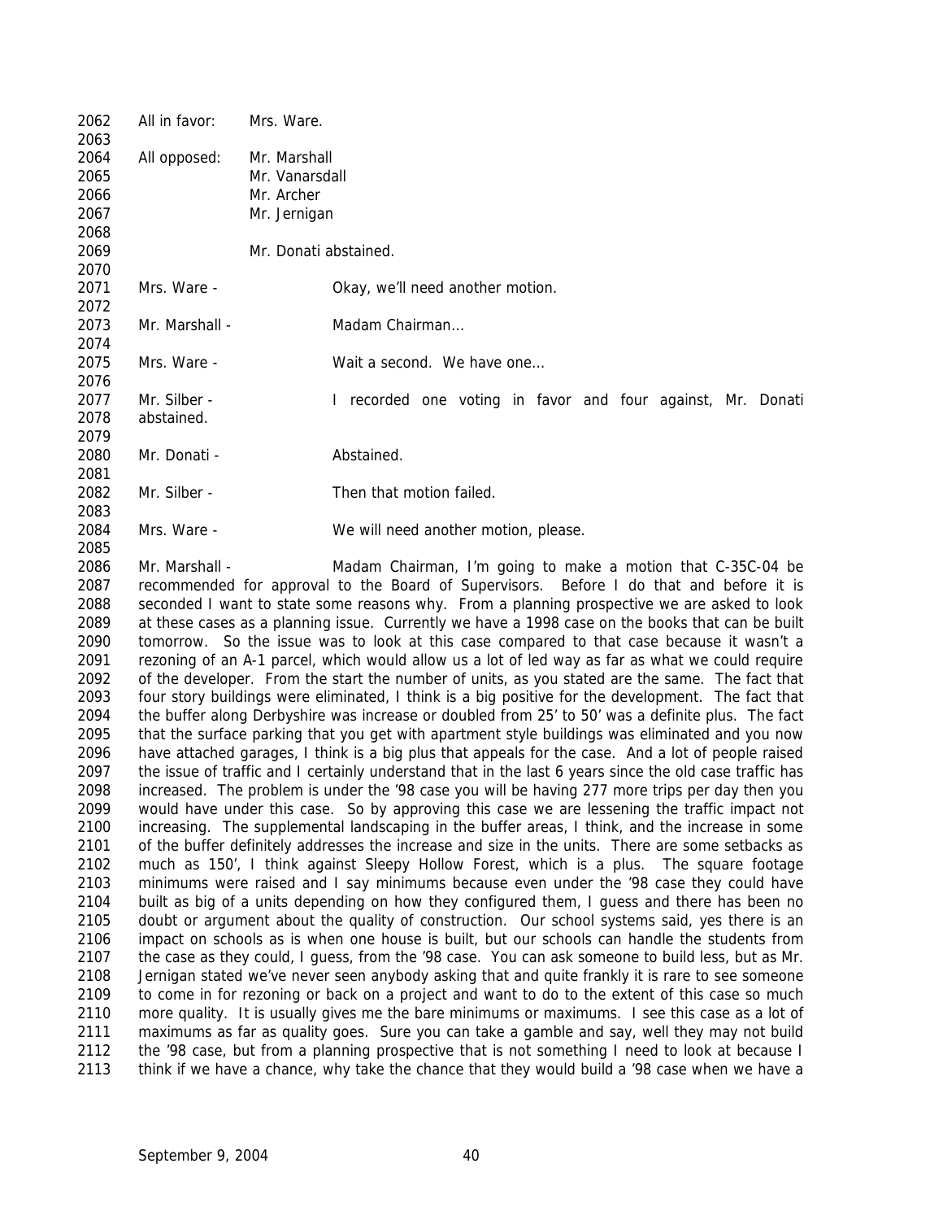All in favor: Mrs. Ware.

All opposed: Mr. Marshall
Mr. Vanarsdall
Mr. Archer
Mr. Jernigan

Mr. Donati abstained.

Mrs. Ware - Okay, we'll need another motion.

Mr. Marshall - Madam Chairman…

Mrs. Ware - Wait a second. We have one…

Mr. Silber - I recorded one voting in favor and four against, Mr. Donati abstained.

Mr. Donati - Abstained.

Mr. Silber - Then that motion failed.

Mrs. Ware - We will need another motion, please.

Mr. Marshall - Madam Chairman, I'm going to make a motion that C-35C-04 be recommended for approval to the Board of Supervisors. Before I do that and before it is seconded I want to state some reasons why. From a planning prospective we are asked to look at these cases as a planning issue. Currently we have a 1998 case on the books that can be built tomorrow. So the issue was to look at this case compared to that case because it wasn't a rezoning of an A-1 parcel, which would allow us a lot of led way as far as what we could require of the developer. From the start the number of units, as you stated are the same. The fact that four story buildings were eliminated, I think is a big positive for the development. The fact that the buffer along Derbyshire was increase or doubled from 25' to 50' was a definite plus. The fact that the surface parking that you get with apartment style buildings was eliminated and you now have attached garages, I think is a big plus that appeals for the case. And a lot of people raised the issue of traffic and I certainly understand that in the last 6 years since the old case traffic has increased. The problem is under the '98 case you will be having 277 more trips per day then you would have under this case. So by approving this case we are lessening the traffic impact not increasing. The supplemental landscaping in the buffer areas, I think, and the increase in some of the buffer definitely addresses the increase and size in the units. There are some setbacks as much as 150', I think against Sleepy Hollow Forest, which is a plus. The square footage minimums were raised and I say minimums because even under the '98 case they could have built as big of a units depending on how they configured them, I guess and there has been no doubt or argument about the quality of construction. Our school systems said, yes there is an impact on schools as is when one house is built, but our schools can handle the students from the case as they could, I guess, from the '98 case. You can ask someone to build less, but as Mr. Jernigan stated we've never seen anybody asking that and quite frankly it is rare to see someone to come in for rezoning or back on a project and want to do to the extent of this case so much more quality. It is usually gives me the bare minimums or maximums. I see this case as a lot of maximums as far as quality goes. Sure you can take a gamble and say, well they may not build the '98 case, but from a planning prospective that is not something I need to look at because I think if we have a chance, why take the chance that they would build a '98 case when we have a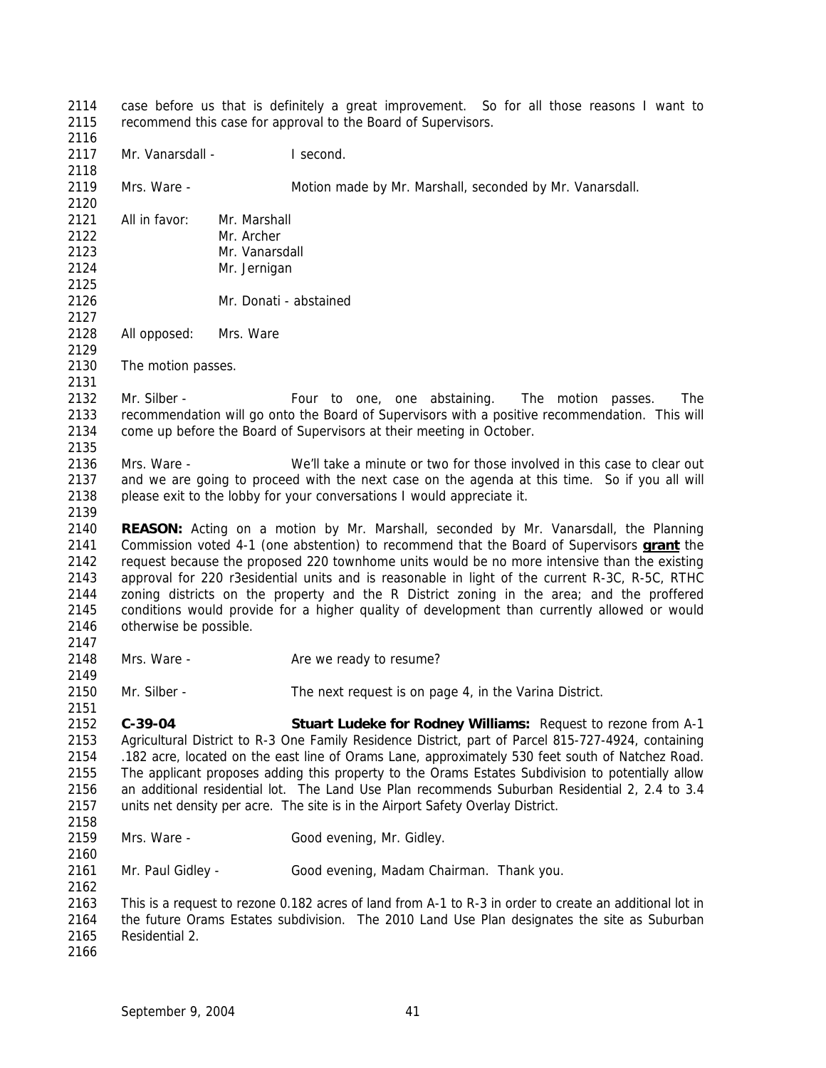case before us that is definitely a great improvement. So for all those reasons I want to recommend this case for approval to the Board of Supervisors.

Mr. Vanarsdall - I second.

Mrs. Ware - Motion made by Mr. Marshall, seconded by Mr. Vanarsdall.

All in favor: Mr. Marshall
Mr. Archer
Mr. Vanarsdall
Mr. Jernigan

Mr. Donati - abstained

All opposed: Mrs. Ware

The motion passes.

Mr. Silber - Four to one, one abstaining. The motion passes. The recommendation will go onto the Board of Supervisors with a positive recommendation. This will come up before the Board of Supervisors at their meeting in October.

Mrs. Ware - We'll take a minute or two for those involved in this case to clear out and we are going to proceed with the next case on the agenda at this time. So if you all will please exit to the lobby for your conversations I would appreciate it.

**REASON:** Acting on a motion by Mr. Marshall, seconded by Mr. Vanarsdall, the Planning Commission voted 4-1 (one abstention) to recommend that the Board of Supervisors **grant** the request because the proposed 220 townhome units would be no more intensive than the existing approval for 220 r3esidential units and is reasonable in light of the current R-3C, R-5C, RTHC zoning districts on the property and the R District zoning in the area; and the proffered conditions would provide for a higher quality of development than currently allowed or would otherwise be possible.

Mrs. Ware - Are we ready to resume?

Mr. Silber - The next request is on page 4, in the Varina District.

**C-39-04** **Stuart Ludeke for Rodney Williams:** Request to rezone from A-1 Agricultural District to R-3 One Family Residence District, part of Parcel 815-727-4924, containing .182 acre, located on the east line of Orams Lane, approximately 530 feet south of Natchez Road. The applicant proposes adding this property to the Orams Estates Subdivision to potentially allow an additional residential lot. The Land Use Plan recommends Suburban Residential 2, 2.4 to 3.4 units net density per acre. The site is in the Airport Safety Overlay District.

Mrs. Ware - Good evening, Mr. Gidley.

Mr. Paul Gidley - Good evening, Madam Chairman. Thank you.

This is a request to rezone 0.182 acres of land from A-1 to R-3 in order to create an additional lot in the future Orams Estates subdivision. The 2010 Land Use Plan designates the site as Suburban Residential 2.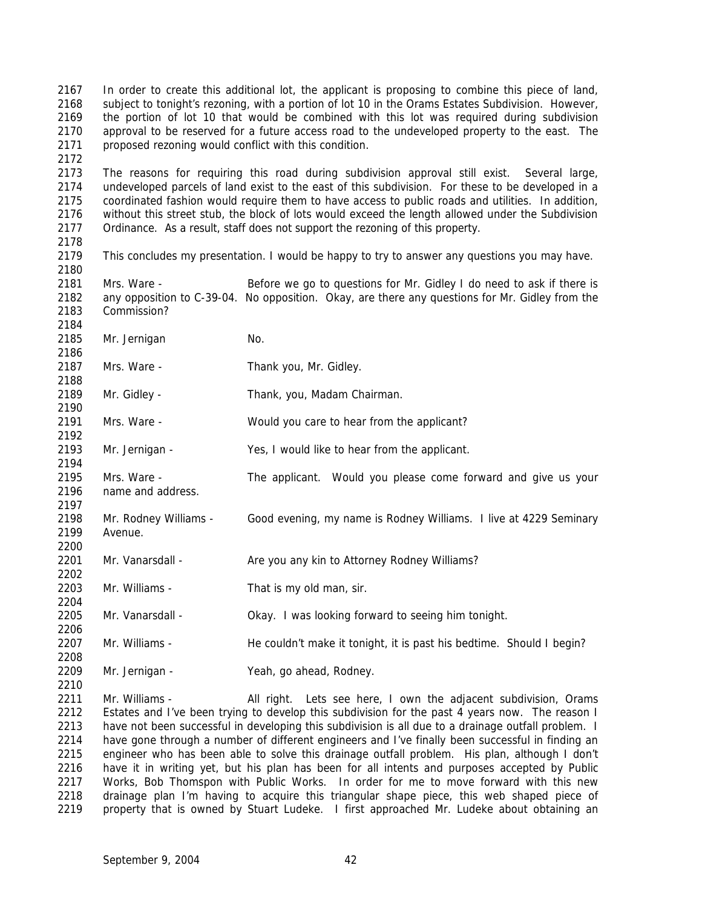In order to create this additional lot, the applicant is proposing to combine this piece of land, subject to tonight's rezoning, with a portion of lot 10 in the Orams Estates Subdivision. However, the portion of lot 10 that would be combined with this lot was required during subdivision approval to be reserved for a future access road to the undeveloped property to the east. The proposed rezoning would conflict with this condition.

The reasons for requiring this road during subdivision approval still exist. Several large, undeveloped parcels of land exist to the east of this subdivision. For these to be developed in a coordinated fashion would require them to have access to public roads and utilities. In addition, without this street stub, the block of lots would exceed the length allowed under the Subdivision Ordinance. As a result, staff does not support the rezoning of this property.

This concludes my presentation. I would be happy to try to answer any questions you may have.

Mrs. Ware - Before we go to questions for Mr. Gidley I do need to ask if there is any opposition to C-39-04. No opposition. Okay, are there any questions for Mr. Gidley from the Commission?

Mr. Jernigan No.

Mrs. Ware - Thank you, Mr. Gidley.

Mr. Gidley - Thank, you, Madam Chairman.

Mrs. Ware - Would you care to hear from the applicant?

Mr. Jernigan - Yes, I would like to hear from the applicant.

Mrs. Ware - The applicant. Would you please come forward and give us your name and address.

Mr. Rodney Williams - Good evening, my name is Rodney Williams. I live at 4229 Seminary Avenue.

Mr. Vanarsdall - Are you any kin to Attorney Rodney Williams?

Mr. Williams - That is my old man, sir.

Mr. Vanarsdall - Okay. I was looking forward to seeing him tonight.

Mr. Williams - He couldn't make it tonight, it is past his bedtime. Should I begin?

Mr. Jernigan - Yeah, go ahead, Rodney.

Mr. Williams - All right. Lets see here, I own the adjacent subdivision, Orams Estates and I've been trying to develop this subdivision for the past 4 years now. The reason I have not been successful in developing this subdivision is all due to a drainage outfall problem. I have gone through a number of different engineers and I've finally been successful in finding an engineer who has been able to solve this drainage outfall problem. His plan, although I don't have it in writing yet, but his plan has been for all intents and purposes accepted by Public Works, Bob Thomspon with Public Works. In order for me to move forward with this new drainage plan I'm having to acquire this triangular shape piece, this web shaped piece of property that is owned by Stuart Ludeke. I first approached Mr. Ludeke about obtaining an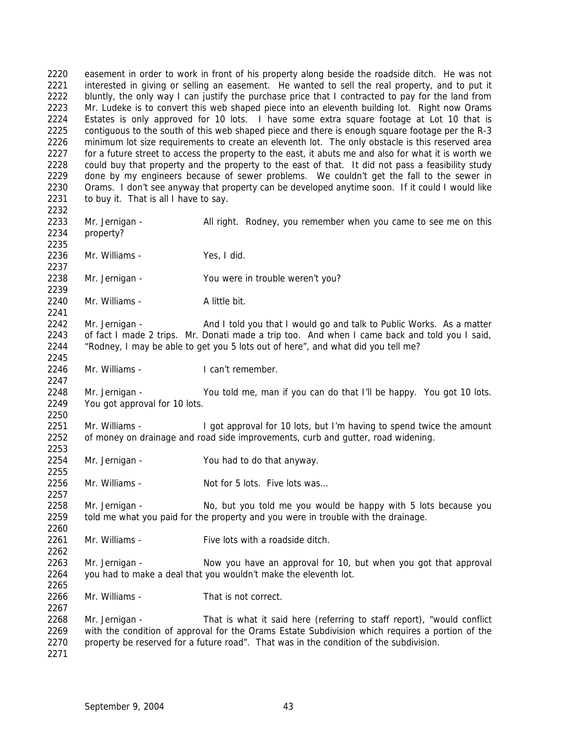easement in order to work in front of his property along beside the roadside ditch. He was not interested in giving or selling an easement. He wanted to sell the real property, and to put it bluntly, the only way I can justify the purchase price that I contracted to pay for the land from Mr. Ludeke is to convert this web shaped piece into an eleventh building lot. Right now Orams Estates is only approved for 10 lots. I have some extra square footage at Lot 10 that is contiguous to the south of this web shaped piece and there is enough square footage per the R-3 minimum lot size requirements to create an eleventh lot. The only obstacle is this reserved area for a future street to access the property to the east, it abuts me and also for what it is worth we could buy that property and the property to the east of that. It did not pass a feasibility study done by my engineers because of sewer problems. We couldn't get the fall to the sewer in Orams. I don't see anyway that property can be developed anytime soon. If it could I would like to buy it. That is all I have to say.

Mr. Jernigan - All right. Rodney, you remember when you came to see me on this property?

Mr. Williams - Yes, I did.

Mr. Jernigan - You were in trouble weren't you?

Mr. Williams - A little bit.

Mr. Jernigan - And I told you that I would go and talk to Public Works. As a matter of fact I made 2 trips. Mr. Donati made a trip too. And when I came back and told you I said, "Rodney, I may be able to get you 5 lots out of here", and what did you tell me?

Mr. Williams - I can't remember.

Mr. Jernigan - You told me, man if you can do that I'll be happy. You got 10 lots. You got approval for 10 lots.

Mr. Williams - I got approval for 10 lots, but I'm having to spend twice the amount of money on drainage and road side improvements, curb and gutter, road widening.

Mr. Jernigan - You had to do that anyway.

Mr. Williams - Not for 5 lots. Five lots was…

Mr. Jernigan - No, but you told me you would be happy with 5 lots because you told me what you paid for the property and you were in trouble with the drainage.

Mr. Williams - Five lots with a roadside ditch.

Mr. Jernigan - Now you have an approval for 10, but when you got that approval you had to make a deal that you wouldn't make the eleventh lot.

Mr. Williams - That is not correct.

Mr. Jernigan - That is what it said here (referring to staff report), "would conflict with the condition of approval for the Orams Estate Subdivision which requires a portion of the property be reserved for a future road". That was in the condition of the subdivision.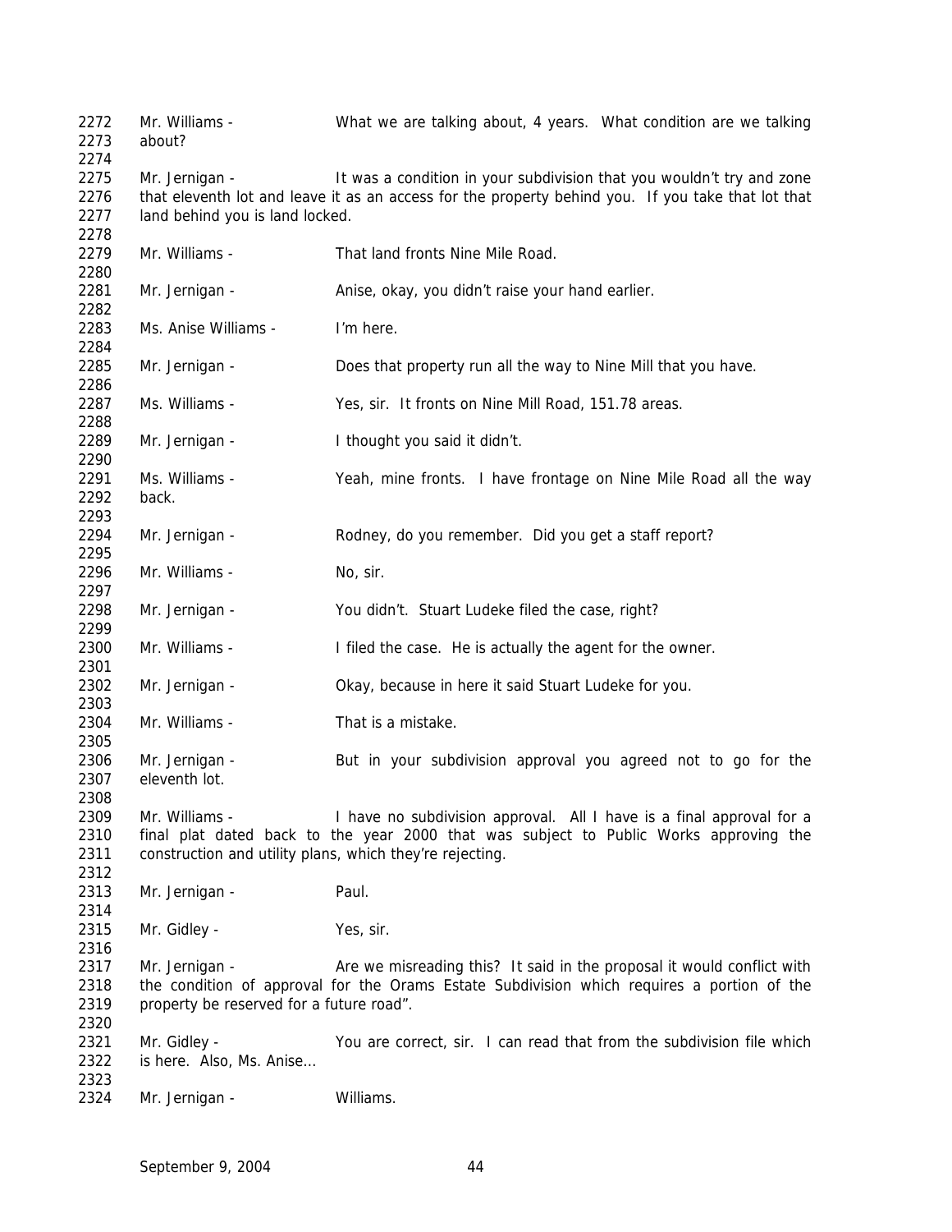2272 Mr. Williams - What we are talking about, 4 years. What condition are we talking
2273 about?

2275 Mr. Jernigan - It was a condition in your subdivision that you wouldn't try and zone
2276 that eleventh lot and leave it as an access for the property behind you. If you take that lot that
2277 land behind you is land locked.

2279 Mr. Williams - That land fronts Nine Mile Road.

2281 Mr. Jernigan - Anise, okay, you didn't raise your hand earlier.

2283 Ms. Anise Williams - I'm here.

2285 Mr. Jernigan - Does that property run all the way to Nine Mill that you have.

2287 Ms. Williams - Yes, sir. It fronts on Nine Mill Road, 151.78 areas.

2289 Mr. Jernigan - I thought you said it didn't.

2291 Ms. Williams - Yeah, mine fronts. I have frontage on Nine Mile Road all the way
2292 back.

2294 Mr. Jernigan - Rodney, do you remember. Did you get a staff report?

2296 Mr. Williams - No, sir.

2298 Mr. Jernigan - You didn't. Stuart Ludeke filed the case, right?

2300 Mr. Williams - I filed the case. He is actually the agent for the owner.

2302 Mr. Jernigan - Okay, because in here it said Stuart Ludeke for you.

2304 Mr. Williams - That is a mistake.

2306 Mr. Jernigan - But in your subdivision approval you agreed not to go for the
2307 eleventh lot.

2309 Mr. Williams - I have no subdivision approval. All I have is a final approval for a
2310 final plat dated back to the year 2000 that was subject to Public Works approving the
2311 construction and utility plans, which they're rejecting.

2313 Mr. Jernigan - Paul.

2315 Mr. Gidley - Yes, sir.

2317 Mr. Jernigan - Are we misreading this? It said in the proposal it would conflict with
2318 the condition of approval for the Orams Estate Subdivision which requires a portion of the
2319 property be reserved for a future road".

2321 Mr. Gidley - You are correct, sir. I can read that from the subdivision file which
2322 is here. Also, Ms. Anise…

2324 Mr. Jernigan - Williams.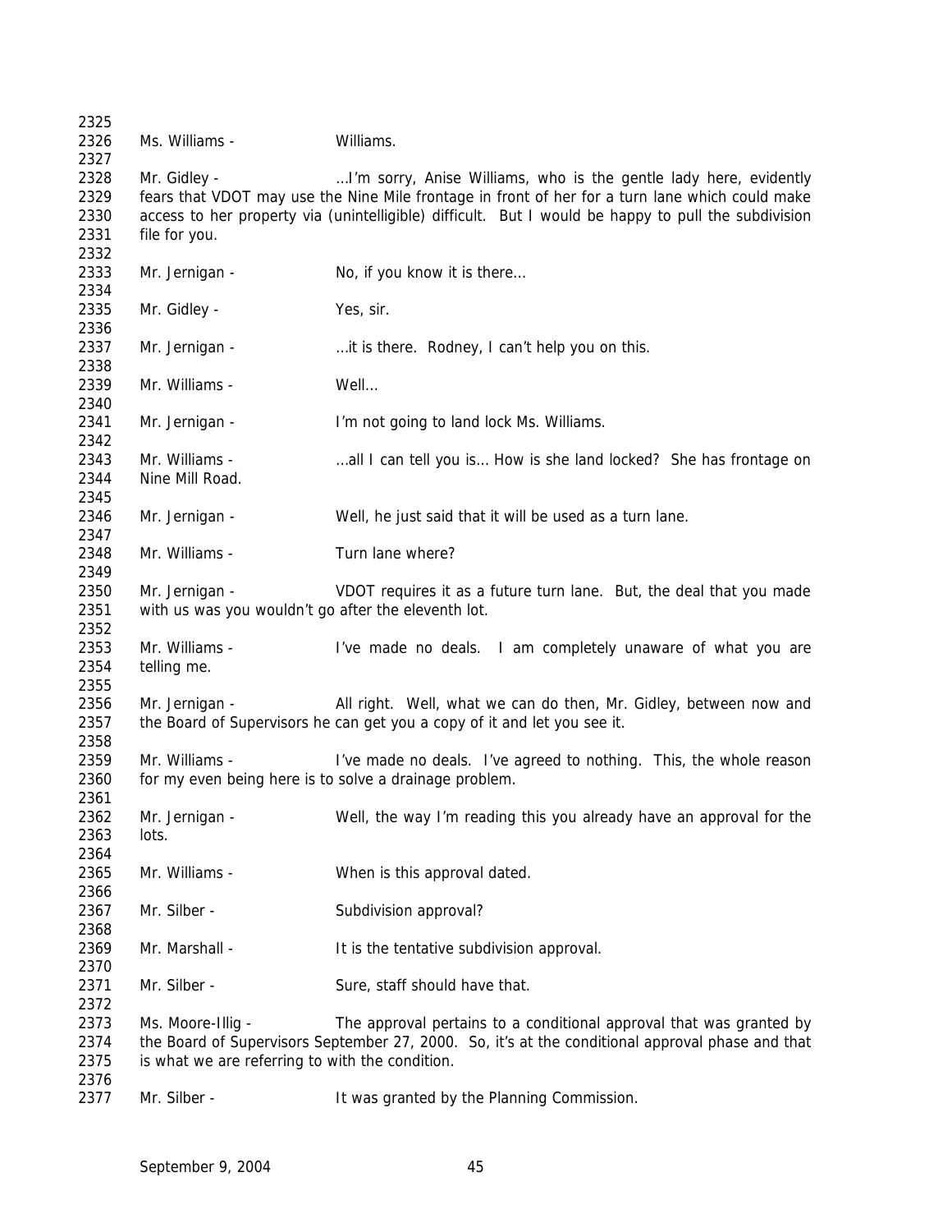2325

2326 Ms. Williams - Williams.

2327

2328 Mr. Gidley - …I'm sorry, Anise Williams, who is the gentle lady here, evidently
2329 fears that VDOT may use the Nine Mile frontage in front of her for a turn lane which could make
2330 access to her property via (unintelligible) difficult. But I would be happy to pull the subdivision
2331 file for you.

2332

2333 Mr. Jernigan - No, if you know it is there…

2334

2335 Mr. Gidley - Yes, sir.

2336

2337 Mr. Jernigan - …it is there. Rodney, I can't help you on this.

2338

2339 Mr. Williams - Well…

2340

2341 Mr. Jernigan - I'm not going to land lock Ms. Williams.

2342

2343 Mr. Williams - …all I can tell you is… How is she land locked? She has frontage on
2344 Nine Mill Road.

2345

2346 Mr. Jernigan - Well, he just said that it will be used as a turn lane.

2347

2348 Mr. Williams - Turn lane where?

2349

2350 Mr. Jernigan - VDOT requires it as a future turn lane. But, the deal that you made
2351 with us was you wouldn't go after the eleventh lot.

2352

2353 Mr. Williams - I've made no deals. I am completely unaware of what you are
2354 telling me.

2355

2356 Mr. Jernigan - All right. Well, what we can do then, Mr. Gidley, between now and
2357 the Board of Supervisors he can get you a copy of it and let you see it.

2358

2359 Mr. Williams - I've made no deals. I've agreed to nothing. This, the whole reason
2360 for my even being here is to solve a drainage problem.

2361

2362 Mr. Jernigan - Well, the way I'm reading this you already have an approval for the
2363 lots.

2364

2365 Mr. Williams - When is this approval dated.

2366

2367 Mr. Silber - Subdivision approval?

2368

2369 Mr. Marshall - It is the tentative subdivision approval.

2370

2371 Mr. Silber - Sure, staff should have that.

2372

2373 Ms. Moore-Illig - The approval pertains to a conditional approval that was granted by
2374 the Board of Supervisors September 27, 2000. So, it's at the conditional approval phase and that
2375 is what we are referring to with the condition.

2376

2377 Mr. Silber - It was granted by the Planning Commission.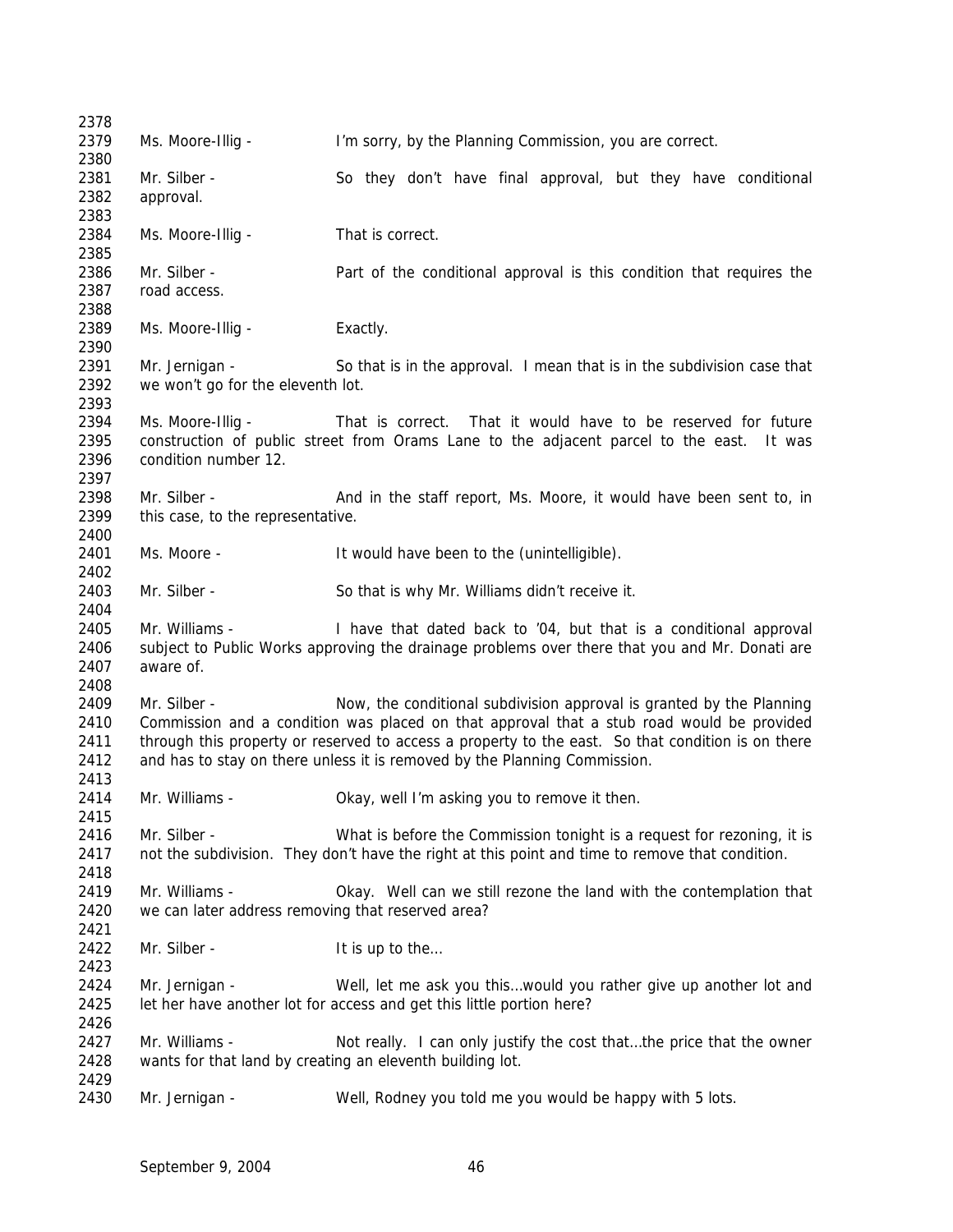Ms. Moore-Illig - I'm sorry, by the Planning Commission, you are correct.

Mr. Silber - So they don't have final approval, but they have conditional approval.

Ms. Moore-Illig - That is correct.

Mr. Silber - Part of the conditional approval is this condition that requires the road access.

Ms. Moore-Illig - Exactly.

Mr. Jernigan - So that is in the approval. I mean that is in the subdivision case that we won't go for the eleventh lot.

Ms. Moore-Illig - That is correct. That it would have to be reserved for future construction of public street from Orams Lane to the adjacent parcel to the east. It was condition number 12.

Mr. Silber - And in the staff report, Ms. Moore, it would have been sent to, in this case, to the representative.

Ms. Moore - It would have been to the (unintelligible).

Mr. Silber - So that is why Mr. Williams didn't receive it.

Mr. Williams - I have that dated back to '04, but that is a conditional approval subject to Public Works approving the drainage problems over there that you and Mr. Donati are aware of.

Mr. Silber - Now, the conditional subdivision approval is granted by the Planning Commission and a condition was placed on that approval that a stub road would be provided through this property or reserved to access a property to the east. So that condition is on there and has to stay on there unless it is removed by the Planning Commission.

Mr. Williams - Okay, well I'm asking you to remove it then.

Mr. Silber - What is before the Commission tonight is a request for rezoning, it is not the subdivision. They don't have the right at this point and time to remove that condition.

Mr. Williams - Okay. Well can we still rezone the land with the contemplation that we can later address removing that reserved area?

Mr. Silber - It is up to the…

Mr. Jernigan - Well, let me ask you this…would you rather give up another lot and let her have another lot for access and get this little portion here?

Mr. Williams - Not really. I can only justify the cost that…the price that the owner wants for that land by creating an eleventh building lot.

Mr. Jernigan - Well, Rodney you told me you would be happy with 5 lots.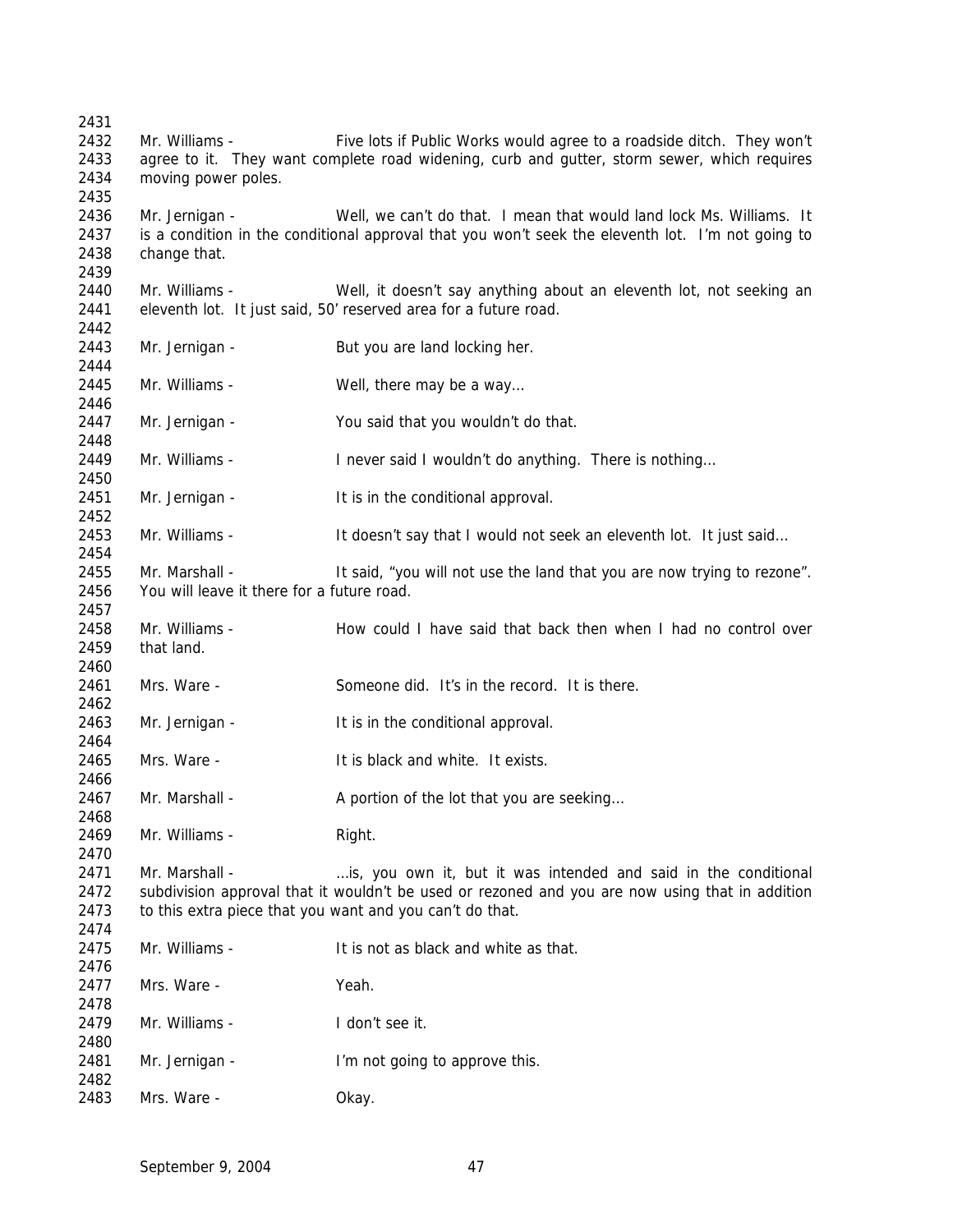Mr. Williams - Five lots if Public Works would agree to a roadside ditch. They won't agree to it. They want complete road widening, curb and gutter, storm sewer, which requires moving power poles.

Mr. Jernigan - Well, we can't do that. I mean that would land lock Ms. Williams. It is a condition in the conditional approval that you won't seek the eleventh lot. I'm not going to change that.

Mr. Williams - Well, it doesn't say anything about an eleventh lot, not seeking an eleventh lot. It just said, 50' reserved area for a future road.

Mr. Jernigan - But you are land locking her.

Mr. Williams - Well, there may be a way…

Mr. Jernigan - You said that you wouldn't do that.

Mr. Williams - I never said I wouldn't do anything. There is nothing…

Mr. Jernigan - It is in the conditional approval.

Mr. Williams - It doesn't say that I would not seek an eleventh lot. It just said…

Mr. Marshall - It said, "you will not use the land that you are now trying to rezone". You will leave it there for a future road.

Mr. Williams - How could I have said that back then when I had no control over that land.

Mrs. Ware - Someone did. It's in the record. It is there.

Mr. Jernigan - It is in the conditional approval.

Mrs. Ware - It is black and white. It exists.

Mr. Marshall - A portion of the lot that you are seeking…

Mr. Williams - Right.

Mr. Marshall - …is, you own it, but it was intended and said in the conditional subdivision approval that it wouldn't be used or rezoned and you are now using that in addition to this extra piece that you want and you can't do that.

Mr. Williams - It is not as black and white as that.

Mrs. Ware - Yeah.

Mr. Williams - I don't see it.

Mr. Jernigan - I'm not going to approve this.

Mrs. Ware - Okay.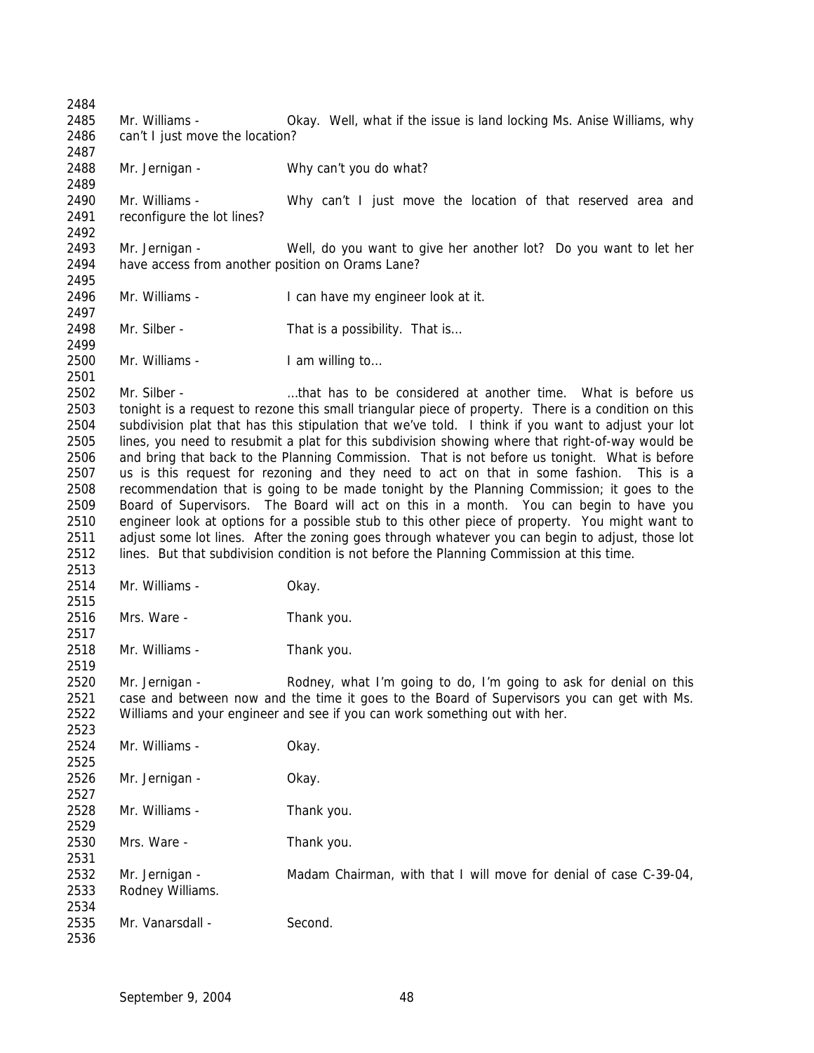Mr. Williams - Okay. Well, what if the issue is land locking Ms. Anise Williams, why can't I just move the location?

Mr. Jernigan - Why can't you do what?

Mr. Williams - Why can't I just move the location of that reserved area and reconfigure the lot lines?

Mr. Jernigan - Well, do you want to give her another lot? Do you want to let her have access from another position on Orams Lane?

Mr. Williams - I can have my engineer look at it.

Mr. Silber - That is a possibility. That is…

Mr. Williams - I am willing to…

Mr. Silber - …that has to be considered at another time. What is before us tonight is a request to rezone this small triangular piece of property. There is a condition on this subdivision plat that has this stipulation that we've told. I think if you want to adjust your lot lines, you need to resubmit a plat for this subdivision showing where that right-of-way would be and bring that back to the Planning Commission. That is not before us tonight. What is before us is this request for rezoning and they need to act on that in some fashion. This is a recommendation that is going to be made tonight by the Planning Commission; it goes to the Board of Supervisors. The Board will act on this in a month. You can begin to have you engineer look at options for a possible stub to this other piece of property. You might want to adjust some lot lines. After the zoning goes through whatever you can begin to adjust, those lot lines. But that subdivision condition is not before the Planning Commission at this time.

Mr. Williams - Okay.

Mrs. Ware - Thank you.

Mr. Williams - Thank you.

Mr. Jernigan - Rodney, what I'm going to do, I'm going to ask for denial on this case and between now and the time it goes to the Board of Supervisors you can get with Ms. Williams and your engineer and see if you can work something out with her.

Mr. Williams - Okay.

Mr. Jernigan - Okay.

Mr. Williams - Thank you.

Mrs. Ware - Thank you.

Mr. Jernigan - Madam Chairman, with that I will move for denial of case C-39-04, Rodney Williams.

Mr. Vanarsdall - Second.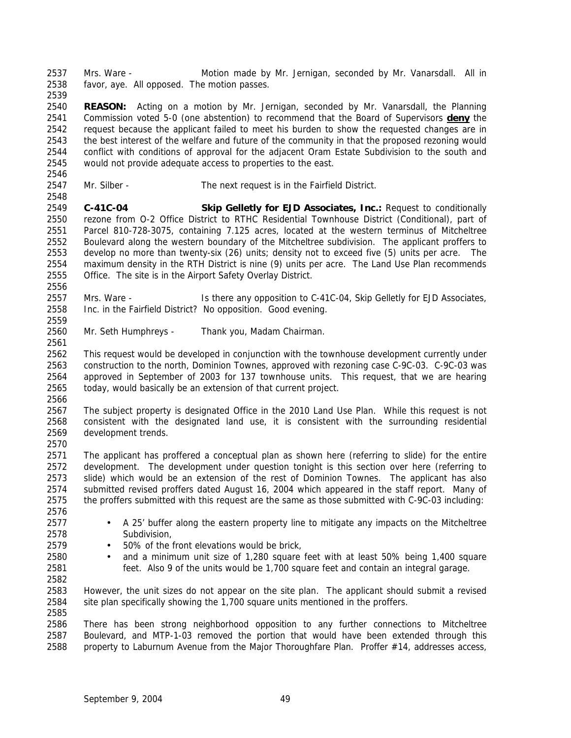Mrs. Ware - Motion made by Mr. Jernigan, seconded by Mr. Vanarsdall. All in favor, aye. All opposed. The motion passes.

**REASON:** Acting on a motion by Mr. Jernigan, seconded by Mr. Vanarsdall, the Planning Commission voted 5-0 (one abstention) to recommend that the Board of Supervisors **deny** the request because the applicant failed to meet his burden to show the requested changes are in the best interest of the welfare and future of the community in that the proposed rezoning would conflict with conditions of approval for the adjacent Oram Estate Subdivision to the south and would not provide adequate access to properties to the east.

Mr. Silber - The next request is in the Fairfield District.

**C-41C-04 Skip Gelletly for EJD Associates, Inc.:** Request to conditionally rezone from O-2 Office District to RTHC Residential Townhouse District (Conditional), part of Parcel 810-728-3075, containing 7.125 acres, located at the western terminus of Mitcheltree Boulevard along the western boundary of the Mitcheltree subdivision. The applicant proffers to develop no more than twenty-six (26) units; density not to exceed five (5) units per acre. The maximum density in the RTH District is nine (9) units per acre. The Land Use Plan recommends Office. The site is in the Airport Safety Overlay District.

Mrs. Ware - Is there any opposition to C-41C-04, Skip Gelletly for EJD Associates, Inc. in the Fairfield District? No opposition. Good evening.

Mr. Seth Humphreys - Thank you, Madam Chairman.

This request would be developed in conjunction with the townhouse development currently under construction to the north, Dominion Townes, approved with rezoning case C-9C-03. C-9C-03 was approved in September of 2003 for 137 townhouse units. This request, that we are hearing today, would basically be an extension of that current project.

The subject property is designated Office in the 2010 Land Use Plan. While this request is not consistent with the designated land use, it is consistent with the surrounding residential development trends.

The applicant has proffered a conceptual plan as shown here (referring to slide) for the entire development. The development under question tonight is this section over here (referring to slide) which would be an extension of the rest of Dominion Townes. The applicant has also submitted revised proffers dated August 16, 2004 which appeared in the staff report. Many of the proffers submitted with this request are the same as those submitted with C-9C-03 including:

- A 25' buffer along the eastern property line to mitigate any impacts on the Mitcheltree Subdivision,
- 50% of the front elevations would be brick,
- and a minimum unit size of 1,280 square feet with at least 50% being 1,400 square feet. Also 9 of the units would be 1,700 square feet and contain an integral garage.

However, the unit sizes do not appear on the site plan. The applicant should submit a revised site plan specifically showing the 1,700 square units mentioned in the proffers.

There has been strong neighborhood opposition to any further connections to Mitcheltree Boulevard, and MTP-1-03 removed the portion that would have been extended through this property to Laburnum Avenue from the Major Thoroughfare Plan. Proffer #14, addresses access,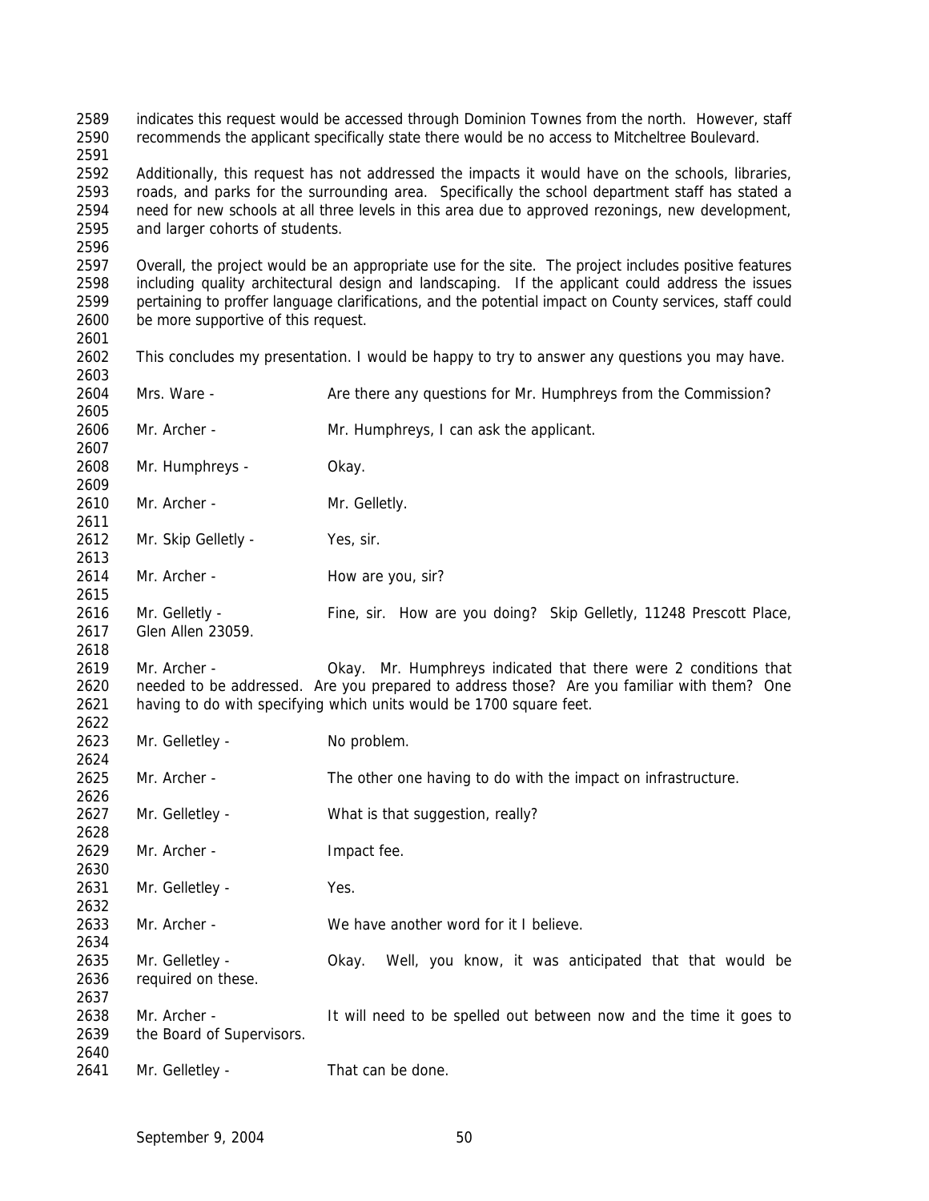indicates this request would be accessed through Dominion Townes from the north. However, staff recommends the applicant specifically state there would be no access to Mitcheltree Boulevard.

Additionally, this request has not addressed the impacts it would have on the schools, libraries, roads, and parks for the surrounding area. Specifically the school department staff has stated a need for new schools at all three levels in this area due to approved rezonings, new development, and larger cohorts of students.

Overall, the project would be an appropriate use for the site. The project includes positive features including quality architectural design and landscaping. If the applicant could address the issues pertaining to proffer language clarifications, and the potential impact on County services, staff could be more supportive of this request.

This concludes my presentation. I would be happy to try to answer any questions you may have.

Mrs. Ware - Are there any questions for Mr. Humphreys from the Commission?

Mr. Archer - Mr. Humphreys, I can ask the applicant.

Mr. Humphreys - Okay.

Mr. Archer - Mr. Gelletly.

Mr. Skip Gelletly - Yes, sir.

Mr. Archer - How are you, sir?

Mr. Gelletly - Fine, sir. How are you doing? Skip Gelletly, 11248 Prescott Place, Glen Allen 23059.

Mr. Archer - Okay. Mr. Humphreys indicated that there were 2 conditions that needed to be addressed. Are you prepared to address those? Are you familiar with them? One having to do with specifying which units would be 1700 square feet.

Mr. Gelletley - No problem.

Mr. Archer - The other one having to do with the impact on infrastructure.

Mr. Gelletley - What is that suggestion, really?

Mr. Archer - Impact fee.

Mr. Gelletley - Yes.

Mr. Archer - We have another word for it I believe.

Mr. Gelletley - Okay. Well, you know, it was anticipated that that would be required on these.

Mr. Archer - It will need to be spelled out between now and the time it goes to the Board of Supervisors.

Mr. Gelletley - That can be done.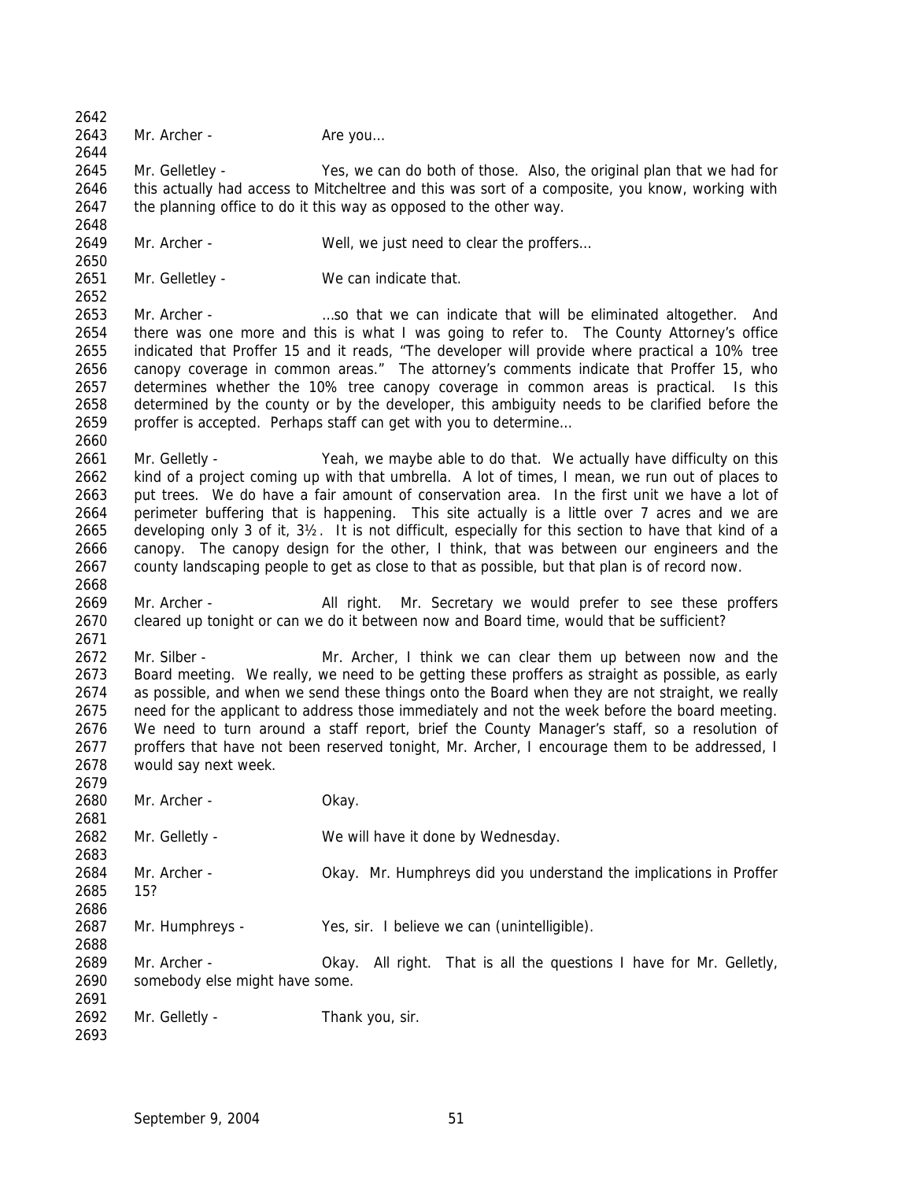2642

2643 Mr. Archer - Are you…

2644

2645 Mr. Gelletley - Yes, we can do both of those. Also, the original plan that we had for
2646 this actually had access to Mitcheltree and this was sort of a composite, you know, working with
2647 the planning office to do it this way as opposed to the other way.

2648

2649 Mr. Archer - Well, we just need to clear the proffers…

2650

2651 Mr. Gelletley - We can indicate that.

2652

2653 Mr. Archer - …so that we can indicate that will be eliminated altogether. And
2654 there was one more and this is what I was going to refer to. The County Attorney's office
2655 indicated that Proffer 15 and it reads, "The developer will provide where practical a 10% tree
2656 canopy coverage in common areas." The attorney's comments indicate that Proffer 15, who
2657 determines whether the 10% tree canopy coverage in common areas is practical. Is this
2658 determined by the county or by the developer, this ambiguity needs to be clarified before the
2659 proffer is accepted. Perhaps staff can get with you to determine…

2660

2661 Mr. Gelletly - Yeah, we maybe able to do that. We actually have difficulty on this
2662 kind of a project coming up with that umbrella. A lot of times, I mean, we run out of places to
2663 put trees. We do have a fair amount of conservation area. In the first unit we have a lot of
2664 perimeter buffering that is happening. This site actually is a little over 7 acres and we are
2665 developing only 3 of it, 3½. It is not difficult, especially for this section to have that kind of a
2666 canopy. The canopy design for the other, I think, that was between our engineers and the
2667 county landscaping people to get as close to that as possible, but that plan is of record now.

2668

2669 Mr. Archer - All right. Mr. Secretary we would prefer to see these proffers
2670 cleared up tonight or can we do it between now and Board time, would that be sufficient?

2671

2672 Mr. Silber - Mr. Archer, I think we can clear them up between now and the
2673 Board meeting. We really, we need to be getting these proffers as straight as possible, as early
2674 as possible, and when we send these things onto the Board when they are not straight, we really
2675 need for the applicant to address those immediately and not the week before the board meeting.
2676 We need to turn around a staff report, brief the County Manager's staff, so a resolution of
2677 proffers that have not been reserved tonight, Mr. Archer, I encourage them to be addressed, I
2678 would say next week.

2679

2680 Mr. Archer - Okay.

2681

2682 Mr. Gelletly - We will have it done by Wednesday.

2683

2684 Mr. Archer - Okay. Mr. Humphreys did you understand the implications in Proffer
2685 15?

2686

2687 Mr. Humphreys - Yes, sir. I believe we can (unintelligible).

2688

2689 Mr. Archer - Okay. All right. That is all the questions I have for Mr. Gelletly,
2690 somebody else might have some.

2691

2692 Mr. Gelletly - Thank you, sir.

2693

September 9, 2004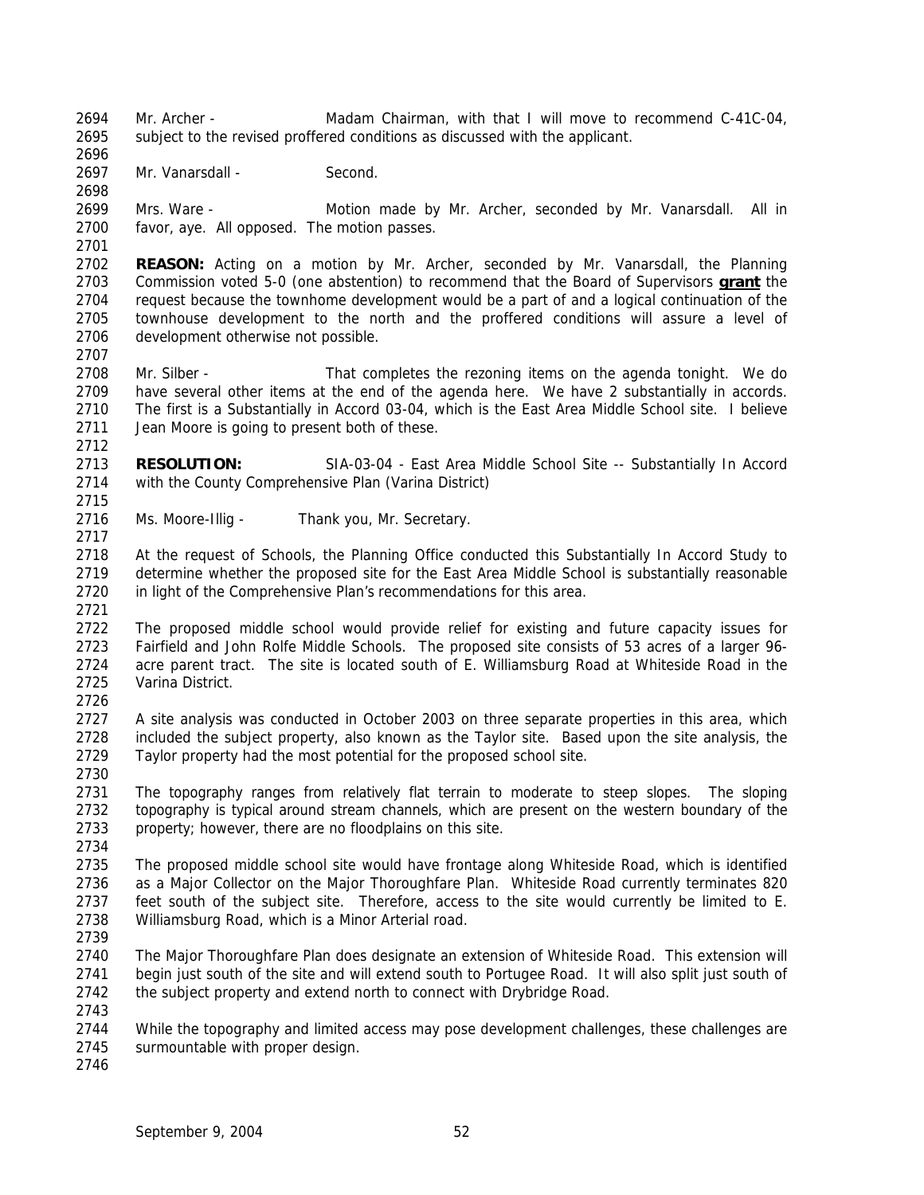Mr. Archer - Madam Chairman, with that I will move to recommend C-41C-04, subject to the revised proffered conditions as discussed with the applicant.

Mr. Vanarsdall - Second.

Mrs. Ware - Motion made by Mr. Archer, seconded by Mr. Vanarsdall. All in favor, aye. All opposed. The motion passes.

**REASON:** Acting on a motion by Mr. Archer, seconded by Mr. Vanarsdall, the Planning Commission voted 5-0 (one abstention) to recommend that the Board of Supervisors **grant** the request because the townhome development would be a part of and a logical continuation of the townhouse development to the north and the proffered conditions will assure a level of development otherwise not possible.

Mr. Silber - That completes the rezoning items on the agenda tonight. We do have several other items at the end of the agenda here. We have 2 substantially in accords. The first is a Substantially in Accord 03-04, which is the East Area Middle School site. I believe Jean Moore is going to present both of these.

**RESOLUTION:** SIA-03-04 - East Area Middle School Site -- Substantially In Accord with the County Comprehensive Plan (Varina District)

Ms. Moore-Illig - Thank you, Mr. Secretary.

At the request of Schools, the Planning Office conducted this Substantially In Accord Study to determine whether the proposed site for the East Area Middle School is substantially reasonable in light of the Comprehensive Plan's recommendations for this area.

The proposed middle school would provide relief for existing and future capacity issues for Fairfield and John Rolfe Middle Schools. The proposed site consists of 53 acres of a larger 96-acre parent tract. The site is located south of E. Williamsburg Road at Whiteside Road in the Varina District.

A site analysis was conducted in October 2003 on three separate properties in this area, which included the subject property, also known as the Taylor site. Based upon the site analysis, the Taylor property had the most potential for the proposed school site.

The topography ranges from relatively flat terrain to moderate to steep slopes. The sloping topography is typical around stream channels, which are present on the western boundary of the property; however, there are no floodplains on this site.

The proposed middle school site would have frontage along Whiteside Road, which is identified as a Major Collector on the Major Thoroughfare Plan. Whiteside Road currently terminates 820 feet south of the subject site. Therefore, access to the site would currently be limited to E. Williamsburg Road, which is a Minor Arterial road.

The Major Thoroughfare Plan does designate an extension of Whiteside Road. This extension will begin just south of the site and will extend south to Portugee Road. It will also split just south of the subject property and extend north to connect with Drybridge Road.

While the topography and limited access may pose development challenges, these challenges are surmountable with proper design.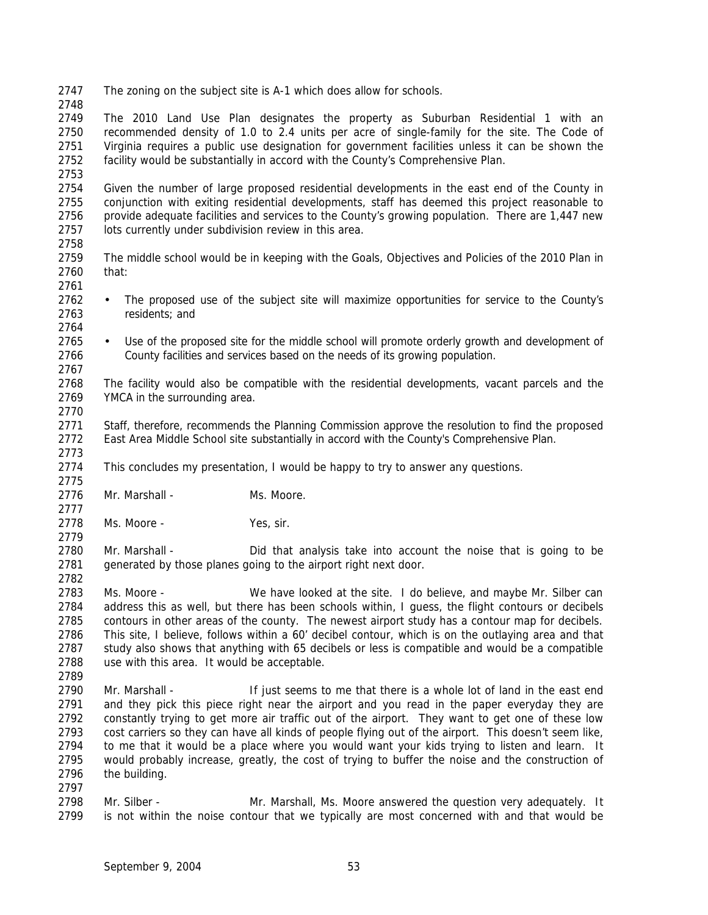The zoning on the subject site is A-1 which does allow for schools.

The 2010 Land Use Plan designates the property as Suburban Residential 1 with an recommended density of 1.0 to 2.4 units per acre of single-family for the site. The Code of Virginia requires a public use designation for government facilities unless it can be shown the facility would be substantially in accord with the County's Comprehensive Plan.

Given the number of large proposed residential developments in the east end of the County in conjunction with exiting residential developments, staff has deemed this project reasonable to provide adequate facilities and services to the County's growing population. There are 1,447 new lots currently under subdivision review in this area.

The middle school would be in keeping with the Goals, Objectives and Policies of the 2010 Plan in that:

- The proposed use of the subject site will maximize opportunities for service to the County's residents; and

- Use of the proposed site for the middle school will promote orderly growth and development of County facilities and services based on the needs of its growing population.

The facility would also be compatible with the residential developments, vacant parcels and the YMCA in the surrounding area.

Staff, therefore, recommends the Planning Commission approve the resolution to find the proposed East Area Middle School site substantially in accord with the County's Comprehensive Plan.

This concludes my presentation, I would be happy to try to answer any questions.

Mr. Marshall - Ms. Moore.

Ms. Moore - Yes, sir.

Mr. Marshall - Did that analysis take into account the noise that is going to be generated by those planes going to the airport right next door.

Ms. Moore - We have looked at the site. I do believe, and maybe Mr. Silber can address this as well, but there has been schools within, I guess, the flight contours or decibels contours in other areas of the county. The newest airport study has a contour map for decibels. This site, I believe, follows within a 60' decibel contour, which is on the outlaying area and that study also shows that anything with 65 decibels or less is compatible and would be a compatible use with this area. It would be acceptable.

Mr. Marshall - If just seems to me that there is a whole lot of land in the east end and they pick this piece right near the airport and you read in the paper everyday they are constantly trying to get more air traffic out of the airport. They want to get one of these low cost carriers so they can have all kinds of people flying out of the airport. This doesn't seem like, to me that it would be a place where you would want your kids trying to listen and learn. It would probably increase, greatly, the cost of trying to buffer the noise and the construction of the building.

Mr. Silber - Mr. Marshall, Ms. Moore answered the question very adequately. It is not within the noise contour that we typically are most concerned with and that would be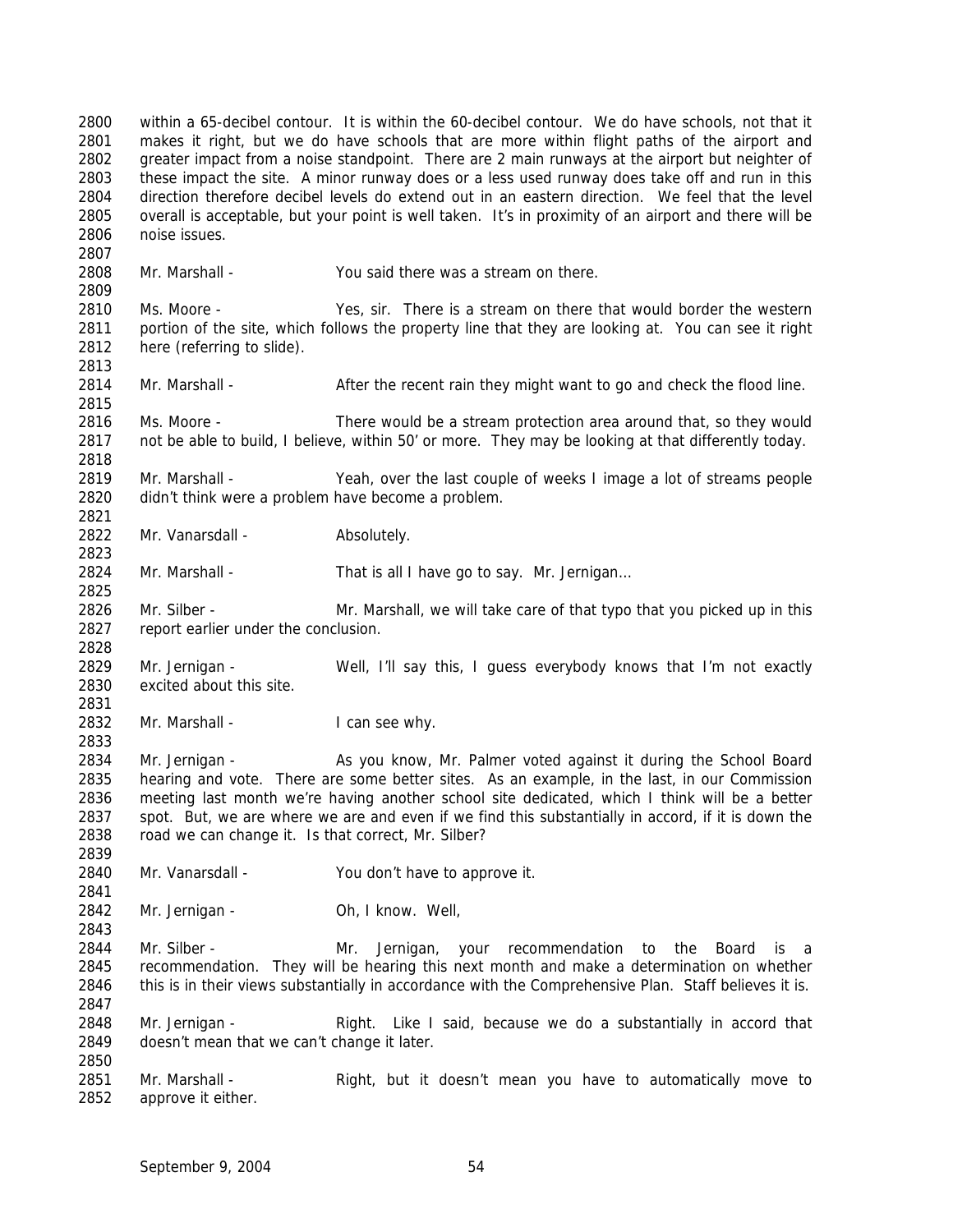within a 65-decibel contour. It is within the 60-decibel contour. We do have schools, not that it makes it right, but we do have schools that are more within flight paths of the airport and greater impact from a noise standpoint. There are 2 main runways at the airport but neighter of these impact the site. A minor runway does or a less used runway does take off and run in this direction therefore decibel levels do extend out in an eastern direction. We feel that the level overall is acceptable, but your point is well taken. It's in proximity of an airport and there will be noise issues.

Mr. Marshall - You said there was a stream on there.

Ms. Moore - Yes, sir. There is a stream on there that would border the western portion of the site, which follows the property line that they are looking at. You can see it right here (referring to slide).

Mr. Marshall - After the recent rain they might want to go and check the flood line.

Ms. Moore - There would be a stream protection area around that, so they would not be able to build, I believe, within 50' or more. They may be looking at that differently today.

Mr. Marshall - Yeah, over the last couple of weeks I image a lot of streams people didn't think were a problem have become a problem.

Mr. Vanarsdall - Absolutely.

Mr. Marshall - That is all I have go to say. Mr. Jernigan…

Mr. Silber - Mr. Marshall, we will take care of that typo that you picked up in this report earlier under the conclusion.

Mr. Jernigan - Well, I'll say this, I guess everybody knows that I'm not exactly excited about this site.

Mr. Marshall - I can see why.

Mr. Jernigan - As you know, Mr. Palmer voted against it during the School Board hearing and vote. There are some better sites. As an example, in the last, in our Commission meeting last month we're having another school site dedicated, which I think will be a better spot. But, we are where we are and even if we find this substantially in accord, if it is down the road we can change it. Is that correct, Mr. Silber?

Mr. Vanarsdall - You don't have to approve it.

Mr. Jernigan - Oh, I know. Well,

Mr. Silber - Mr. Jernigan, your recommendation to the Board is a recommendation. They will be hearing this next month and make a determination on whether this is in their views substantially in accordance with the Comprehensive Plan. Staff believes it is.

Mr. Jernigan - Right. Like I said, because we do a substantially in accord that doesn't mean that we can't change it later.

Mr. Marshall - Right, but it doesn't mean you have to automatically move to approve it either.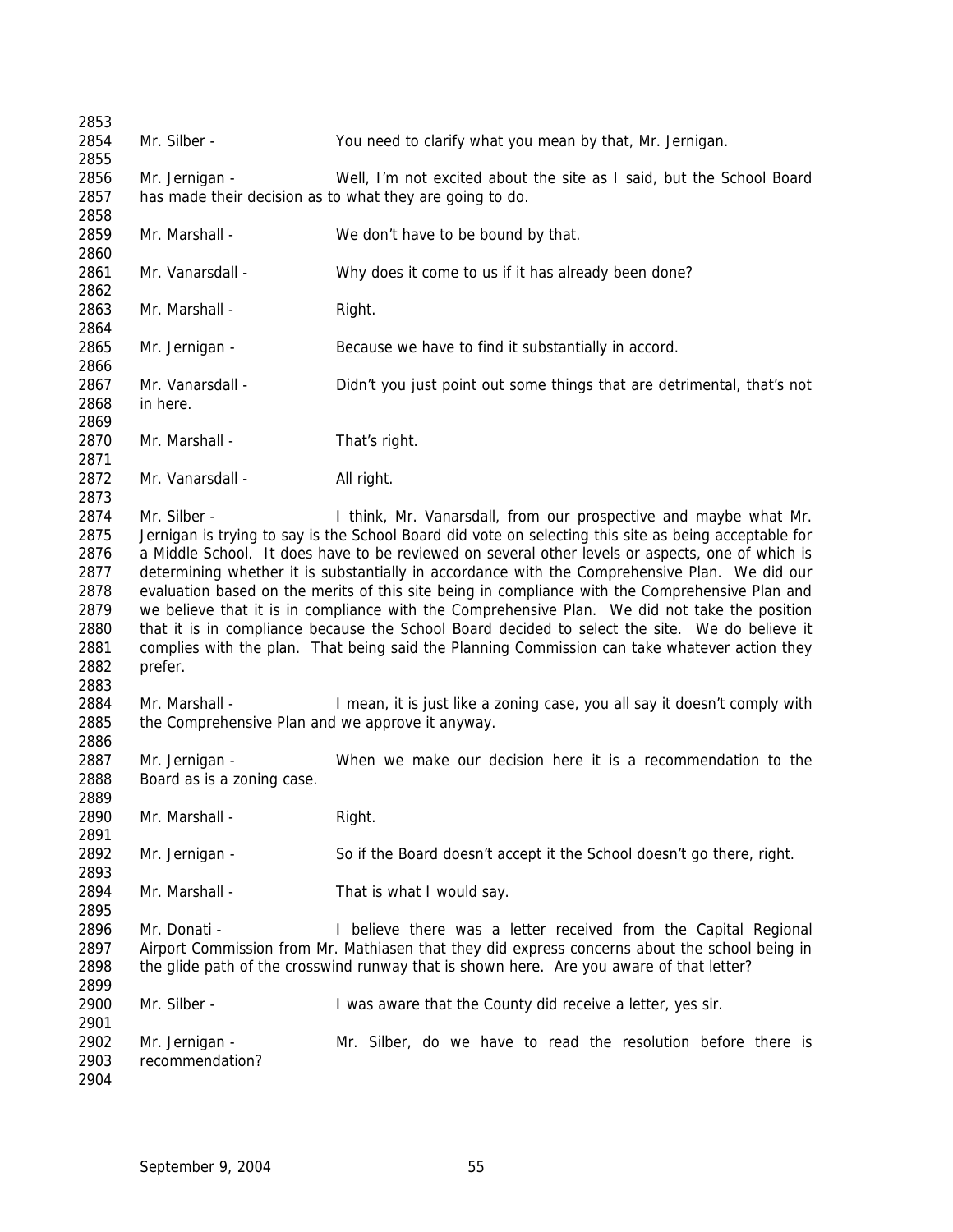Mr. Silber - You need to clarify what you mean by that, Mr. Jernigan.

Mr. Jernigan - Well, I'm not excited about the site as I said, but the School Board has made their decision as to what they are going to do.

Mr. Marshall - We don't have to be bound by that.

Mr. Vanarsdall - Why does it come to us if it has already been done?

Mr. Marshall - Right.

Mr. Jernigan - Because we have to find it substantially in accord.

Mr. Vanarsdall - Didn't you just point out some things that are detrimental, that's not in here.

Mr. Marshall - That's right.

Mr. Vanarsdall - All right.

Mr. Silber - I think, Mr. Vanarsdall, from our prospective and maybe what Mr. Jernigan is trying to say is the School Board did vote on selecting this site as being acceptable for a Middle School. It does have to be reviewed on several other levels or aspects, one of which is determining whether it is substantially in accordance with the Comprehensive Plan. We did our evaluation based on the merits of this site being in compliance with the Comprehensive Plan and we believe that it is in compliance with the Comprehensive Plan. We did not take the position that it is in compliance because the School Board decided to select the site. We do believe it complies with the plan. That being said the Planning Commission can take whatever action they prefer.

Mr. Marshall - I mean, it is just like a zoning case, you all say it doesn't comply with the Comprehensive Plan and we approve it anyway.

Mr. Jernigan - When we make our decision here it is a recommendation to the Board as is a zoning case.

Mr. Marshall - Right.

Mr. Jernigan - So if the Board doesn't accept it the School doesn't go there, right.

Mr. Marshall - That is what I would say.

Mr. Donati - I believe there was a letter received from the Capital Regional Airport Commission from Mr. Mathiasen that they did express concerns about the school being in the glide path of the crosswind runway that is shown here. Are you aware of that letter?

Mr. Silber - I was aware that the County did receive a letter, yes sir.

Mr. Jernigan - Mr. Silber, do we have to read the resolution before there is recommendation?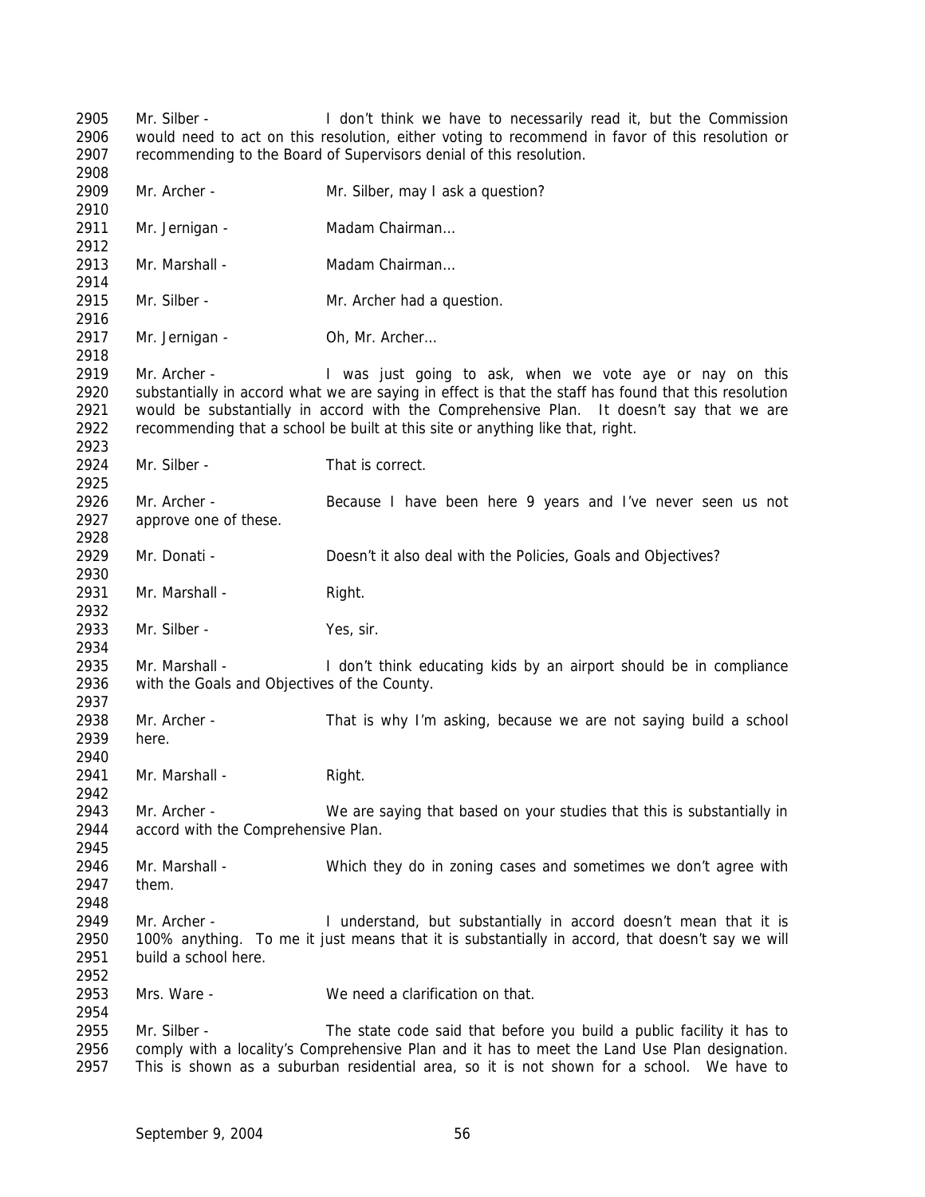2905 Mr. Silber - I don't think we have to necessarily read it, but the Commission
2906 would need to act on this resolution, either voting to recommend in favor of this resolution or
2907 recommending to the Board of Supervisors denial of this resolution.
2908
2909 Mr. Archer - Mr. Silber, may I ask a question?
2910
2911 Mr. Jernigan - Madam Chairman…
2912
2913 Mr. Marshall - Madam Chairman…
2914
2915 Mr. Silber - Mr. Archer had a question.
2916
2917 Mr. Jernigan - Oh, Mr. Archer…
2918
2919 Mr. Archer - I was just going to ask, when we vote aye or nay on this
2920 substantially in accord what we are saying in effect is that the staff has found that this resolution
2921 would be substantially in accord with the Comprehensive Plan. It doesn't say that we are
2922 recommending that a school be built at this site or anything like that, right.
2923
2924 Mr. Silber - That is correct.
2925
2926 Mr. Archer - Because I have been here 9 years and I've never seen us not
2927 approve one of these.
2928
2929 Mr. Donati - Doesn't it also deal with the Policies, Goals and Objectives?
2930
2931 Mr. Marshall - Right.
2932
2933 Mr. Silber - Yes, sir.
2934
2935 Mr. Marshall - I don't think educating kids by an airport should be in compliance
2936 with the Goals and Objectives of the County.
2937
2938 Mr. Archer - That is why I'm asking, because we are not saying build a school
2939 here.
2940
2941 Mr. Marshall - Right.
2942
2943 Mr. Archer - We are saying that based on your studies that this is substantially in
2944 accord with the Comprehensive Plan.
2945
2946 Mr. Marshall - Which they do in zoning cases and sometimes we don't agree with
2947 them.
2948
2949 Mr. Archer - I understand, but substantially in accord doesn't mean that it is
2950 100% anything. To me it just means that it is substantially in accord, that doesn't say we will
2951 build a school here.
2952
2953 Mrs. Ware - We need a clarification on that.
2954
2955 Mr. Silber - The state code said that before you build a public facility it has to
2956 comply with a locality's Comprehensive Plan and it has to meet the Land Use Plan designation.
2957 This is shown as a suburban residential area, so it is not shown for a school. We have to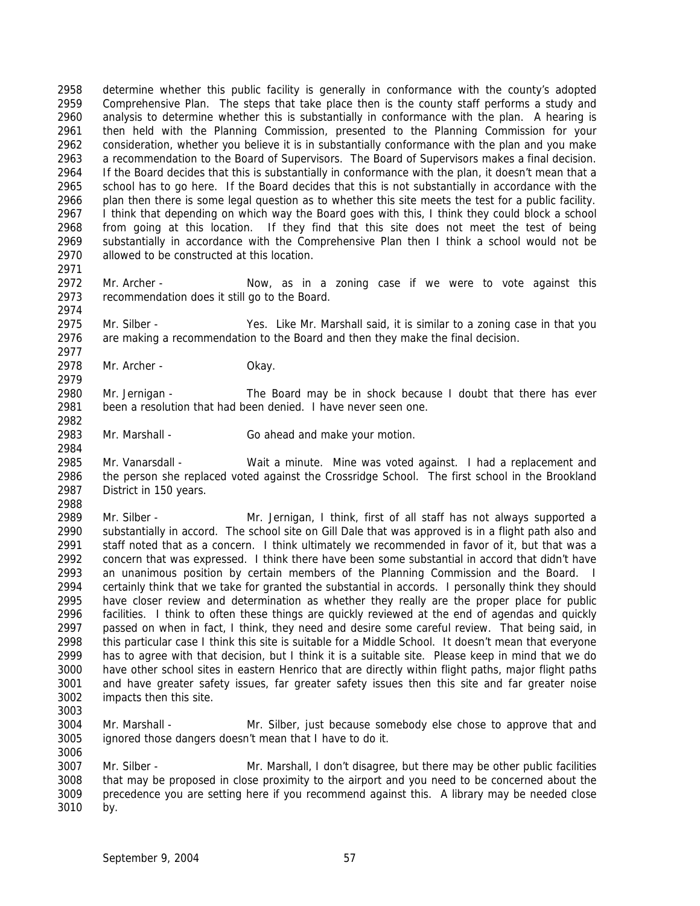determine whether this public facility is generally in conformance with the county's adopted Comprehensive Plan. The steps that take place then is the county staff performs a study and analysis to determine whether this is substantially in conformance with the plan. A hearing is then held with the Planning Commission, presented to the Planning Commission for your consideration, whether you believe it is in substantially conformance with the plan and you make a recommendation to the Board of Supervisors. The Board of Supervisors makes a final decision. If the Board decides that this is substantially in conformance with the plan, it doesn't mean that a school has to go here. If the Board decides that this is not substantially in accordance with the plan then there is some legal question as to whether this site meets the test for a public facility. I think that depending on which way the Board goes with this, I think they could block a school from going at this location. If they find that this site does not meet the test of being substantially in accordance with the Comprehensive Plan then I think a school would not be allowed to be constructed at this location.

Mr. Archer - Now, as in a zoning case if we were to vote against this recommendation does it still go to the Board.

Mr. Silber - Yes. Like Mr. Marshall said, it is similar to a zoning case in that you are making a recommendation to the Board and then they make the final decision.

Mr. Archer - Okay.

Mr. Jernigan - The Board may be in shock because I doubt that there has ever been a resolution that had been denied. I have never seen one.

Mr. Marshall - Go ahead and make your motion.

Mr. Vanarsdall - Wait a minute. Mine was voted against. I had a replacement and the person she replaced voted against the Crossridge School. The first school in the Brookland District in 150 years.

Mr. Silber - Mr. Jernigan, I think, first of all staff has not always supported a substantially in accord. The school site on Gill Dale that was approved is in a flight path also and staff noted that as a concern. I think ultimately we recommended in favor of it, but that was a concern that was expressed. I think there have been some substantial in accord that didn't have an unanimous position by certain members of the Planning Commission and the Board. I certainly think that we take for granted the substantial in accords. I personally think they should have closer review and determination as whether they really are the proper place for public facilities. I think to often these things are quickly reviewed at the end of agendas and quickly passed on when in fact, I think, they need and desire some careful review. That being said, in this particular case I think this site is suitable for a Middle School. It doesn't mean that everyone has to agree with that decision, but I think it is a suitable site. Please keep in mind that we do have other school sites in eastern Henrico that are directly within flight paths, major flight paths and have greater safety issues, far greater safety issues then this site and far greater noise impacts then this site.

Mr. Marshall - Mr. Silber, just because somebody else chose to approve that and ignored those dangers doesn't mean that I have to do it.

Mr. Silber - Mr. Marshall, I don't disagree, but there may be other public facilities that may be proposed in close proximity to the airport and you need to be concerned about the precedence you are setting here if you recommend against this. A library may be needed close by.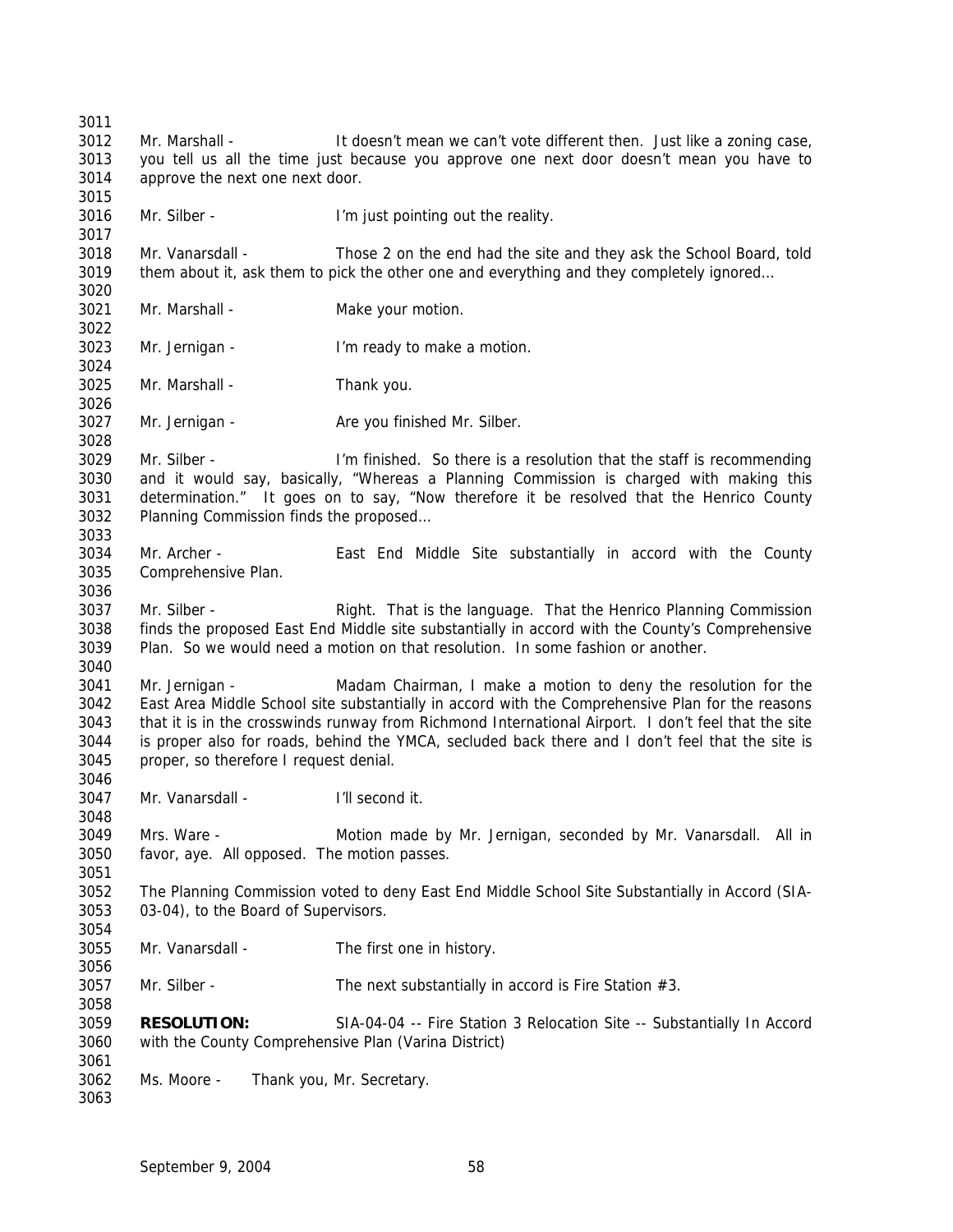Mr. Marshall - It doesn't mean we can't vote different then. Just like a zoning case, you tell us all the time just because you approve one next door doesn't mean you have to approve the next one next door.

Mr. Silber - I'm just pointing out the reality.

Mr. Vanarsdall - Those 2 on the end had the site and they ask the School Board, told them about it, ask them to pick the other one and everything and they completely ignored…

Mr. Marshall - Make your motion.

Mr. Jernigan - I'm ready to make a motion.

Mr. Marshall - Thank you.

Mr. Jernigan - Are you finished Mr. Silber.

Mr. Silber - I'm finished. So there is a resolution that the staff is recommending and it would say, basically, "Whereas a Planning Commission is charged with making this determination." It goes on to say, "Now therefore it be resolved that the Henrico County Planning Commission finds the proposed…

Mr. Archer - East End Middle Site substantially in accord with the County Comprehensive Plan.

Mr. Silber - Right. That is the language. That the Henrico Planning Commission finds the proposed East End Middle site substantially in accord with the County's Comprehensive Plan. So we would need a motion on that resolution. In some fashion or another.

Mr. Jernigan - Madam Chairman, I make a motion to deny the resolution for the East Area Middle School site substantially in accord with the Comprehensive Plan for the reasons that it is in the crosswinds runway from Richmond International Airport. I don't feel that the site is proper also for roads, behind the YMCA, secluded back there and I don't feel that the site is proper, so therefore I request denial.

Mr. Vanarsdall - I'll second it.

Mrs. Ware - Motion made by Mr. Jernigan, seconded by Mr. Vanarsdall. All in favor, aye. All opposed. The motion passes.

The Planning Commission voted to deny East End Middle School Site Substantially in Accord (SIA-03-04), to the Board of Supervisors.

Mr. Vanarsdall - The first one in history.

Mr. Silber - The next substantially in accord is Fire Station #3.

**RESOLUTION:** SIA-04-04 -- Fire Station 3 Relocation Site -- Substantially In Accord with the County Comprehensive Plan (Varina District)

Ms. Moore - Thank you, Mr. Secretary.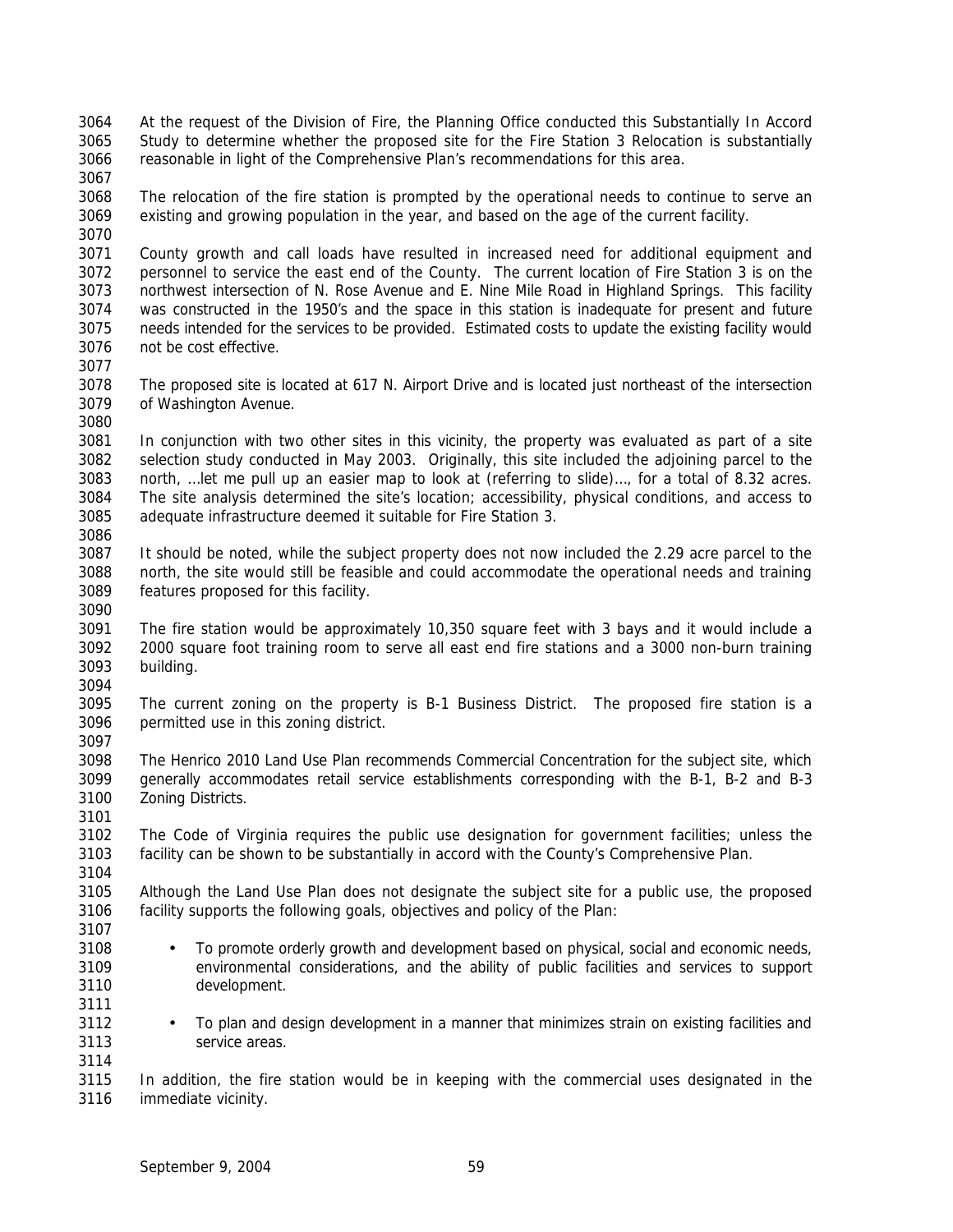At the request of the Division of Fire, the Planning Office conducted this Substantially In Accord Study to determine whether the proposed site for the Fire Station 3 Relocation is substantially reasonable in light of the Comprehensive Plan's recommendations for this area.

The relocation of the fire station is prompted by the operational needs to continue to serve an existing and growing population in the year, and based on the age of the current facility.

County growth and call loads have resulted in increased need for additional equipment and personnel to service the east end of the County. The current location of Fire Station 3 is on the northwest intersection of N. Rose Avenue and E. Nine Mile Road in Highland Springs. This facility was constructed in the 1950's and the space in this station is inadequate for present and future needs intended for the services to be provided. Estimated costs to update the existing facility would not be cost effective.

The proposed site is located at 617 N. Airport Drive and is located just northeast of the intersection of Washington Avenue.

In conjunction with two other sites in this vicinity, the property was evaluated as part of a site selection study conducted in May 2003. Originally, this site included the adjoining parcel to the north, …let me pull up an easier map to look at (referring to slide)…, for a total of 8.32 acres. The site analysis determined the site's location; accessibility, physical conditions, and access to adequate infrastructure deemed it suitable for Fire Station 3.

It should be noted, while the subject property does not now included the 2.29 acre parcel to the north, the site would still be feasible and could accommodate the operational needs and training features proposed for this facility.

The fire station would be approximately 10,350 square feet with 3 bays and it would include a 2000 square foot training room to serve all east end fire stations and a 3000 non-burn training building.

The current zoning on the property is B-1 Business District. The proposed fire station is a permitted use in this zoning district.

The Henrico 2010 Land Use Plan recommends Commercial Concentration for the subject site, which generally accommodates retail service establishments corresponding with the B-1, B-2 and B-3 Zoning Districts.

The Code of Virginia requires the public use designation for government facilities; unless the facility can be shown to be substantially in accord with the County's Comprehensive Plan.

Although the Land Use Plan does not designate the subject site for a public use, the proposed facility supports the following goals, objectives and policy of the Plan:

- To promote orderly growth and development based on physical, social and economic needs, environmental considerations, and the ability of public facilities and services to support development.

- To plan and design development in a manner that minimizes strain on existing facilities and service areas.

In addition, the fire station would be in keeping with the commercial uses designated in the immediate vicinity.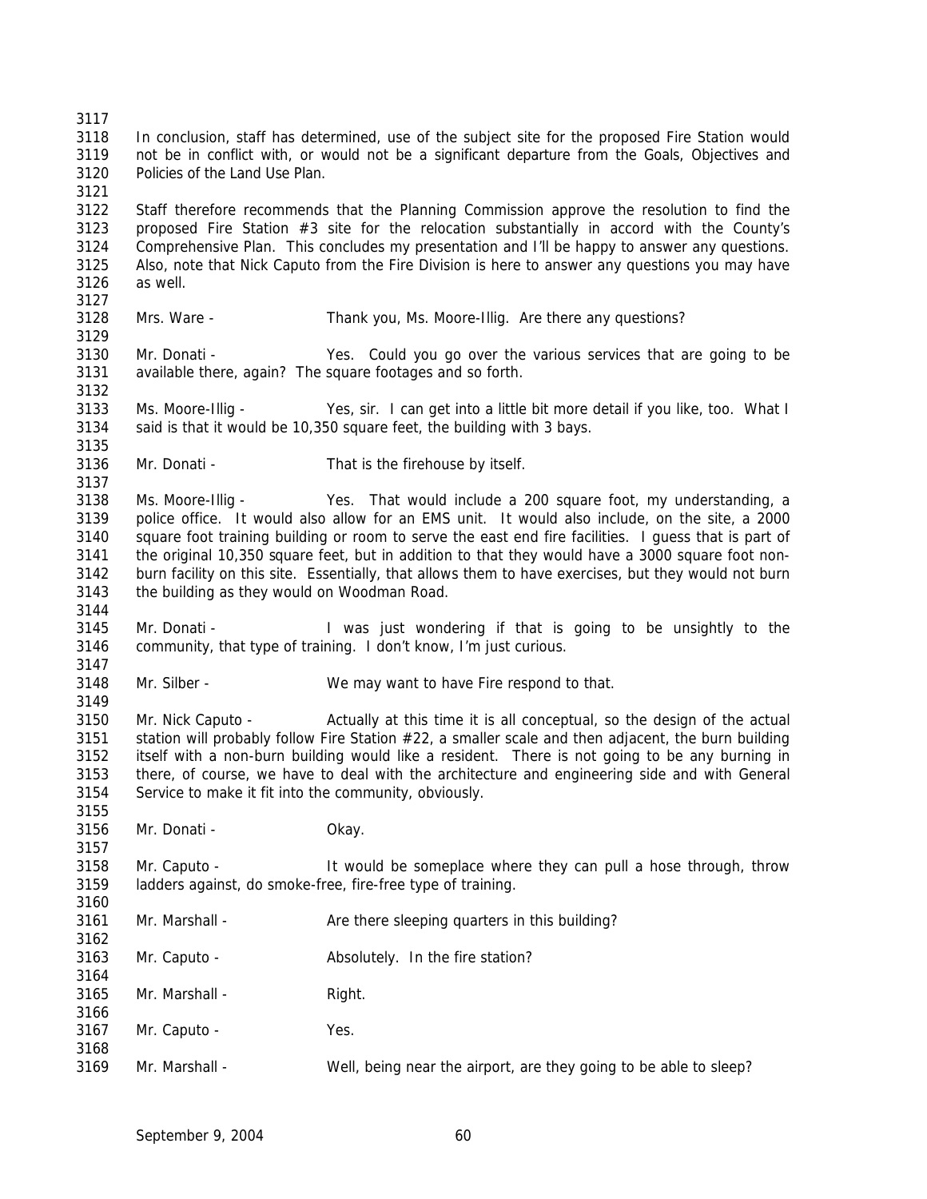In conclusion, staff has determined, use of the subject site for the proposed Fire Station would not be in conflict with, or would not be a significant departure from the Goals, Objectives and Policies of the Land Use Plan.

Staff therefore recommends that the Planning Commission approve the resolution to find the proposed Fire Station #3 site for the relocation substantially in accord with the County's Comprehensive Plan. This concludes my presentation and I'll be happy to answer any questions. Also, note that Nick Caputo from the Fire Division is here to answer any questions you may have as well.

Mrs. Ware - Thank you, Ms. Moore-Illig. Are there any questions?

Mr. Donati - Yes. Could you go over the various services that are going to be available there, again? The square footages and so forth.

Ms. Moore-Illig - Yes, sir. I can get into a little bit more detail if you like, too. What I said is that it would be 10,350 square feet, the building with 3 bays.

Mr. Donati - That is the firehouse by itself.

Ms. Moore-Illig - Yes. That would include a 200 square foot, my understanding, a police office. It would also allow for an EMS unit. It would also include, on the site, a 2000 square foot training building or room to serve the east end fire facilities. I guess that is part of the original 10,350 square feet, but in addition to that they would have a 3000 square foot non-burn facility on this site. Essentially, that allows them to have exercises, but they would not burn the building as they would on Woodman Road.

Mr. Donati - I was just wondering if that is going to be unsightly to the community, that type of training. I don't know, I'm just curious.

Mr. Silber - We may want to have Fire respond to that.

Mr. Nick Caputo - Actually at this time it is all conceptual, so the design of the actual station will probably follow Fire Station #22, a smaller scale and then adjacent, the burn building itself with a non-burn building would like a resident. There is not going to be any burning in there, of course, we have to deal with the architecture and engineering side and with General Service to make it fit into the community, obviously.

Mr. Donati - Okay.

Mr. Caputo - It would be someplace where they can pull a hose through, throw ladders against, do smoke-free, fire-free type of training.

Mr. Marshall - Are there sleeping quarters in this building?

Mr. Caputo - Absolutely. In the fire station?

Mr. Marshall - Right.

Mr. Caputo - Yes.

Mr. Marshall - Well, being near the airport, are they going to be able to sleep?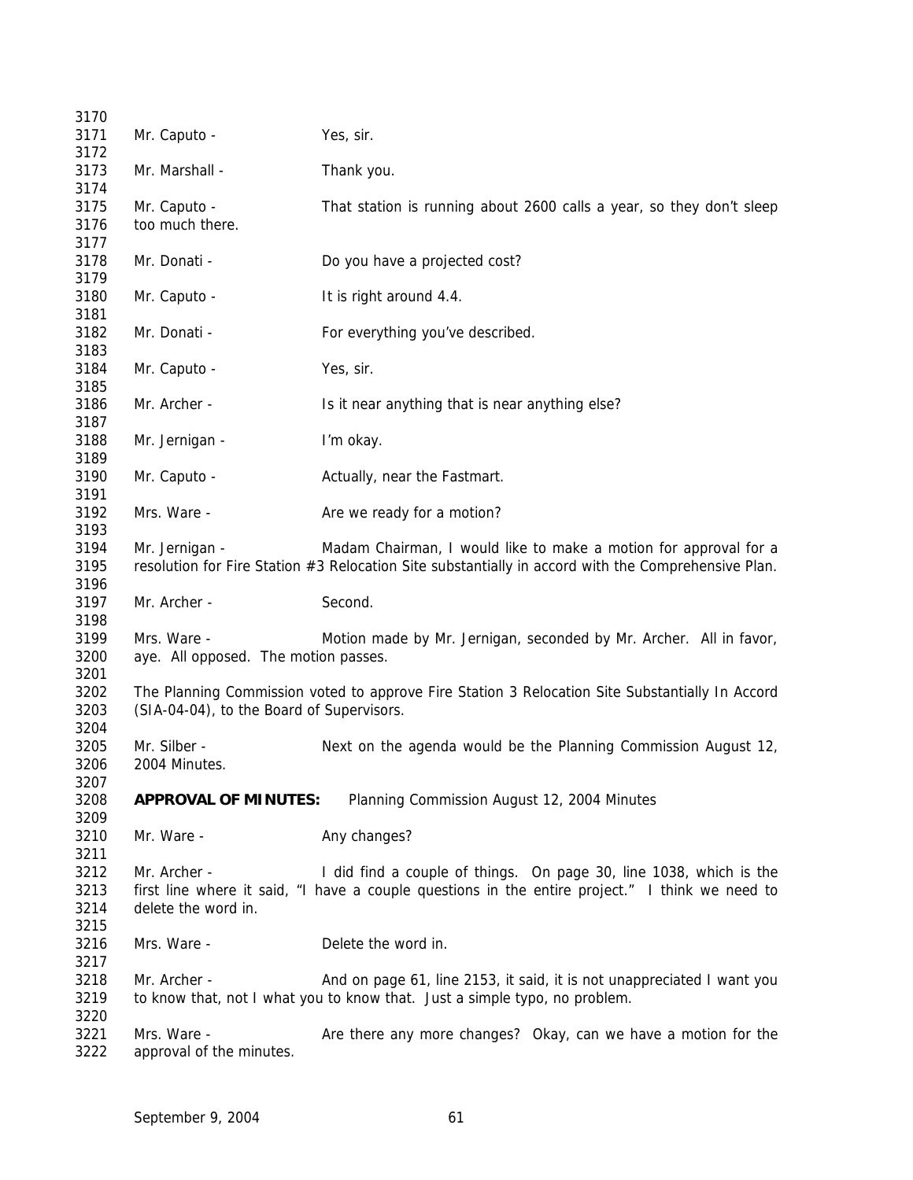Mr. Caputo - Yes, sir.

Mr. Marshall - Thank you.

Mr. Caputo - That station is running about 2600 calls a year, so they don't sleep too much there.

Mr. Donati - Do you have a projected cost?

Mr. Caputo - It is right around 4.4.

Mr. Donati - For everything you've described.

Mr. Caputo - Yes, sir.

Mr. Archer - Is it near anything that is near anything else?

Mr. Jernigan - I'm okay.

Mr. Caputo - Actually, near the Fastmart.

Mrs. Ware - Are we ready for a motion?

Mr. Jernigan - Madam Chairman, I would like to make a motion for approval for a resolution for Fire Station #3 Relocation Site substantially in accord with the Comprehensive Plan.

Mr. Archer - Second.

Mrs. Ware - Motion made by Mr. Jernigan, seconded by Mr. Archer. All in favor, aye. All opposed. The motion passes.

The Planning Commission voted to approve Fire Station 3 Relocation Site Substantially In Accord (SIA-04-04), to the Board of Supervisors.

Mr. Silber - Next on the agenda would be the Planning Commission August 12, 2004 Minutes.

**APPROVAL OF MINUTES:** Planning Commission August 12, 2004 Minutes

Mr. Ware - Any changes?

Mr. Archer - I did find a couple of things. On page 30, line 1038, which is the first line where it said, "I have a couple questions in the entire project." I think we need to delete the word in.

Mrs. Ware - Delete the word in.

Mr. Archer - And on page 61, line 2153, it said, it is not unappreciated I want you to know that, not I what you to know that. Just a simple typo, no problem.

Mrs. Ware - Are there any more changes? Okay, can we have a motion for the approval of the minutes.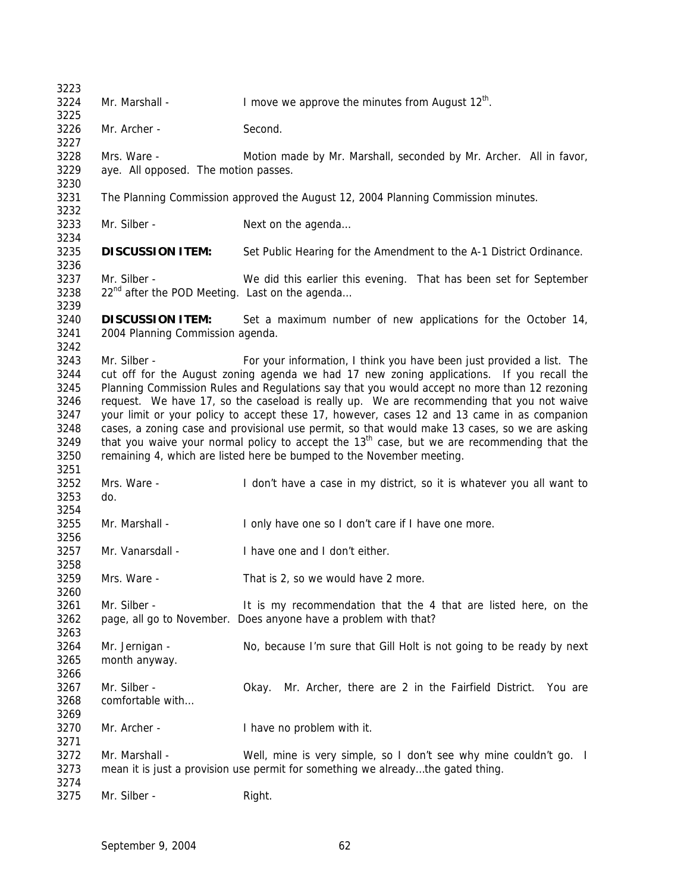Mr. Marshall - I move we approve the minutes from August 12th.

Mr. Archer - Second.

Mrs. Ware - Motion made by Mr. Marshall, seconded by Mr. Archer. All in favor, aye. All opposed. The motion passes.

The Planning Commission approved the August 12, 2004 Planning Commission minutes.

Mr. Silber - Next on the agenda…

**DISCUSSION ITEM:** Set Public Hearing for the Amendment to the A-1 District Ordinance.

Mr. Silber - We did this earlier this evening. That has been set for September 22nd after the POD Meeting. Last on the agenda…

**DISCUSSION ITEM:** Set a maximum number of new applications for the October 14, 2004 Planning Commission agenda.

Mr. Silber - For your information, I think you have been just provided a list. The cut off for the August zoning agenda we had 17 new zoning applications. If you recall the Planning Commission Rules and Regulations say that you would accept no more than 12 rezoning request. We have 17, so the caseload is really up. We are recommending that you not waive your limit or your policy to accept these 17, however, cases 12 and 13 came in as companion cases, a zoning case and provisional use permit, so that would make 13 cases, so we are asking that you waive your normal policy to accept the 13th case, but we are recommending that the remaining 4, which are listed here be bumped to the November meeting.

Mrs. Ware - I don't have a case in my district, so it is whatever you all want to do.

Mr. Marshall - I only have one so I don't care if I have one more.

Mr. Vanarsdall - I have one and I don't either.

Mrs. Ware - That is 2, so we would have 2 more.

Mr. Silber - It is my recommendation that the 4 that are listed here, on the page, all go to November. Does anyone have a problem with that?

Mr. Jernigan - No, because I'm sure that Gill Holt is not going to be ready by next month anyway.

Mr. Silber - Okay. Mr. Archer, there are 2 in the Fairfield District. You are comfortable with…

Mr. Archer - I have no problem with it.

Mr. Marshall - Well, mine is very simple, so I don't see why mine couldn't go. I mean it is just a provision use permit for something we already…the gated thing.

Mr. Silber - Right.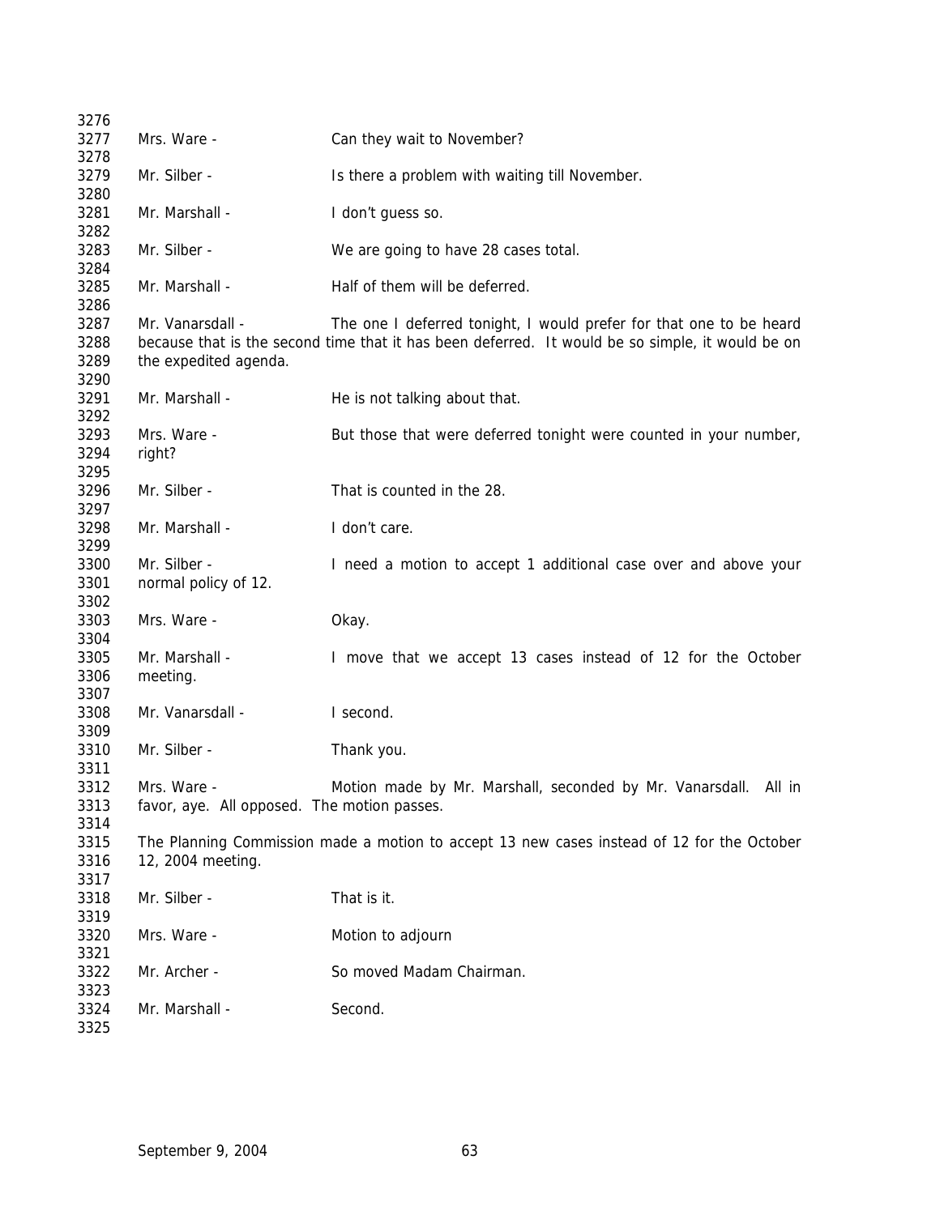Mrs. Ware - Can they wait to November?

Mr. Silber - Is there a problem with waiting till November.

Mr. Marshall - I don't guess so.

Mr. Silber - We are going to have 28 cases total.

Mr. Marshall - Half of them will be deferred.

Mr. Vanarsdall - The one I deferred tonight, I would prefer for that one to be heard because that is the second time that it has been deferred. It would be so simple, it would be on the expedited agenda.

Mr. Marshall - He is not talking about that.

Mrs. Ware - But those that were deferred tonight were counted in your number, right?

Mr. Silber - That is counted in the 28.

Mr. Marshall - I don't care.

Mr. Silber - I need a motion to accept 1 additional case over and above your normal policy of 12.

Mrs. Ware - Okay.

Mr. Marshall - I move that we accept 13 cases instead of 12 for the October meeting.

Mr. Vanarsdall - I second.

Mr. Silber - Thank you.

Mrs. Ware - Motion made by Mr. Marshall, seconded by Mr. Vanarsdall. All in favor, aye. All opposed. The motion passes.

The Planning Commission made a motion to accept 13 new cases instead of 12 for the October 12, 2004 meeting.

Mr. Silber - That is it.

Mrs. Ware - Motion to adjourn

Mr. Archer - So moved Madam Chairman.

Mr. Marshall - Second.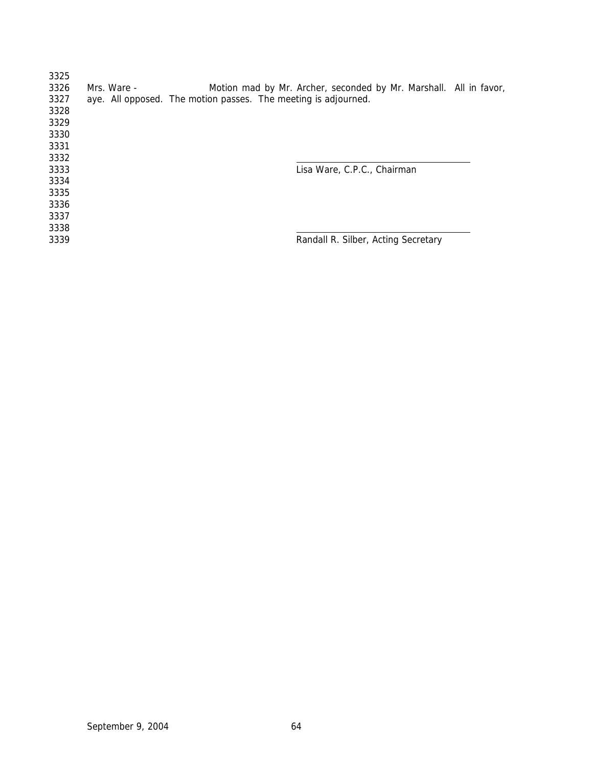3325
3326 Mrs. Ware - Motion mad by Mr. Archer, seconded by Mr. Marshall. All in favor,
3327 aye. All opposed. The motion passes. The meeting is adjourned.
3328
3329
3330
3331
3332 \_\_\_\_\_\_\_\_\_\_\_\_\_\_\_\_\_\_\_\_\_\_\_\_\_\_\_\_\_\_\_\_\_\_\_\_
3333 Lisa Ware, C.P.C., Chairman
3334
3335
3336
3337
3338 \_\_\_\_\_\_\_\_\_\_\_\_\_\_\_\_\_\_\_\_\_\_\_\_\_\_\_\_\_\_\_\_\_\_\_\_
3339 Randall R. Silber, Acting Secretary